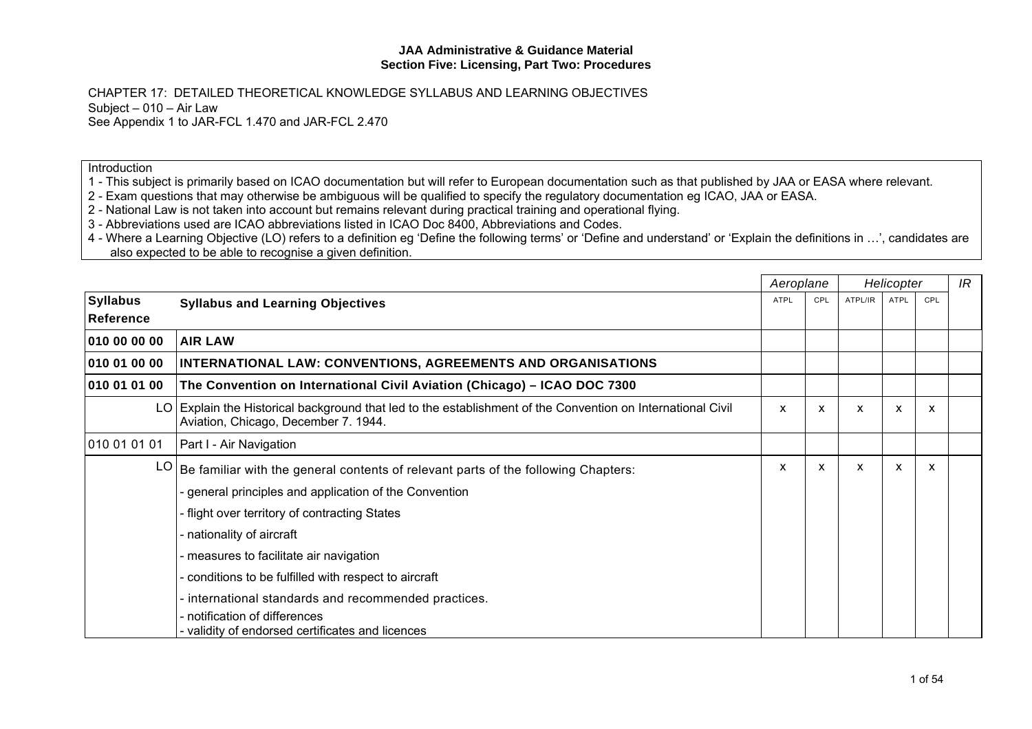**JAA Administrative & Guidance Material**
**Section Five: Licensing, Part Two: Procedures**

CHAPTER 17: DETAILED THEORETICAL KNOWLEDGE SYLLABUS AND LEARNING OBJECTIVES
Subject – 010 – Air Law
See Appendix 1 to JAR-FCL 1.470 and JAR-FCL 2.470

Introduction
1 - This subject is primarily based on ICAO documentation but will refer to European documentation such as that published by JAA or EASA where relevant.
2 - Exam questions that may otherwise be ambiguous will be qualified to specify the regulatory documentation eg ICAO, JAA or EASA.
2 - National Law is not taken into account but remains relevant during practical training and operational flying.
3 - Abbreviations used are ICAO abbreviations listed in ICAO Doc 8400, Abbreviations and Codes.
4 - Where a Learning Objective (LO) refers to a definition eg 'Define the following terms' or 'Define and understand' or 'Explain the definitions in …', candidates are also expected to be able to recognise a given definition.

| | | *Aeroplane* | | *Helicopter* | | | *IR* |
|---|---|---|---|---|---|---|---|
| **Syllabus Reference** | **Syllabus and Learning Objectives** | ATPL | CPL | ATPL/IR | ATPL | CPL | |
| **010 00 00 00** | **AIR LAW** | | | | | | |
| **010 01 00 00** | **INTERNATIONAL LAW: CONVENTIONS, AGREEMENTS AND ORGANISATIONS** | | | | | | |
| **010 01 01 00** | **The Convention on International Civil Aviation (Chicago) – ICAO DOC 7300** | | | | | | |
| LO | Explain the Historical background that led to the establishment of the Convention on International Civil Aviation, Chicago, December 7. 1944. | x | x | x | x | x | |
| 010 01 01 01 | Part I - Air Navigation | | | | | | |
| LO | Be familiar with the general contents of relevant parts of the following Chapters:<br>- general principles and application of the Convention<br>- flight over territory of contracting States<br>- nationality of aircraft<br>- measures to facilitate air navigation<br>- conditions to be fulfilled with respect to aircraft<br>- international standards and recommended practices.<br>- notification of differences<br>- validity of endorsed certificates and licences | x | x | x | x | x | |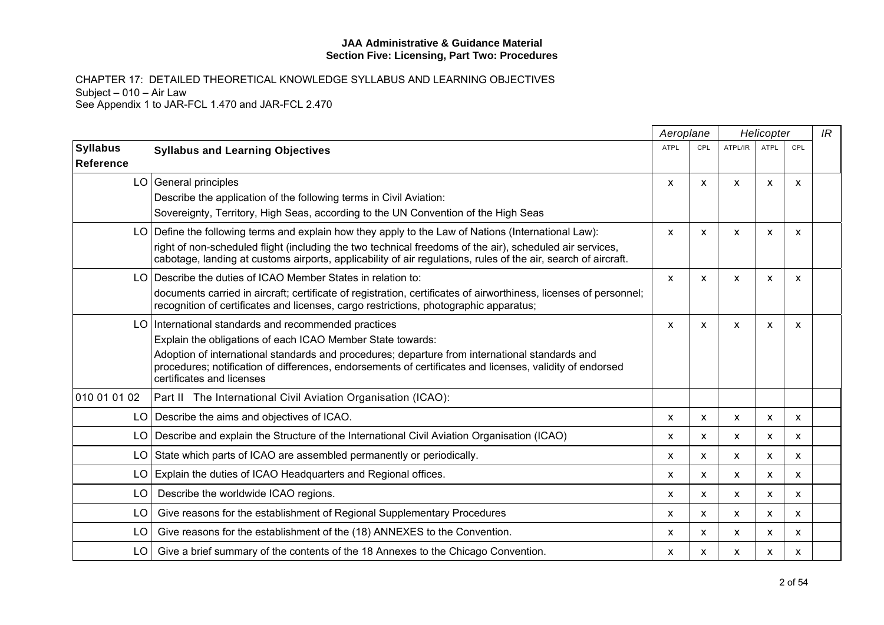CHAPTER 17: DETAILED THEORETICAL KNOWLEDGE SYLLABUS AND LEARNING OBJECTIVES

Subject – 010 – Air Law

See Appendix 1 to JAR-FCL 1.470 and JAR-FCL 2.470

| | | Aeroplane | | Helicopter | | | IR |
|---|---|---|---|---|---|---|---|
| **Syllabus Reference** | **Syllabus and Learning Objectives** | ATPL | CPL | ATPL/IR | ATPL | CPL | |
| LO | General principles<br>Describe the application of the following terms in Civil Aviation:<br>Sovereignty, Territory, High Seas, according to the UN Convention of the High Seas | x | x | x | x | x | |
| LO | Define the following terms and explain how they apply to the Law of Nations (International Law):<br>right of non-scheduled flight (including the two technical freedoms of the air), scheduled air services, cabotage, landing at customs airports, applicability of air regulations, rules of the air, search of aircraft. | x | x | x | x | x | |
| LO | Describe the duties of ICAO Member States in relation to:<br>documents carried in aircraft; certificate of registration, certificates of airworthiness, licenses of personnel; recognition of certificates and licenses, cargo restrictions, photographic apparatus; | x | x | x | x | x | |
| LO | International standards and recommended practices<br>Explain the obligations of each ICAO Member State towards:<br>Adoption of international standards and procedures; departure from international standards and procedures; notification of differences, endorsements of certificates and licenses, validity of endorsed certificates and licenses | x | x | x | x | x | |
| 010 01 01 02 | Part II The International Civil Aviation Organisation (ICAO): | | | | | | |
| LO | Describe the aims and objectives of ICAO. | x | x | x | x | x | |
| LO | Describe and explain the Structure of the International Civil Aviation Organisation (ICAO) | x | x | x | x | x | |
| LO | State which parts of ICAO are assembled permanently or periodically. | x | x | x | x | x | |
| LO | Explain the duties of ICAO Headquarters and Regional offices. | x | x | x | x | x | |
| LO | Describe the worldwide ICAO regions. | x | x | x | x | x | |
| LO | Give reasons for the establishment of Regional Supplementary Procedures | x | x | x | x | x | |
| LO | Give reasons for the establishment of the (18) ANNEXES to the Convention. | x | x | x | x | x | |
| LO | Give a brief summary of the contents of the 18 Annexes to the Chicago Convention. | x | x | x | x | x | |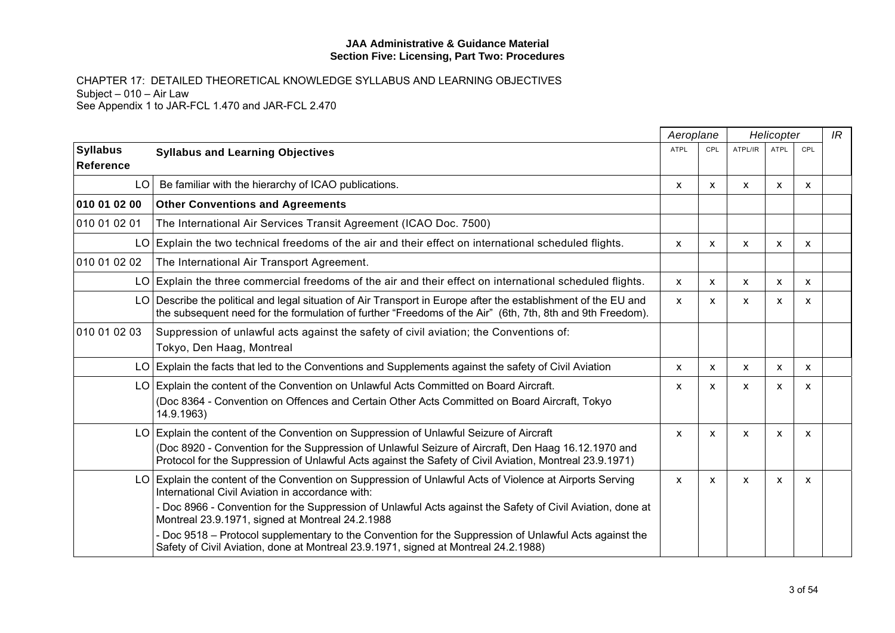CHAPTER 17: DETAILED THEORETICAL KNOWLEDGE SYLLABUS AND LEARNING OBJECTIVES
Subject – 010 – Air Law
See Appendix 1 to JAR-FCL 1.470 and JAR-FCL 2.470

| | | Aeroplane | | Helicopter | | | IR |
|---|---|---|---|---|---|---|---|
| **Syllabus Reference** | **Syllabus and Learning Objectives** | ATPL | CPL | ATPL/IR | ATPL | CPL | |
| LO | Be familiar with the hierarchy of ICAO publications. | x | x | x | x | x | |
| **010 01 02 00** | **Other Conventions and Agreements** | | | | | | |
| 010 01 02 01 | The International Air Services Transit Agreement (ICAO Doc. 7500) | | | | | | |
| LO | Explain the two technical freedoms of the air and their effect on international scheduled flights. | x | x | x | x | x | |
| 010 01 02 02 | The International Air Transport Agreement. | | | | | | |
| LO | Explain the three commercial freedoms of the air and their effect on international scheduled flights. | x | x | x | x | x | |
| LO | Describe the political and legal situation of Air Transport in Europe after the establishment of the EU and the subsequent need for the formulation of further "Freedoms of the Air" (6th, 7th, 8th and 9th Freedom). | x | x | x | x | x | |
| 010 01 02 03 | Suppression of unlawful acts against the safety of civil aviation; the Conventions of: Tokyo, Den Haag, Montreal | | | | | | |
| LO | Explain the facts that led to the Conventions and Supplements against the safety of Civil Aviation | x | x | x | x | x | |
| LO | Explain the content of the Convention on Unlawful Acts Committed on Board Aircraft. (Doc 8364 - Convention on Offences and Certain Other Acts Committed on Board Aircraft, Tokyo 14.9.1963) | x | x | x | x | x | |
| LO | Explain the content of the Convention on Suppression of Unlawful Seizure of Aircraft (Doc 8920 - Convention for the Suppression of Unlawful Seizure of Aircraft, Den Haag 16.12.1970 and Protocol for the Suppression of Unlawful Acts against the Safety of Civil Aviation, Montreal 23.9.1971) | x | x | x | x | x | |
| LO | Explain the content of the Convention on Suppression of Unlawful Acts of Violence at Airports Serving International Civil Aviation in accordance with: - Doc 8966 - Convention for the Suppression of Unlawful Acts against the Safety of Civil Aviation, done at Montreal 23.9.1971, signed at Montreal 24.2.1988 - Doc 9518 – Protocol supplementary to the Convention for the Suppression of Unlawful Acts against the Safety of Civil Aviation, done at Montreal 23.9.1971, signed at Montreal 24.2.1988) | x | x | x | x | x | |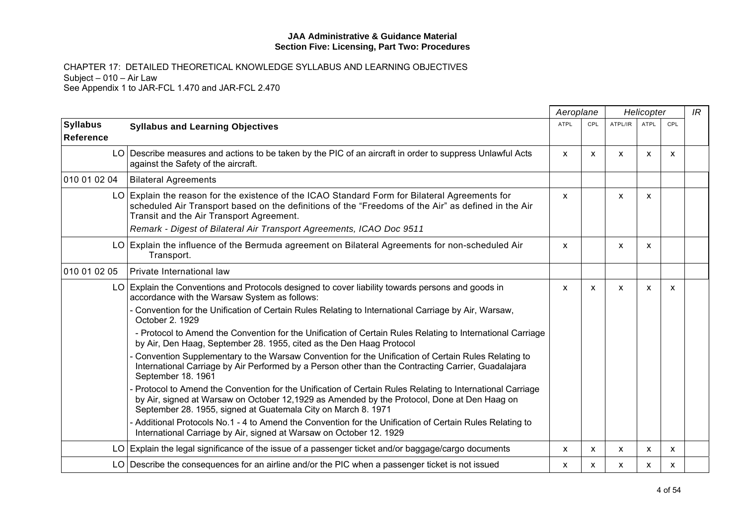**JAA Administrative & Guidance Material**
**Section Five: Licensing, Part Two: Procedures**

CHAPTER 17: DETAILED THEORETICAL KNOWLEDGE SYLLABUS AND LEARNING OBJECTIVES
Subject – 010 – Air Law
See Appendix 1 to JAR-FCL 1.470 and JAR-FCL 2.470

| | | Aeroplane | | Helicopter | | | IR |
|---|---|---|---|---|---|---|---|
| **Syllabus Reference** | **Syllabus and Learning Objectives** | ATPL | CPL | ATPL/IR | ATPL | CPL | |
| LO | Describe measures and actions to be taken by the PIC of an aircraft in order to suppress Unlawful Acts against the Safety of the aircraft. | x | x | x | x | x | |
| 010 01 02 04 | Bilateral Agreements | | | | | | |
| LO | Explain the reason for the existence of the ICAO Standard Form for Bilateral Agreements for scheduled Air Transport based on the definitions of the "Freedoms of the Air" as defined in the Air Transit and the Air Transport Agreement.<br>*Remark - Digest of Bilateral Air Transport Agreements, ICAO Doc 9511* | x | | x | x | | |
| LO | Explain the influence of the Bermuda agreement on Bilateral Agreements for non-scheduled Air Transport. | x | | x | x | | |
| 010 01 02 05 | Private International law | | | | | | |
| LO | Explain the Conventions and Protocols designed to cover liability towards persons and goods in accordance with the Warsaw System as follows:<br>- Convention for the Unification of Certain Rules Relating to International Carriage by Air, Warsaw, October 2. 1929<br>- Protocol to Amend the Convention for the Unification of Certain Rules Relating to International Carriage by Air, Den Haag, September 28. 1955, cited as the Den Haag Protocol<br>- Convention Supplementary to the Warsaw Convention for the Unification of Certain Rules Relating to International Carriage by Air Performed by a Person other than the Contracting Carrier, Guadalajara September 18. 1961<br>- Protocol to Amend the Convention for the Unification of Certain Rules Relating to International Carriage by Air, signed at Warsaw on October 12,1929 as Amended by the Protocol, Done at Den Haag on September 28. 1955, signed at Guatemala City on March 8. 1971<br>- Additional Protocols No.1 - 4 to Amend the Convention for the Unification of Certain Rules Relating to International Carriage by Air, signed at Warsaw on October 12. 1929 | x | x | x | x | x | |
| LO | Explain the legal significance of the issue of a passenger ticket and/or baggage/cargo documents | x | x | x | x | x | |
| LO | Describe the consequences for an airline and/or the PIC when a passenger ticket is not issued | x | x | x | x | x | |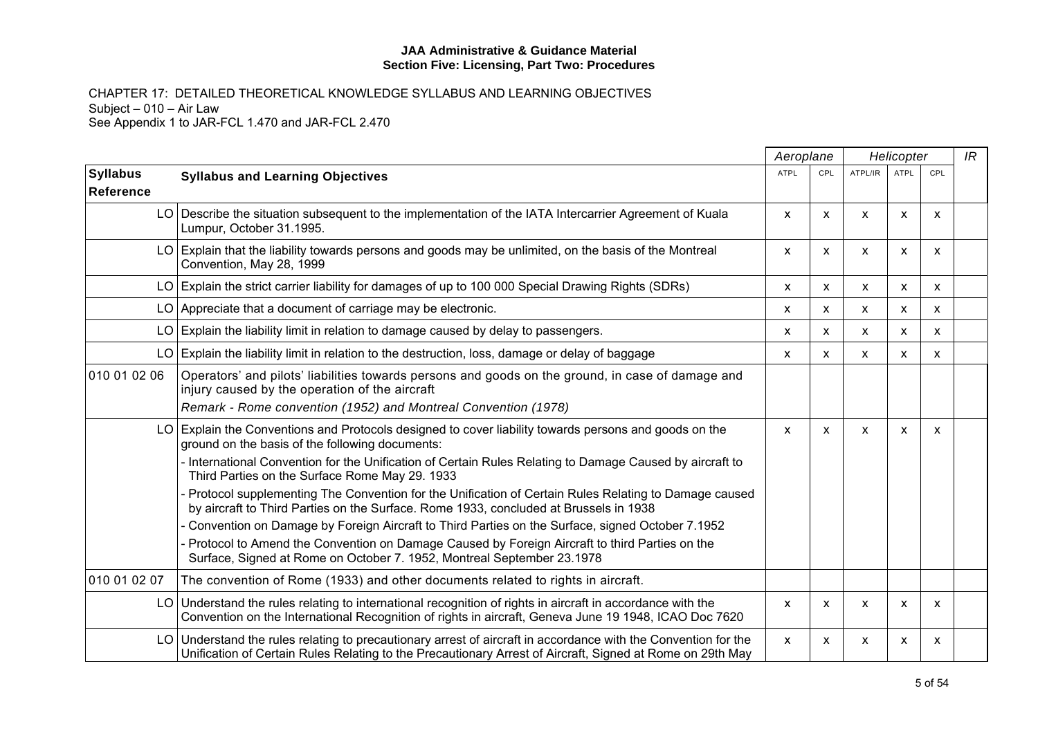**JAA Administrative & Guidance Material**
**Section Five: Licensing, Part Two: Procedures**

CHAPTER 17: DETAILED THEORETICAL KNOWLEDGE SYLLABUS AND LEARNING OBJECTIVES
Subject – 010 – Air Law
See Appendix 1 to JAR-FCL 1.470 and JAR-FCL 2.470

| | | *Aeroplane* | | *Helicopter* | | | *IR* |
|---|---|---|---|---|---|---|---|
| **Syllabus Reference** | **Syllabus and Learning Objectives** | ATPL | CPL | ATPL/IR | ATPL | CPL | |
| LO | Describe the situation subsequent to the implementation of the IATA Intercarrier Agreement of Kuala Lumpur, October 31.1995. | x | x | x | x | x | |
| LO | Explain that the liability towards persons and goods may be unlimited, on the basis of the Montreal Convention, May 28, 1999 | x | x | x | x | x | |
| LO | Explain the strict carrier liability for damages of up to 100 000 Special Drawing Rights (SDRs) | x | x | x | x | x | |
| LO | Appreciate that a document of carriage may be electronic. | x | x | x | x | x | |
| LO | Explain the liability limit in relation to damage caused by delay to passengers. | x | x | x | x | x | |
| LO | Explain the liability limit in relation to the destruction, loss, damage or delay of baggage | x | x | x | x | x | |
| 010 01 02 06 | Operators' and pilots' liabilities towards persons and goods on the ground, in case of damage and injury caused by the operation of the aircraft<br>*Remark - Rome convention (1952) and Montreal Convention (1978)* | | | | | | |
| LO | Explain the Conventions and Protocols designed to cover liability towards persons and goods on the ground on the basis of the following documents:<br>- International Convention for the Unification of Certain Rules Relating to Damage Caused by aircraft to Third Parties on the Surface Rome May 29. 1933<br>- Protocol supplementing The Convention for the Unification of Certain Rules Relating to Damage caused by aircraft to Third Parties on the Surface. Rome 1933, concluded at Brussels in 1938<br>- Convention on Damage by Foreign Aircraft to Third Parties on the Surface, signed October 7.1952<br>- Protocol to Amend the Convention on Damage Caused by Foreign Aircraft to third Parties on the Surface, Signed at Rome on October 7. 1952, Montreal September 23.1978 | x | x | x | x | x | |
| 010 01 02 07 | The convention of Rome (1933) and other documents related to rights in aircraft. | | | | | | |
| LO | Understand the rules relating to international recognition of rights in aircraft in accordance with the Convention on the International Recognition of rights in aircraft, Geneva June 19 1948, ICAO Doc 7620 | x | x | x | x | x | |
| LO | Understand the rules relating to precautionary arrest of aircraft in accordance with the Convention for the Unification of Certain Rules Relating to the Precautionary Arrest of Aircraft, Signed at Rome on 29th May | x | x | x | x | x | |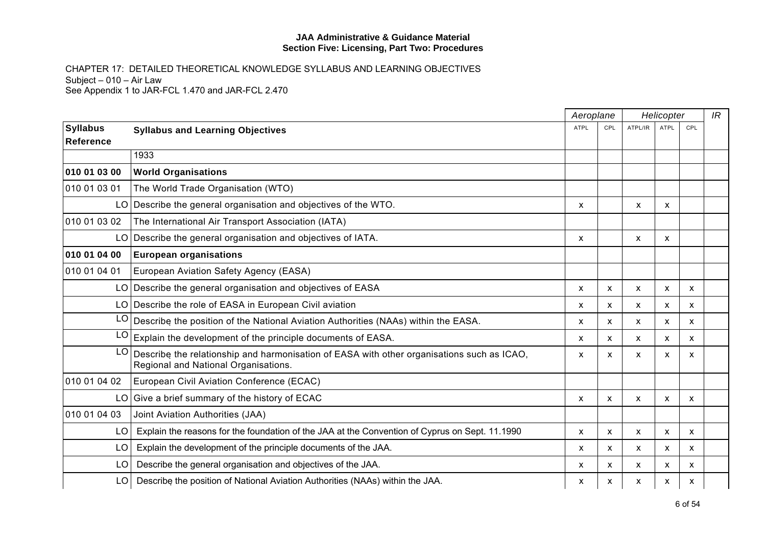CHAPTER 17: DETAILED THEORETICAL KNOWLEDGE SYLLABUS AND LEARNING OBJECTIVES
Subject – 010 – Air Law
See Appendix 1 to JAR-FCL 1.470 and JAR-FCL 2.470

| | | Aeroplane | | Helicopter | | | IR |
|---|---|---|---|---|---|---|---|
| **Syllabus Reference** | **Syllabus and Learning Objectives** | ATPL | CPL | ATPL/IR | ATPL | CPL | |
| | 1933 | | | | | | |
| **010 01 03 00** | **World Organisations** | | | | | | |
| 010 01 03 01 | The World Trade Organisation (WTO) | | | | | | |
| LO | Describe the general organisation and objectives of the WTO. | x | | x | x | | |
| 010 01 03 02 | The International Air Transport Association (IATA) | | | | | | |
| LO | Describe the general organisation and objectives of IATA. | x | | x | x | | |
| **010 01 04 00** | **European organisations** | | | | | | |
| 010 01 04 01 | European Aviation Safety Agency (EASA) | | | | | | |
| LO | Describe the general organisation and objectives of EASA | x | x | x | x | x | |
| LO | Describe the role of EASA in European Civil aviation | x | x | x | x | x | |
| LO | Describe the position of the National Aviation Authorities (NAAs) within the EASA. | x | x | x | x | x | |
| LO | Explain the development of the principle documents of EASA. | x | x | x | x | x | |
| LO | Describe the relationship and harmonisation of EASA with other organisations such as ICAO, Regional and National Organisations. | x | x | x | x | x | |
| 010 01 04 02 | European Civil Aviation Conference (ECAC) | | | | | | |
| LO | Give a brief summary of the history of ECAC | x | x | x | x | x | |
| 010 01 04 03 | Joint Aviation Authorities (JAA) | | | | | | |
| LO | Explain the reasons for the foundation of the JAA at the Convention of Cyprus on Sept. 11.1990 | x | x | x | x | x | |
| LO | Explain the development of the principle documents of the JAA. | x | x | x | x | x | |
| LO | Describe the general organisation and objectives of the JAA. | x | x | x | x | x | |
| LO | Describe the position of National Aviation Authorities (NAAs) within the JAA. | x | x | x | x | x | |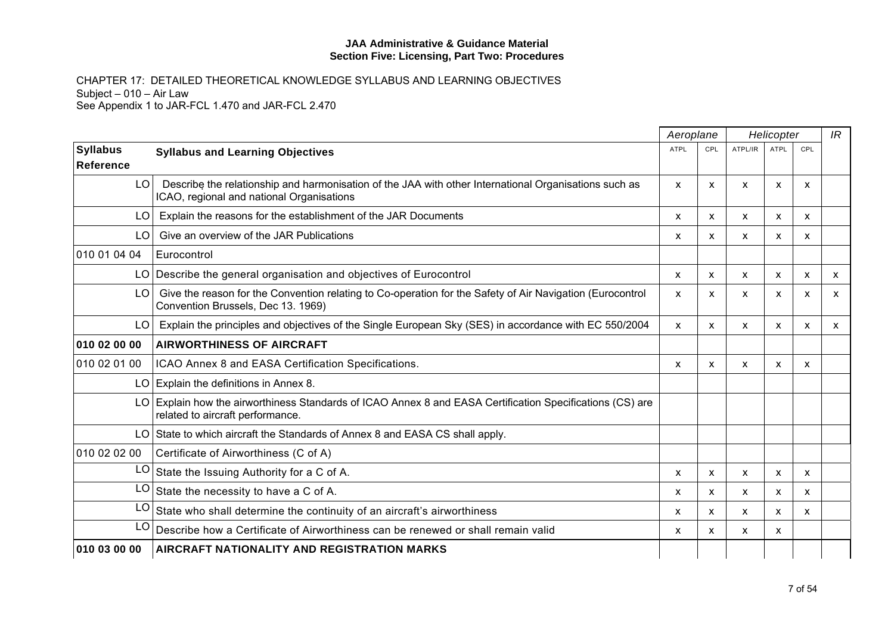**JAA Administrative & Guidance Material**
**Section Five: Licensing, Part Two: Procedures**

CHAPTER 17: DETAILED THEORETICAL KNOWLEDGE SYLLABUS AND LEARNING OBJECTIVES
Subject – 010 – Air Law
See Appendix 1 to JAR-FCL 1.470 and JAR-FCL 2.470

| | | Aeroplane | | Helicopter | | | IR |
|---|---|---|---|---|---|---|---|
| **Syllabus Reference** | **Syllabus and Learning Objectives** | ATPL | CPL | ATPL/IR | ATPL | CPL | |
| LO | Describe the relationship and harmonisation of the JAA with other International Organisations such as ICAO, regional and national Organisations | x | x | x | x | x | |
| LO | Explain the reasons for the establishment of the JAR Documents | x | x | x | x | x | |
| LO | Give an overview of the JAR Publications | x | x | x | x | x | |
| 010 01 04 04 | Eurocontrol | | | | | | |
| LO | Describe the general organisation and objectives of Eurocontrol | x | x | x | x | x | x |
| LO | Give the reason for the Convention relating to Co-operation for the Safety of Air Navigation (Eurocontrol Convention Brussels, Dec 13. 1969) | x | x | x | x | x | x |
| LO | Explain the principles and objectives of the Single European Sky (SES) in accordance with EC 550/2004 | x | x | x | x | x | x |
| **010 02 00 00** | **AIRWORTHINESS OF AIRCRAFT** | | | | | | |
| 010 02 01 00 | ICAO Annex 8 and EASA Certification Specifications. | x | x | x | x | x | |
| LO | Explain the definitions in Annex 8. | | | | | | |
| LO | Explain how the airworthiness Standards of ICAO Annex 8 and EASA Certification Specifications (CS) are related to aircraft performance. | | | | | | |
| LO | State to which aircraft the Standards of Annex 8 and EASA CS shall apply. | | | | | | |
| 010 02 02 00 | Certificate of Airworthiness (C of A) | | | | | | |
| LO | State the Issuing Authority for a C of A. | x | x | x | x | x | |
| LO | State the necessity to have a C of A. | x | x | x | x | x | |
| LO | State who shall determine the continuity of an aircraft's airworthiness | x | x | x | x | x | |
| LO | Describe how a Certificate of Airworthiness can be renewed or shall remain valid | x | x | x | x | | |
| **010 03 00 00** | **AIRCRAFT NATIONALITY AND REGISTRATION MARKS** | | | | | | |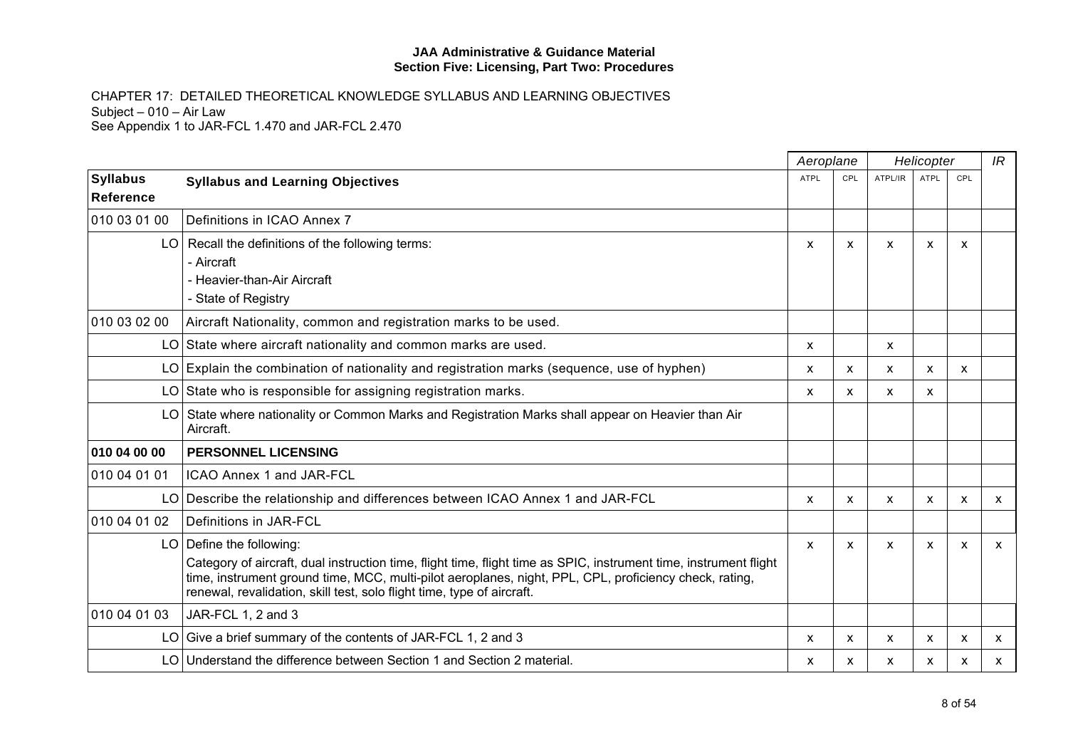**JAA Administrative & Guidance Material**
**Section Five: Licensing, Part Two: Procedures**

CHAPTER 17: DETAILED THEORETICAL KNOWLEDGE SYLLABUS AND LEARNING OBJECTIVES
Subject – 010 – Air Law
See Appendix 1 to JAR-FCL 1.470 and JAR-FCL 2.470

| Syllabus Reference | Syllabus and Learning Objectives | Aeroplane | | Helicopter | | | IR |
|---|---|---|---|---|---|---|---|
| | | ATPL | CPL | ATPL/IR | ATPL | CPL | |
| 010 03 01 00 | Definitions in ICAO Annex 7 | | | | | | |
| LO | Recall the definitions of the following terms:<br>- Aircraft<br>- Heavier-than-Air Aircraft<br>- State of Registry | x | x | x | x | x | |
| 010 03 02 00 | Aircraft Nationality, common and registration marks to be used. | | | | | | |
| LO | State where aircraft nationality and common marks are used. | x | | x | | | |
| LO | Explain the combination of nationality and registration marks (sequence, use of hyphen) | x | x | x | x | x | |
| LO | State who is responsible for assigning registration marks. | x | x | x | x | | |
| LO | State where nationality or Common Marks and Registration Marks shall appear on Heavier than Air Aircraft. | | | | | | |
| **010 04 00 00** | **PERSONNEL LICENSING** | | | | | | |
| 010 04 01 01 | ICAO Annex 1 and JAR-FCL | | | | | | |
| LO | Describe the relationship and differences between ICAO Annex 1 and JAR-FCL | x | x | x | x | x | x |
| 010 04 01 02 | Definitions in JAR-FCL | | | | | | |
| LO | Define the following:<br>Category of aircraft, dual instruction time, flight time, flight time as SPIC, instrument time, instrument flight time, instrument ground time, MCC, multi-pilot aeroplanes, night, PPL, CPL, proficiency check, rating, renewal, revalidation, skill test, solo flight time, type of aircraft. | x | x | x | x | x | x |
| 010 04 01 03 | JAR-FCL 1, 2 and 3 | | | | | | |
| LO | Give a brief summary of the contents of JAR-FCL 1, 2 and 3 | x | x | x | x | x | x |
| LO | Understand the difference between Section 1 and Section 2 material. | x | x | x | x | x | x |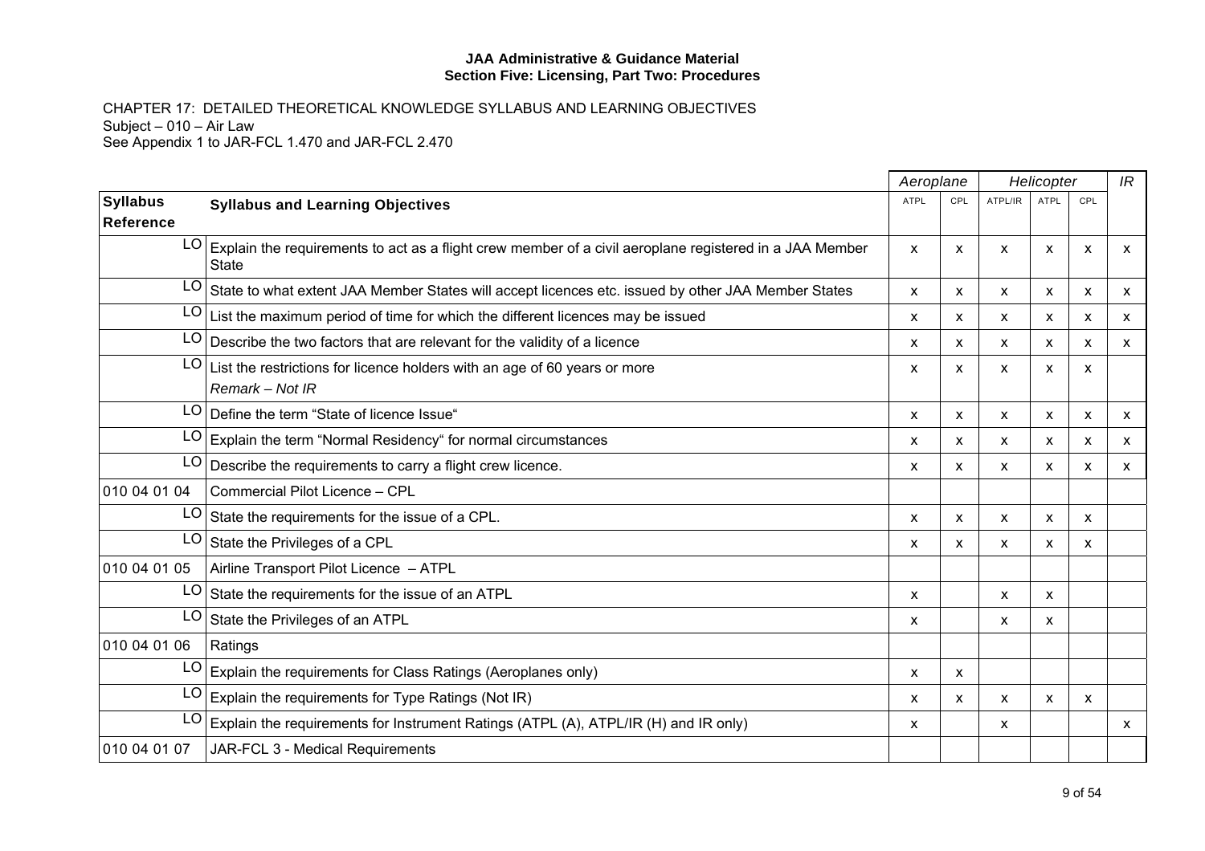JAA Administrative & Guidance Material
Section Five: Licensing, Part Two: Procedures

CHAPTER 17: DETAILED THEORETICAL KNOWLEDGE SYLLABUS AND LEARNING OBJECTIVES
Subject – 010 – Air Law
See Appendix 1 to JAR-FCL 1.470 and JAR-FCL 2.470

| | | *Aeroplane* | | *Helicopter* | | | *IR* |
|---|---|---|---|---|---|---|---|
| **Syllabus Reference** | **Syllabus and Learning Objectives** | ATPL | CPL | ATPL/IR | ATPL | CPL | |
| LO | Explain the requirements to act as a flight crew member of a civil aeroplane registered in a JAA Member State | x | x | x | x | x | x |
| LO | State to what extent JAA Member States will accept licences etc. issued by other JAA Member States | x | x | x | x | x | x |
| LO | List the maximum period of time for which the different licences may be issued | x | x | x | x | x | x |
| LO | Describe the two factors that are relevant for the validity of a licence | x | x | x | x | x | x |
| LO | List the restrictions for licence holders with an age of 60 years or more *Remark – Not IR* | x | x | x | x | x | |
| LO | Define the term "State of licence Issue" | x | x | x | x | x | x |
| LO | Explain the term "Normal Residency" for normal circumstances | x | x | x | x | x | x |
| LO | Describe the requirements to carry a flight crew licence. | x | x | x | x | x | x |
| 010 04 01 04 | Commercial Pilot Licence – CPL | | | | | | |
| LO | State the requirements for the issue of a CPL. | x | x | x | x | x | |
| LO | State the Privileges of a CPL | x | x | x | x | x | |
| 010 04 01 05 | Airline Transport Pilot Licence – ATPL | | | | | | |
| LO | State the requirements for the issue of an ATPL | x | | x | x | | |
| LO | State the Privileges of an ATPL | x | | x | x | | |
| 010 04 01 06 | Ratings | | | | | | |
| LO | Explain the requirements for Class Ratings (Aeroplanes only) | x | x | | | | |
| LO | Explain the requirements for Type Ratings (Not IR) | x | x | x | x | x | |
| LO | Explain the requirements for Instrument Ratings (ATPL (A), ATPL/IR (H) and IR only) | x | | x | | | x |
| 010 04 01 07 | JAR-FCL 3 - Medical Requirements | | | | | | |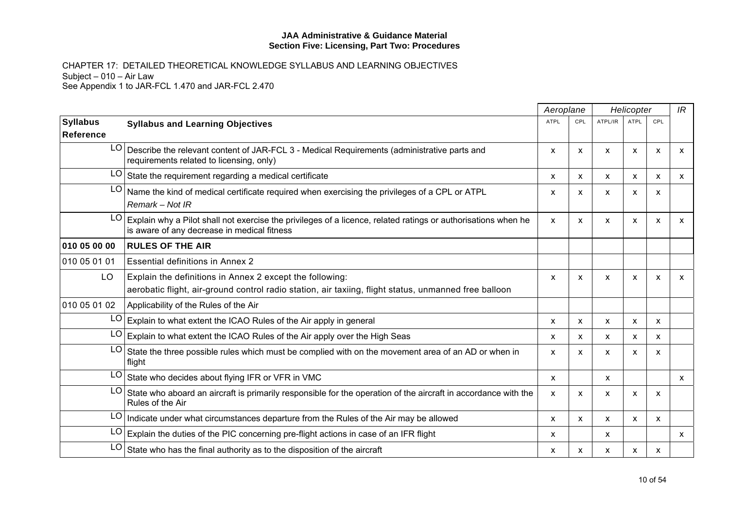**JAA Administrative & Guidance Material**
**Section Five: Licensing, Part Two: Procedures**

CHAPTER 17: DETAILED THEORETICAL KNOWLEDGE SYLLABUS AND LEARNING OBJECTIVES
Subject – 010 – Air Law
See Appendix 1 to JAR-FCL 1.470 and JAR-FCL 2.470

| | | *Aeroplane* | | *Helicopter* | | | *IR* |
|---|---|---|---|---|---|---|---|
| **Syllabus Reference** | **Syllabus and Learning Objectives** | ATPL | CPL | ATPL/IR | ATPL | CPL | |
| LO | Describe the relevant content of JAR-FCL 3 - Medical Requirements (administrative parts and requirements related to licensing, only) | x | x | x | x | x | x |
| LO | State the requirement regarding a medical certificate | x | x | x | x | x | x |
| LO | Name the kind of medical certificate required when exercising the privileges of a CPL or ATPL *Remark – Not IR* | x | x | x | x | x | |
| LO | Explain why a Pilot shall not exercise the privileges of a licence, related ratings or authorisations when he is aware of any decrease in medical fitness | x | x | x | x | x | x |
| **010 05 00 00** | **RULES OF THE AIR** | | | | | | |
| 010 05 01 01 | Essential definitions in Annex 2 | | | | | | |
| LO | Explain the definitions in Annex 2 except the following: aerobatic flight, air-ground control radio station, air taxiing, flight status, unmanned free balloon | x | x | x | x | x | x |
| 010 05 01 02 | Applicability of the Rules of the Air | | | | | | |
| LO | Explain to what extent the ICAO Rules of the Air apply in general | x | x | x | x | x | |
| LO | Explain to what extent the ICAO Rules of the Air apply over the High Seas | x | x | x | x | x | |
| LO | State the three possible rules which must be complied with on the movement area of an AD or when in flight | x | x | x | x | x | |
| LO | State who decides about flying IFR or VFR in VMC | x | | x | | | x |
| LO | State who aboard an aircraft is primarily responsible for the operation of the aircraft in accordance with the Rules of the Air | x | x | x | x | x | |
| LO | Indicate under what circumstances departure from the Rules of the Air may be allowed | x | x | x | x | x | |
| LO | Explain the duties of the PIC concerning pre-flight actions in case of an IFR flight | x | | x | | | x |
| LO | State who has the final authority as to the disposition of the aircraft | x | x | x | x | x | |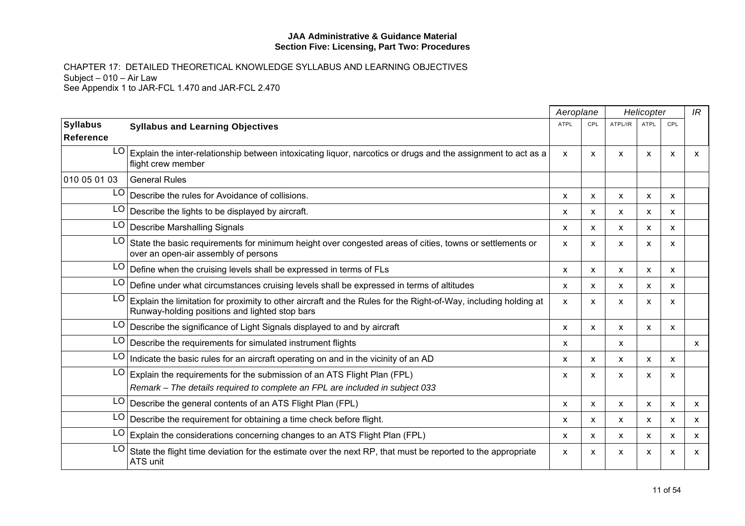**JAA Administrative & Guidance Material**
**Section Five: Licensing, Part Two: Procedures**

CHAPTER 17: DETAILED THEORETICAL KNOWLEDGE SYLLABUS AND LEARNING OBJECTIVES
Subject – 010 – Air Law
See Appendix 1 to JAR-FCL 1.470 and JAR-FCL 2.470

| | | *Aeroplane* | | *Helicopter* | | | *IR* |
|---|---|---|---|---|---|---|---|
| **Syllabus Reference** | **Syllabus and Learning Objectives** | ATPL | CPL | ATPL/IR | ATPL | CPL | |
| LO | Explain the inter-relationship between intoxicating liquor, narcotics or drugs and the assignment to act as a flight crew member | x | x | x | x | x | x |
| 010 05 01 03 | General Rules | | | | | | |
| LO | Describe the rules for Avoidance of collisions. | x | x | x | x | x | |
| LO | Describe the lights to be displayed by aircraft. | x | x | x | x | x | |
| LO | Describe Marshalling Signals | x | x | x | x | x | |
| LO | State the basic requirements for minimum height over congested areas of cities, towns or settlements or over an open-air assembly of persons | x | x | x | x | x | |
| LO | Define when the cruising levels shall be expressed in terms of FLs | x | x | x | x | x | |
| LO | Define under what circumstances cruising levels shall be expressed in terms of altitudes | x | x | x | x | x | |
| LO | Explain the limitation for proximity to other aircraft and the Rules for the Right-of-Way, including holding at Runway-holding positions and lighted stop bars | x | x | x | x | x | |
| LO | Describe the significance of Light Signals displayed to and by aircraft | x | x | x | x | x | |
| LO | Describe the requirements for simulated instrument flights | x | | x | | | x |
| LO | Indicate the basic rules for an aircraft operating on and in the vicinity of an AD | x | x | x | x | x | |
| LO | Explain the requirements for the submission of an ATS Flight Plan (FPL)<br>*Remark – The details required to complete an FPL are included in subject 033* | x | x | x | x | x | |
| LO | Describe the general contents of an ATS Flight Plan (FPL) | x | x | x | x | x | x |
| LO | Describe the requirement for obtaining a time check before flight. | x | x | x | x | x | x |
| LO | Explain the considerations concerning changes to an ATS Flight Plan (FPL) | x | x | x | x | x | x |
| LO | State the flight time deviation for the estimate over the next RP, that must be reported to the appropriate ATS unit | x | x | x | x | x | x |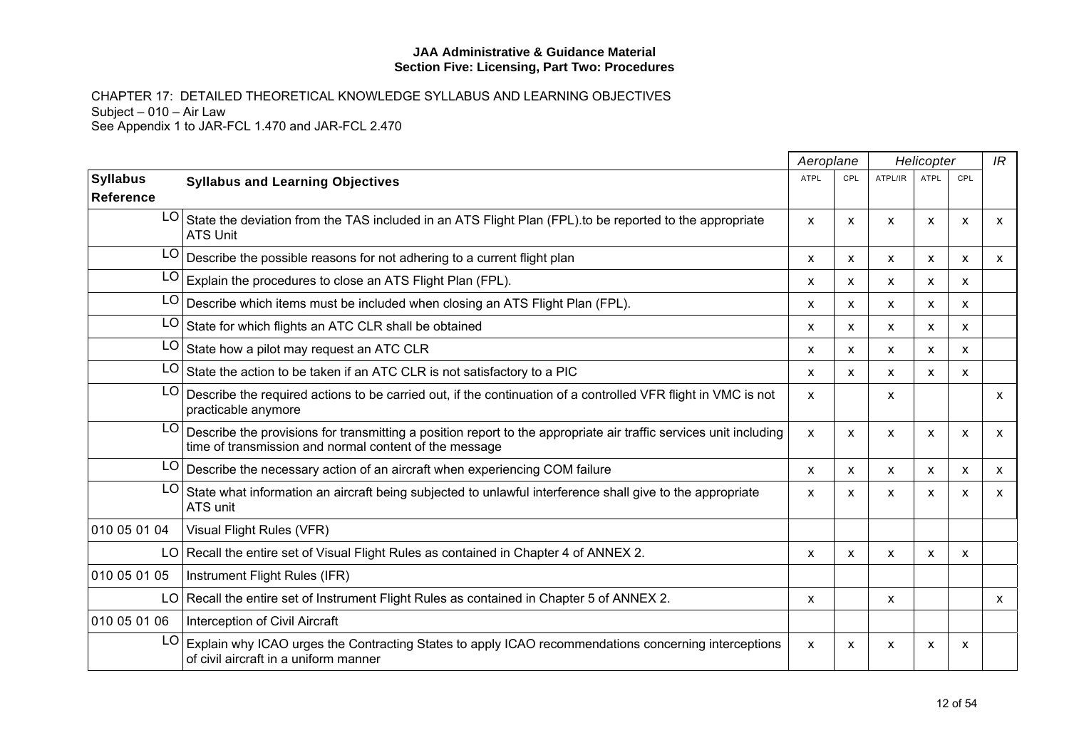JAA Administrative & Guidance Material
Section Five: Licensing, Part Two: Procedures

CHAPTER 17: DETAILED THEORETICAL KNOWLEDGE SYLLABUS AND LEARNING OBJECTIVES
Subject – 010 – Air Law
See Appendix 1 to JAR-FCL 1.470 and JAR-FCL 2.470

| | | *Aeroplane* | | *Helicopter* | | | *IR* |
|---|---|---|---|---|---|---|---|
| **Syllabus Reference** | **Syllabus and Learning Objectives** | ATPL | CPL | ATPL/IR | ATPL | CPL | |
| LO | State the deviation from the TAS included in an ATS Flight Plan (FPL).to be reported to the appropriate ATS Unit | x | x | x | x | x | x |
| LO | Describe the possible reasons for not adhering to a current flight plan | x | x | x | x | x | x |
| LO | Explain the procedures to close an ATS Flight Plan (FPL). | x | x | x | x | x | |
| LO | Describe which items must be included when closing an ATS Flight Plan (FPL). | x | x | x | x | x | |
| LO | State for which flights an ATC CLR shall be obtained | x | x | x | x | x | |
| LO | State how a pilot may request an ATC CLR | x | x | x | x | x | |
| LO | State the action to be taken if an ATC CLR is not satisfactory to a PIC | x | x | x | x | x | |
| LO | Describe the required actions to be carried out, if the continuation of a controlled VFR flight in VMC is not practicable anymore | x | | x | | | x |
| LO | Describe the provisions for transmitting a position report to the appropriate air traffic services unit including time of transmission and normal content of the message | x | x | x | x | x | x |
| LO | Describe the necessary action of an aircraft when experiencing COM failure | x | x | x | x | x | x |
| LO | State what information an aircraft being subjected to unlawful interference shall give to the appropriate ATS unit | x | x | x | x | x | x |
| 010 05 01 04 | Visual Flight Rules (VFR) | | | | | | |
| LO | Recall the entire set of Visual Flight Rules as contained in Chapter 4 of ANNEX 2. | x | x | x | x | x | |
| 010 05 01 05 | Instrument Flight Rules (IFR) | | | | | | |
| LO | Recall the entire set of Instrument Flight Rules as contained in Chapter 5 of ANNEX 2. | x | | x | | | x |
| 010 05 01 06 | Interception of Civil Aircraft | | | | | | |
| LO | Explain why ICAO urges the Contracting States to apply ICAO recommendations concerning interceptions of civil aircraft in a uniform manner | x | x | x | x | x | |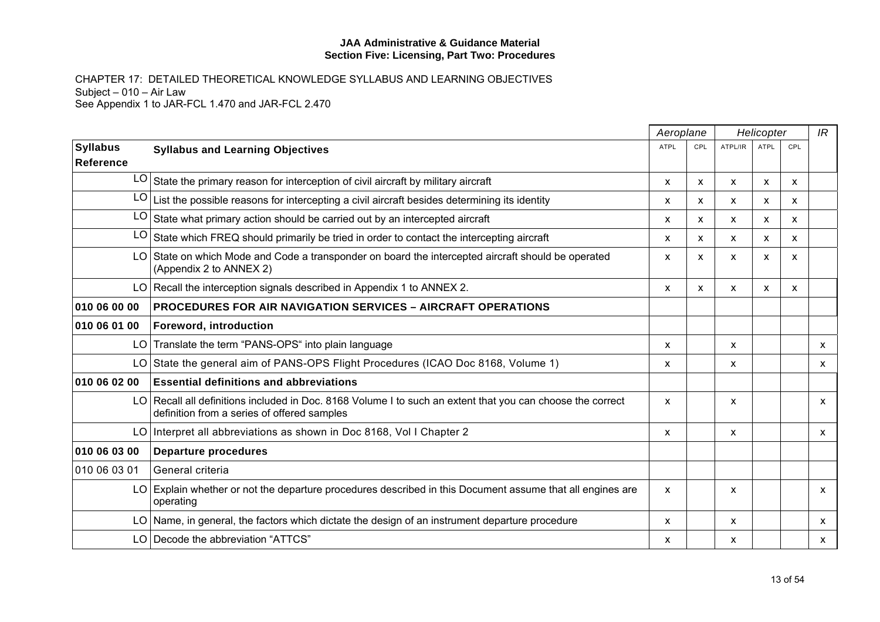CHAPTER 17: DETAILED THEORETICAL KNOWLEDGE SYLLABUS AND LEARNING OBJECTIVES
Subject – 010 – Air Law
See Appendix 1 to JAR-FCL 1.470 and JAR-FCL 2.470

| | | Aeroplane | | Helicopter | | | IR |
|---|---|---|---|---|---|---|---|
| **Syllabus Reference** | **Syllabus and Learning Objectives** | ATPL | CPL | ATPL/IR | ATPL | CPL | |
| LO | State the primary reason for interception of civil aircraft by military aircraft | x | x | x | x | x | |
| LO | List the possible reasons for intercepting a civil aircraft besides determining its identity | x | x | x | x | x | |
| LO | State what primary action should be carried out by an intercepted aircraft | x | x | x | x | x | |
| LO | State which FREQ should primarily be tried in order to contact the intercepting aircraft | x | x | x | x | x | |
| LO | State on which Mode and Code a transponder on board the intercepted aircraft should be operated (Appendix 2 to ANNEX 2) | x | x | x | x | x | |
| LO | Recall the interception signals described in Appendix 1 to ANNEX 2. | x | x | x | x | x | |
| **010 06 00 00** | **PROCEDURES FOR AIR NAVIGATION SERVICES – AIRCRAFT OPERATIONS** | | | | | | |
| **010 06 01 00** | **Foreword, introduction** | | | | | | |
| LO | Translate the term "PANS-OPS" into plain language | x | | x | | | x |
| LO | State the general aim of PANS-OPS Flight Procedures (ICAO Doc 8168, Volume 1) | x | | x | | | x |
| **010 06 02 00** | **Essential definitions and abbreviations** | | | | | | |
| LO | Recall all definitions included in Doc. 8168 Volume I to such an extent that you can choose the correct definition from a series of offered samples | x | | x | | | x |
| LO | Interpret all abbreviations as shown in Doc 8168, Vol I Chapter 2 | x | | x | | | x |
| **010 06 03 00** | **Departure procedures** | | | | | | |
| 010 06 03 01 | General criteria | | | | | | |
| LO | Explain whether or not the departure procedures described in this Document assume that all engines are operating | x | | x | | | x |
| LO | Name, in general, the factors which dictate the design of an instrument departure procedure | x | | x | | | x |
| LO | Decode the abbreviation "ATTCS" | x | | x | | | x |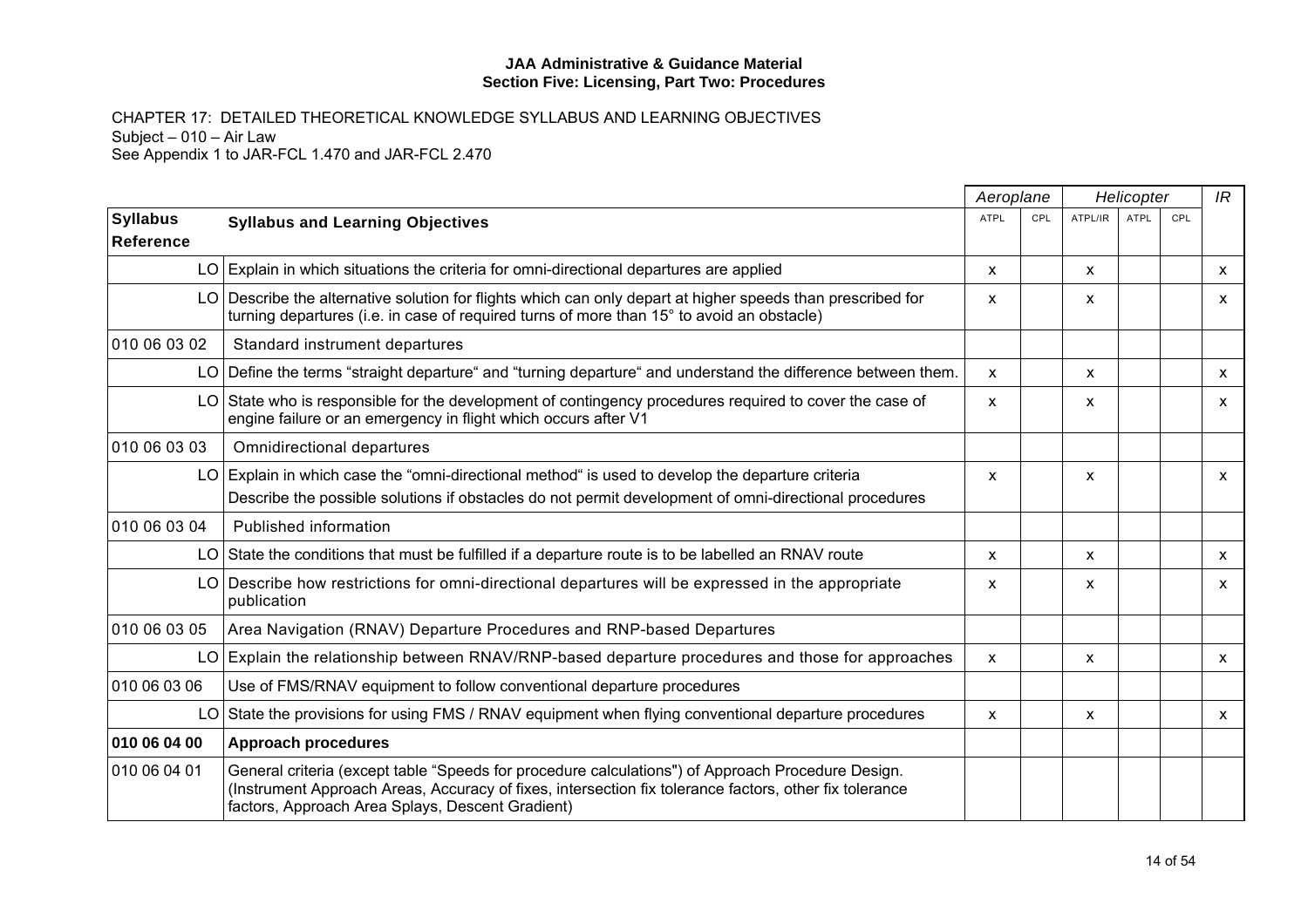**JAA Administrative & Guidance Material**
**Section Five: Licensing, Part Two: Procedures**

CHAPTER 17: DETAILED THEORETICAL KNOWLEDGE SYLLABUS AND LEARNING OBJECTIVES
Subject – 010 – Air Law
See Appendix 1 to JAR-FCL 1.470 and JAR-FCL 2.470

| | | *Aeroplane* | | *Helicopter* | | | *IR* |
|---|---|---|---|---|---|---|---|
| **Syllabus Reference** | **Syllabus and Learning Objectives** | ATPL | CPL | ATPL/IR | ATPL | CPL | |
| LO | Explain in which situations the criteria for omni-directional departures are applied | x | | x | | | x |
| LO | Describe the alternative solution for flights which can only depart at higher speeds than prescribed for turning departures (i.e. in case of required turns of more than 15° to avoid an obstacle) | x | | x | | | x |
| 010 06 03 02 | Standard instrument departures | | | | | | |
| LO | Define the terms "straight departure" and "turning departure" and understand the difference between them. | x | | x | | | x |
| LO | State who is responsible for the development of contingency procedures required to cover the case of engine failure or an emergency in flight which occurs after V1 | x | | x | | | x |
| 010 06 03 03 | Omnidirectional departures | | | | | | |
| LO | Explain in which case the "omni-directional method" is used to develop the departure criteria<br>Describe the possible solutions if obstacles do not permit development of omni-directional procedures | x | | x | | | x |
| 010 06 03 04 | Published information | | | | | | |
| LO | State the conditions that must be fulfilled if a departure route is to be labelled an RNAV route | x | | x | | | x |
| LO | Describe how restrictions for omni-directional departures will be expressed in the appropriate publication | x | | x | | | x |
| 010 06 03 05 | Area Navigation (RNAV) Departure Procedures and RNP-based Departures | | | | | | |
| LO | Explain the relationship between RNAV/RNP-based departure procedures and those for approaches | x | | x | | | x |
| 010 06 03 06 | Use of FMS/RNAV equipment to follow conventional departure procedures | | | | | | |
| LO | State the provisions for using FMS / RNAV equipment when flying conventional departure procedures | x | | x | | | x |
| **010 06 04 00** | **Approach procedures** | | | | | | |
| 010 06 04 01 | General criteria (except table "Speeds for procedure calculations") of Approach Procedure Design. (Instrument Approach Areas, Accuracy of fixes, intersection fix tolerance factors, other fix tolerance factors, Approach Area Splays, Descent Gradient) | | | | | | |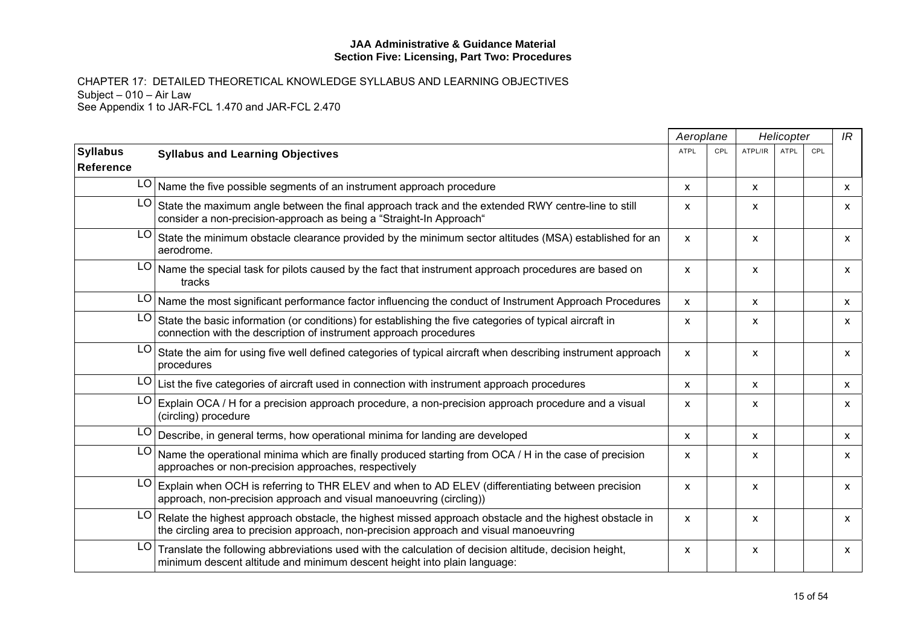**JAA Administrative & Guidance Material**
**Section Five: Licensing, Part Two: Procedures**

CHAPTER 17: DETAILED THEORETICAL KNOWLEDGE SYLLABUS AND LEARNING OBJECTIVES
Subject – 010 – Air Law
See Appendix 1 to JAR-FCL 1.470 and JAR-FCL 2.470

| | | *Aeroplane* | | *Helicopter* | | | *IR* |
|---|---|---|---|---|---|---|---|
| **Syllabus Reference** | **Syllabus and Learning Objectives** | ATPL | CPL | ATPL/IR | ATPL | CPL | |
| LO | Name the five possible segments of an instrument approach procedure | x | | x | | | x |
| LO | State the maximum angle between the final approach track and the extended RWY centre-line to still consider a non-precision-approach as being a “Straight-In Approach“ | x | | x | | | x |
| LO | State the minimum obstacle clearance provided by the minimum sector altitudes (MSA) established for an aerodrome. | x | | x | | | x |
| LO | Name the special task for pilots caused by the fact that instrument approach procedures are based on tracks | x | | x | | | x |
| LO | Name the most significant performance factor influencing the conduct of Instrument Approach Procedures | x | | x | | | x |
| LO | State the basic information (or conditions) for establishing the five categories of typical aircraft in connection with the description of instrument approach procedures | x | | x | | | x |
| LO | State the aim for using five well defined categories of typical aircraft when describing instrument approach procedures | x | | x | | | x |
| LO | List the five categories of aircraft used in connection with instrument approach procedures | x | | x | | | x |
| LO | Explain OCA / H for a precision approach procedure, a non-precision approach procedure and a visual (circling) procedure | x | | x | | | x |
| LO | Describe, in general terms, how operational minima for landing are developed | x | | x | | | x |
| LO | Name the operational minima which are finally produced starting from OCA / H in the case of precision approaches or non-precision approaches, respectively | x | | x | | | x |
| LO | Explain when OCH is referring to THR ELEV and when to AD ELEV (differentiating between precision approach, non-precision approach and visual manoeuvring (circling)) | x | | x | | | x |
| LO | Relate the highest approach obstacle, the highest missed approach obstacle and the highest obstacle in the circling area to precision approach, non-precision approach and visual manoeuvring | x | | x | | | x |
| LO | Translate the following abbreviations used with the calculation of decision altitude, decision height, minimum descent altitude and minimum descent height into plain language: | x | | x | | | x |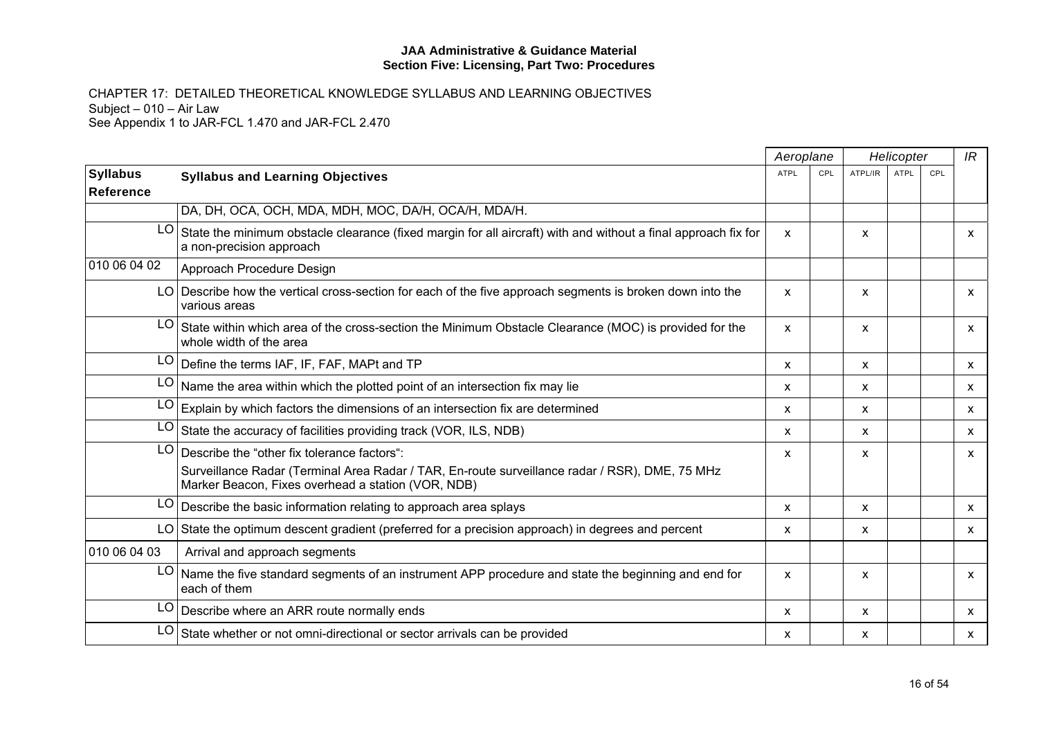**JAA Administrative & Guidance Material**
**Section Five: Licensing, Part Two: Procedures**

CHAPTER 17: DETAILED THEORETICAL KNOWLEDGE SYLLABUS AND LEARNING OBJECTIVES
Subject – 010 – Air Law
See Appendix 1 to JAR-FCL 1.470 and JAR-FCL 2.470

| | | *Aeroplane* | | *Helicopter* | | | *IR* |
|---|---|---|---|---|---|---|---|
| **Syllabus Reference** | **Syllabus and Learning Objectives** | ATPL | CPL | ATPL/IR | ATPL | CPL | |
| | DA, DH, OCA, OCH, MDA, MDH, MOC, DA/H, OCA/H, MDA/H. | | | | | | |
| LO | State the minimum obstacle clearance (fixed margin for all aircraft) with and without a final approach fix for a non-precision approach | x | | x | | | x |
| 010 06 04 02 | Approach Procedure Design | | | | | | |
| LO | Describe how the vertical cross-section for each of the five approach segments is broken down into the various areas | x | | x | | | x |
| LO | State within which area of the cross-section the Minimum Obstacle Clearance (MOC) is provided for the whole width of the area | x | | x | | | x |
| LO | Define the terms IAF, IF, FAF, MAPt and TP | x | | x | | | x |
| LO | Name the area within which the plotted point of an intersection fix may lie | x | | x | | | x |
| LO | Explain by which factors the dimensions of an intersection fix are determined | x | | x | | | x |
| LO | State the accuracy of facilities providing track (VOR, ILS, NDB) | x | | x | | | x |
| LO | Describe the "other fix tolerance factors": Surveillance Radar (Terminal Area Radar / TAR, En-route surveillance radar / RSR), DME, 75 MHz Marker Beacon, Fixes overhead a station (VOR, NDB) | x | | x | | | x |
| LO | Describe the basic information relating to approach area splays | x | | x | | | x |
| LO | State the optimum descent gradient (preferred for a precision approach) in degrees and percent | x | | x | | | x |
| 010 06 04 03 | Arrival and approach segments | | | | | | |
| LO | Name the five standard segments of an instrument APP procedure and state the beginning and end for each of them | x | | x | | | x |
| LO | Describe where an ARR route normally ends | x | | x | | | x |
| LO | State whether or not omni-directional or sector arrivals can be provided | x | | x | | | x |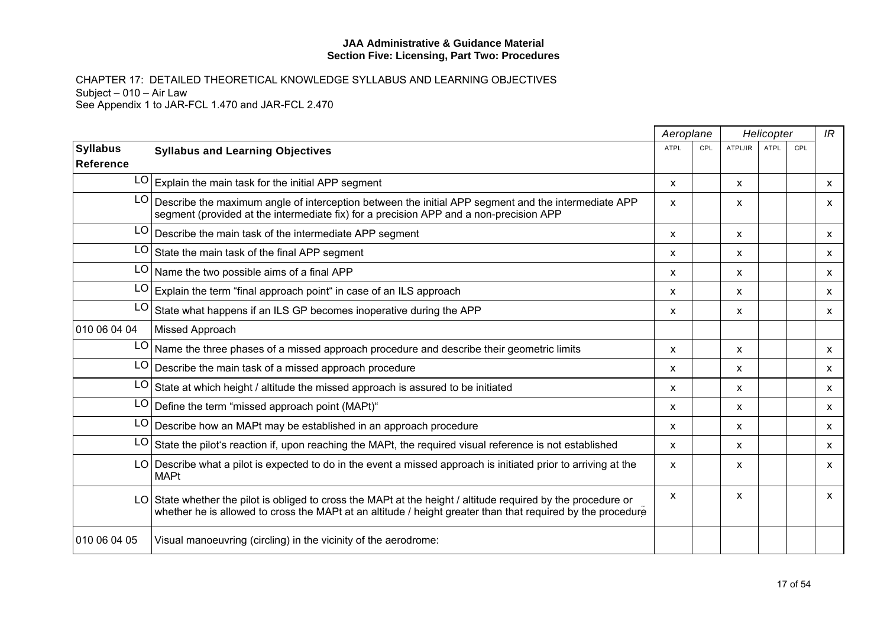CHAPTER 17: DETAILED THEORETICAL KNOWLEDGE SYLLABUS AND LEARNING OBJECTIVES
Subject – 010 – Air Law
See Appendix 1 to JAR-FCL 1.470 and JAR-FCL 2.470

| | | Aeroplane | | Helicopter | | | IR |
|---|---|---|---|---|---|---|---|
| **Syllabus Reference** | **Syllabus and Learning Objectives** | ATPL | CPL | ATPL/IR | ATPL | CPL | |
| LO | Explain the main task for the initial APP segment | x | | x | | | x |
| LO | Describe the maximum angle of interception between the initial APP segment and the intermediate APP segment (provided at the intermediate fix) for a precision APP and a non-precision APP | x | | x | | | x |
| LO | Describe the main task of the intermediate APP segment | x | | x | | | x |
| LO | State the main task of the final APP segment | x | | x | | | x |
| LO | Name the two possible aims of a final APP | x | | x | | | x |
| LO | Explain the term "final approach point" in case of an ILS approach | x | | x | | | x |
| LO | State what happens if an ILS GP becomes inoperative during the APP | x | | x | | | x |
| 010 06 04 04 | Missed Approach | | | | | | |
| LO | Name the three phases of a missed approach procedure and describe their geometric limits | x | | x | | | x |
| LO | Describe the main task of a missed approach procedure | x | | x | | | x |
| LO | State at which height / altitude the missed approach is assured to be initiated | x | | x | | | x |
| LO | Define the term "missed approach point (MAPt)" | x | | x | | | x |
| LO | Describe how an MAPt may be established in an approach procedure | x | | x | | | x |
| LO | State the pilot's reaction if, upon reaching the MAPt, the required visual reference is not established | x | | x | | | x |
| LO | Describe what a pilot is expected to do in the event a missed approach is initiated prior to arriving at the MAPt | x | | x | | | x |
| LO | State whether the pilot is obliged to cross the MAPt at the height / altitude required by the procedure or whether he is allowed to cross the MAPt at an altitude / height greater than that required by the procedure | x | | x | | | x |
| 010 06 04 05 | Visual manoeuvring (circling) in the vicinity of the aerodrome: | | | | | | |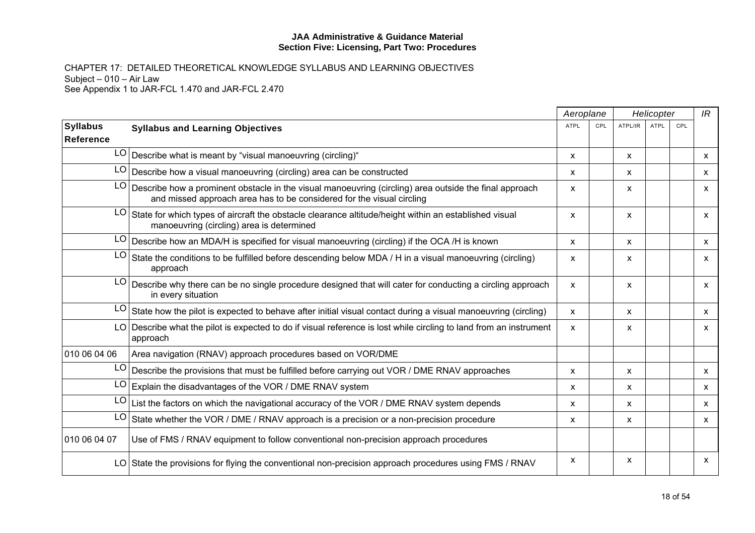CHAPTER 17: DETAILED THEORETICAL KNOWLEDGE SYLLABUS AND LEARNING OBJECTIVES

Subject – 010 – Air Law

See Appendix 1 to JAR-FCL 1.470 and JAR-FCL 2.470

| | | Aeroplane | | Helicopter | | | IR |
|---|---|---|---|---|---|---|---|
| **Syllabus Reference** | **Syllabus and Learning Objectives** | ATPL | CPL | ATPL/IR | ATPL | CPL | |
| LO | Describe what is meant by "visual manoeuvring (circling)" | x | | x | | | x |
| LO | Describe how a visual manoeuvring (circling) area can be constructed | x | | x | | | x |
| LO | Describe how a prominent obstacle in the visual manoeuvring (circling) area outside the final approach and missed approach area has to be considered for the visual circling | x | | x | | | x |
| LO | State for which types of aircraft the obstacle clearance altitude/height within an established visual manoeuvring (circling) area is determined | x | | x | | | x |
| LO | Describe how an MDA/H is specified for visual manoeuvring (circling) if the OCA /H is known | x | | x | | | x |
| LO | State the conditions to be fulfilled before descending below MDA / H in a visual manoeuvring (circling) approach | x | | x | | | x |
| LO | Describe why there can be no single procedure designed that will cater for conducting a circling approach in every situation | x | | x | | | x |
| LO | State how the pilot is expected to behave after initial visual contact during a visual manoeuvring (circling) | x | | x | | | x |
| LO | Describe what the pilot is expected to do if visual reference is lost while circling to land from an instrument approach | x | | x | | | x |
| 010 06 04 06 | Area navigation (RNAV) approach procedures based on VOR/DME | | | | | | |
| LO | Describe the provisions that must be fulfilled before carrying out VOR / DME RNAV approaches | x | | x | | | x |
| LO | Explain the disadvantages of the VOR / DME RNAV system | x | | x | | | x |
| LO | List the factors on which the navigational accuracy of the VOR / DME RNAV system depends | x | | x | | | x |
| LO | State whether the VOR / DME / RNAV approach is a precision or a non-precision procedure | x | | x | | | x |
| 010 06 04 07 | Use of FMS / RNAV equipment to follow conventional non-precision approach procedures | | | | | | |
| LO | State the provisions for flying the conventional non-precision approach procedures using FMS / RNAV | x | | x | | | x |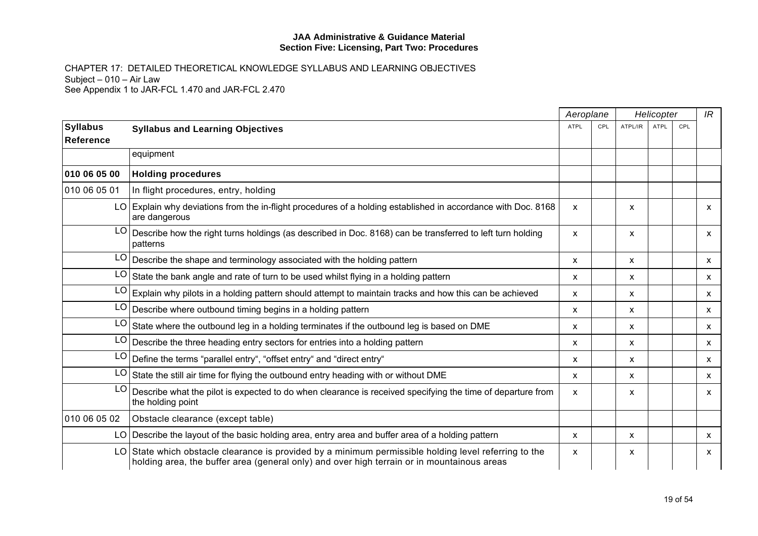**JAA Administrative & Guidance Material**
**Section Five: Licensing, Part Two: Procedures**

CHAPTER 17: DETAILED THEORETICAL KNOWLEDGE SYLLABUS AND LEARNING OBJECTIVES
Subject – 010 – Air Law
See Appendix 1 to JAR-FCL 1.470 and JAR-FCL 2.470

| | | Aeroplane | | Helicopter | | | IR |
|---|---|---|---|---|---|---|---|
| **Syllabus Reference** | **Syllabus and Learning Objectives** | ATPL | CPL | ATPL/IR | ATPL | CPL | |
| | equipment | | | | | | |
| **010 06 05 00** | **Holding procedures** | | | | | | |
| 010 06 05 01 | In flight procedures, entry, holding | | | | | | |
| LO | Explain why deviations from the in-flight procedures of a holding established in accordance with Doc. 8168 are dangerous | x | | x | | | x |
| LO | Describe how the right turns holdings (as described in Doc. 8168) can be transferred to left turn holding patterns | x | | x | | | x |
| LO | Describe the shape and terminology associated with the holding pattern | x | | x | | | x |
| LO | State the bank angle and rate of turn to be used whilst flying in a holding pattern | x | | x | | | x |
| LO | Explain why pilots in a holding pattern should attempt to maintain tracks and how this can be achieved | x | | x | | | x |
| LO | Describe where outbound timing begins in a holding pattern | x | | x | | | x |
| LO | State where the outbound leg in a holding terminates if the outbound leg is based on DME | x | | x | | | x |
| LO | Describe the three heading entry sectors for entries into a holding pattern | x | | x | | | x |
| LO | Define the terms “parallel entry“, “offset entry“ and “direct entry“ | x | | x | | | x |
| LO | State the still air time for flying the outbound entry heading with or without DME | x | | x | | | x |
| LO | Describe what the pilot is expected to do when clearance is received specifying the time of departure from the holding point | x | | x | | | x |
| 010 06 05 02 | Obstacle clearance (except table) | | | | | | |
| LO | Describe the layout of the basic holding area, entry area and buffer area of a holding pattern | x | | x | | | x |
| LO | State which obstacle clearance is provided by a minimum permissible holding level referring to the holding area, the buffer area (general only) and over high terrain or in mountainous areas | x | | x | | | x |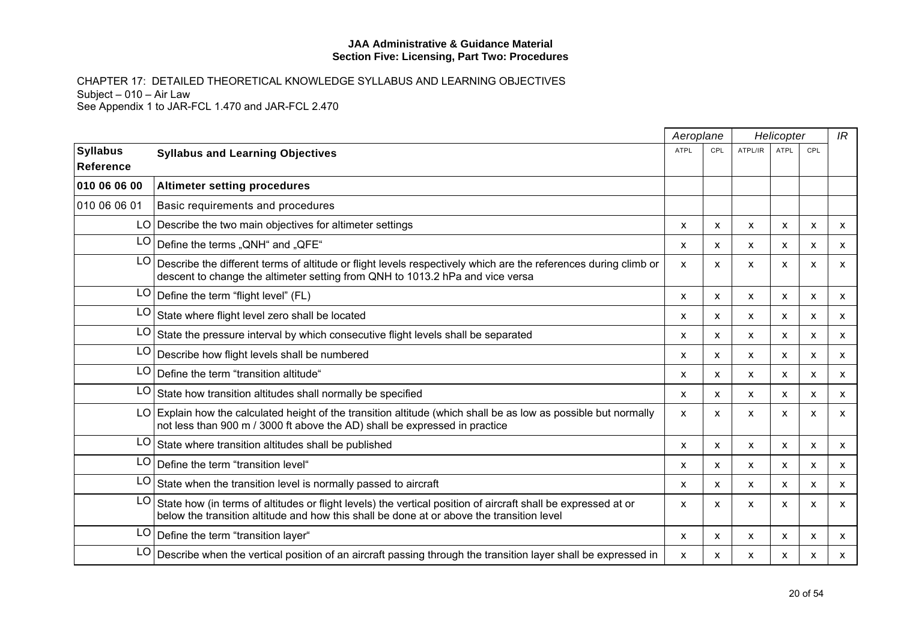CHAPTER 17: DETAILED THEORETICAL KNOWLEDGE SYLLABUS AND LEARNING OBJECTIVES
Subject – 010 – Air Law
See Appendix 1 to JAR-FCL 1.470 and JAR-FCL 2.470

| | | *Aeroplane* | | *Helicopter* | | | *IR* |
|---|---|---|---|---|---|---|---|
| **Syllabus Reference** | **Syllabus and Learning Objectives** | ATPL | CPL | ATPL/IR | ATPL | CPL | |
| **010 06 06 00** | **Altimeter setting procedures** | | | | | | |
| 010 06 06 01 | Basic requirements and procedures | | | | | | |
| LO | Describe the two main objectives for altimeter settings | x | x | x | x | x | x |
| LO | Define the terms „QNH“ and „QFE“ | x | x | x | x | x | x |
| LO | Describe the different terms of altitude or flight levels respectively which are the references during climb or descent to change the altimeter setting from QNH to 1013.2 hPa and vice versa | x | x | x | x | x | x |
| LO | Define the term “flight level” (FL) | x | x | x | x | x | x |
| LO | State where flight level zero shall be located | x | x | x | x | x | x |
| LO | State the pressure interval by which consecutive flight levels shall be separated | x | x | x | x | x | x |
| LO | Describe how flight levels shall be numbered | x | x | x | x | x | x |
| LO | Define the term “transition altitude“ | x | x | x | x | x | x |
| LO | State how transition altitudes shall normally be specified | x | x | x | x | x | x |
| LO | Explain how the calculated height of the transition altitude (which shall be as low as possible but normally not less than 900 m / 3000 ft above the AD) shall be expressed in practice | x | x | x | x | x | x |
| LO | State where transition altitudes shall be published | x | x | x | x | x | x |
| LO | Define the term “transition level“ | x | x | x | x | x | x |
| LO | State when the transition level is normally passed to aircraft | x | x | x | x | x | x |
| LO | State how (in terms of altitudes or flight levels) the vertical position of aircraft shall be expressed at or below the transition altitude and how this shall be done at or above the transition level | x | x | x | x | x | x |
| LO | Define the term “transition layer“ | x | x | x | x | x | x |
| LO | Describe when the vertical position of an aircraft passing through the transition layer shall be expressed in | x | x | x | x | x | x |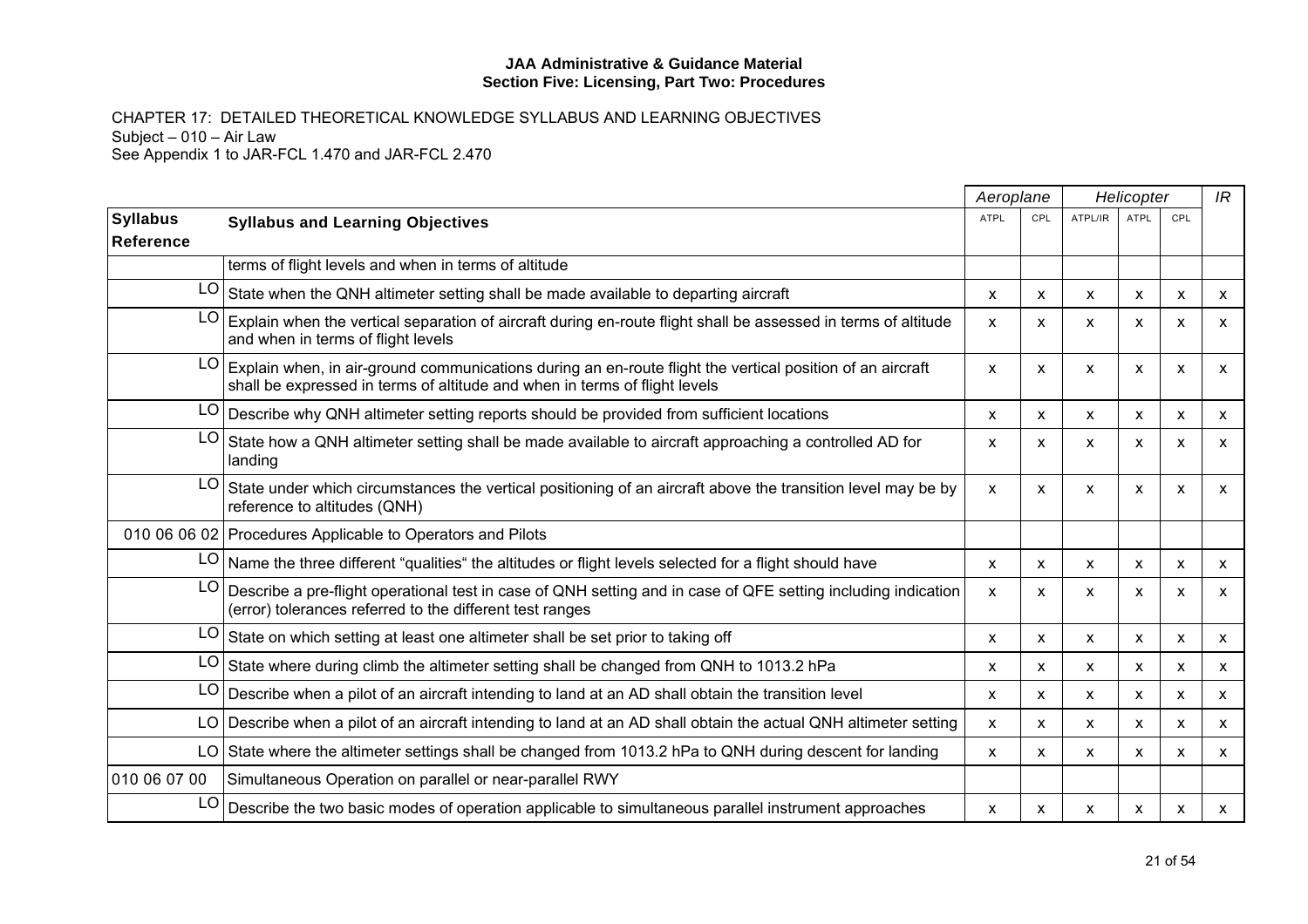**JAA Administrative & Guidance Material**
**Section Five: Licensing, Part Two: Procedures**

CHAPTER 17: DETAILED THEORETICAL KNOWLEDGE SYLLABUS AND LEARNING OBJECTIVES
Subject – 010 – Air Law
See Appendix 1 to JAR-FCL 1.470 and JAR-FCL 2.470

| | | *Aeroplane* | | *Helicopter* | | | *IR* |
|---|---|---|---|---|---|---|---|
| **Syllabus Reference** | **Syllabus and Learning Objectives** | ATPL | CPL | ATPL/IR | ATPL | CPL | |
| | terms of flight levels and when in terms of altitude | | | | | | |
| LO | State when the QNH altimeter setting shall be made available to departing aircraft | x | x | x | x | x | x |
| LO | Explain when the vertical separation of aircraft during en-route flight shall be assessed in terms of altitude and when in terms of flight levels | x | x | x | x | x | x |
| LO | Explain when, in air-ground communications during an en-route flight the vertical position of an aircraft shall be expressed in terms of altitude and when in terms of flight levels | x | x | x | x | x | x |
| LO | Describe why QNH altimeter setting reports should be provided from sufficient locations | x | x | x | x | x | x |
| LO | State how a QNH altimeter setting shall be made available to aircraft approaching a controlled AD for landing | x | x | x | x | x | x |
| LO | State under which circumstances the vertical positioning of an aircraft above the transition level may be by reference to altitudes (QNH) | x | x | x | x | x | x |
| 010 06 06 02 | Procedures Applicable to Operators and Pilots | | | | | | |
| LO | Name the three different "qualities" the altitudes or flight levels selected for a flight should have | x | x | x | x | x | x |
| LO | Describe a pre-flight operational test in case of QNH setting and in case of QFE setting including indication (error) tolerances referred to the different test ranges | x | x | x | x | x | x |
| LO | State on which setting at least one altimeter shall be set prior to taking off | x | x | x | x | x | x |
| LO | State where during climb the altimeter setting shall be changed from QNH to 1013.2 hPa | x | x | x | x | x | x |
| LO | Describe when a pilot of an aircraft intending to land at an AD shall obtain the transition level | x | x | x | x | x | x |
| LO | Describe when a pilot of an aircraft intending to land at an AD shall obtain the actual QNH altimeter setting | x | x | x | x | x | x |
| LO | State where the altimeter settings shall be changed from 1013.2 hPa to QNH during descent for landing | x | x | x | x | x | x |
| 010 06 07 00 | Simultaneous Operation on parallel or near-parallel RWY | | | | | | |
| LO | Describe the two basic modes of operation applicable to simultaneous parallel instrument approaches | x | x | x | x | x | x |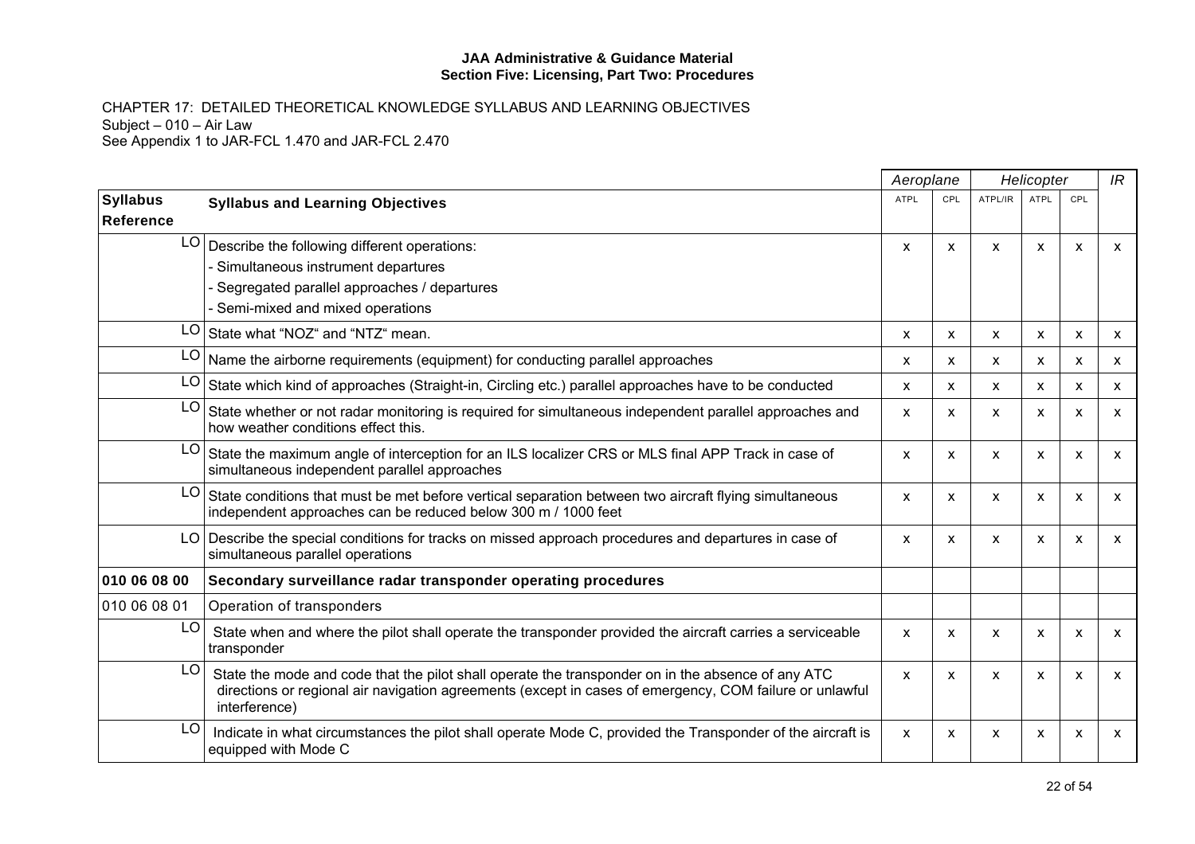**JAA Administrative & Guidance Material**
**Section Five: Licensing, Part Two: Procedures**

CHAPTER 17: DETAILED THEORETICAL KNOWLEDGE SYLLABUS AND LEARNING OBJECTIVES
Subject – 010 – Air Law
See Appendix 1 to JAR-FCL 1.470 and JAR-FCL 2.470

| | | *Aeroplane* | | *Helicopter* | | | *IR* |
|---|---|---|---|---|---|---|---|
| **Syllabus Reference** | **Syllabus and Learning Objectives** | ATPL | CPL | ATPL/IR | ATPL | CPL | |
| LO | Describe the following different operations:<br>- Simultaneous instrument departures<br>- Segregated parallel approaches / departures<br>- Semi-mixed and mixed operations | x | x | x | x | x | x |
| LO | State what "NOZ" and "NTZ" mean. | x | x | x | x | x | x |
| LO | Name the airborne requirements (equipment) for conducting parallel approaches | x | x | x | x | x | x |
| LO | State which kind of approaches (Straight-in, Circling etc.) parallel approaches have to be conducted | x | x | x | x | x | x |
| LO | State whether or not radar monitoring is required for simultaneous independent parallel approaches and how weather conditions effect this. | x | x | x | x | x | x |
| LO | State the maximum angle of interception for an ILS localizer CRS or MLS final APP Track in case of simultaneous independent parallel approaches | x | x | x | x | x | x |
| LO | State conditions that must be met before vertical separation between two aircraft flying simultaneous independent approaches can be reduced below 300 m / 1000 feet | x | x | x | x | x | x |
| LO | Describe the special conditions for tracks on missed approach procedures and departures in case of simultaneous parallel operations | x | x | x | x | x | x |
| **010 06 08 00** | **Secondary surveillance radar transponder operating procedures** | | | | | | |
| 010 06 08 01 | Operation of transponders | | | | | | |
| LO | State when and where the pilot shall operate the transponder provided the aircraft carries a serviceable transponder | x | x | x | x | x | x |
| LO | State the mode and code that the pilot shall operate the transponder on in the absence of any ATC directions or regional air navigation agreements (except in cases of emergency, COM failure or unlawful interference) | x | x | x | x | x | x |
| LO | Indicate in what circumstances the pilot shall operate Mode C, provided the Transponder of the aircraft is equipped with Mode C | x | x | x | x | x | x |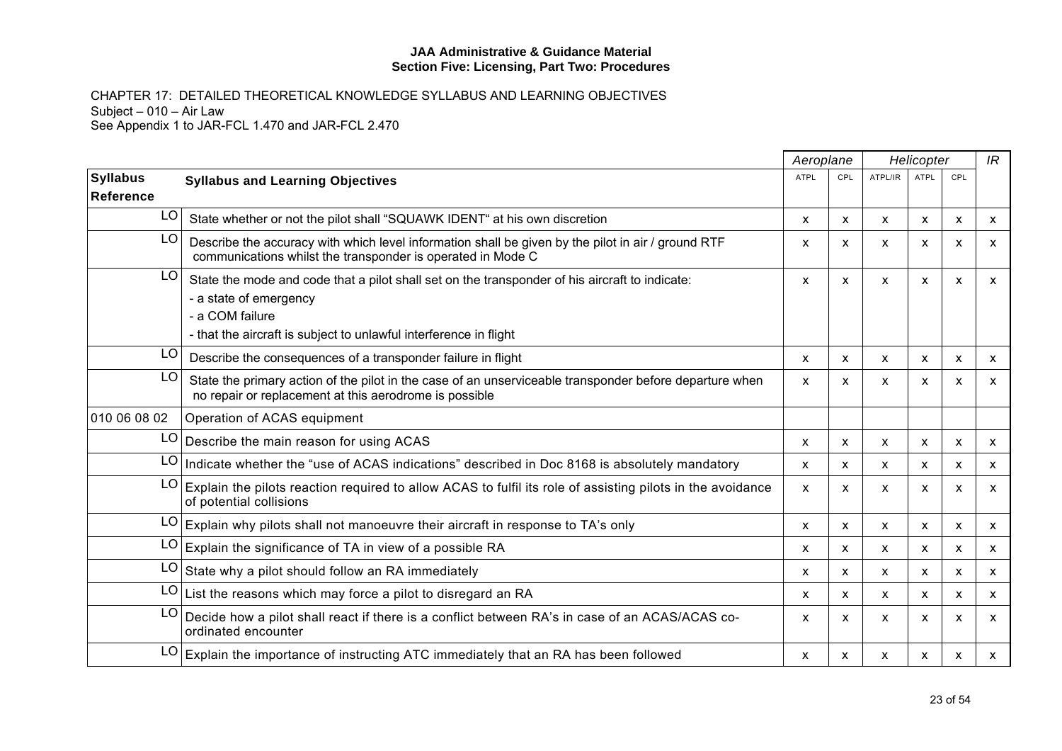CHAPTER 17: DETAILED THEORETICAL KNOWLEDGE SYLLABUS AND LEARNING OBJECTIVES
Subject – 010 – Air Law
See Appendix 1 to JAR-FCL 1.470 and JAR-FCL 2.470

| | | *Aeroplane* | | *Helicopter* | | | *IR* |
|---|---|---|---|---|---|---|---|
| **Syllabus Reference** | **Syllabus and Learning Objectives** | ATPL | CPL | ATPL/IR | ATPL | CPL | |
| LO | State whether or not the pilot shall "SQUAWK IDENT" at his own discretion | x | x | x | x | x | x |
| LO | Describe the accuracy with which level information shall be given by the pilot in air / ground RTF communications whilst the transponder is operated in Mode C | x | x | x | x | x | x |
| LO | State the mode and code that a pilot shall set on the transponder of his aircraft to indicate:<br>- a state of emergency<br>- a COM failure<br>- that the aircraft is subject to unlawful interference in flight | x | x | x | x | x | x |
| LO | Describe the consequences of a transponder failure in flight | x | x | x | x | x | x |
| LO | State the primary action of the pilot in the case of an unserviceable transponder before departure when no repair or replacement at this aerodrome is possible | x | x | x | x | x | x |
| 010 06 08 02 | Operation of ACAS equipment | | | | | | |
| LO | Describe the main reason for using ACAS | x | x | x | x | x | x |
| LO | Indicate whether the "use of ACAS indications" described in Doc 8168 is absolutely mandatory | x | x | x | x | x | x |
| LO | Explain the pilots reaction required to allow ACAS to fulfil its role of assisting pilots in the avoidance of potential collisions | x | x | x | x | x | x |
| LO | Explain why pilots shall not manoeuvre their aircraft in response to TA's only | x | x | x | x | x | x |
| LO | Explain the significance of TA in view of a possible RA | x | x | x | x | x | x |
| LO | State why a pilot should follow an RA immediately | x | x | x | x | x | x |
| LO | List the reasons which may force a pilot to disregard an RA | x | x | x | x | x | x |
| LO | Decide how a pilot shall react if there is a conflict between RA's in case of an ACAS/ACAS co-ordinated encounter | x | x | x | x | x | x |
| LO | Explain the importance of instructing ATC immediately that an RA has been followed | x | x | x | x | x | x |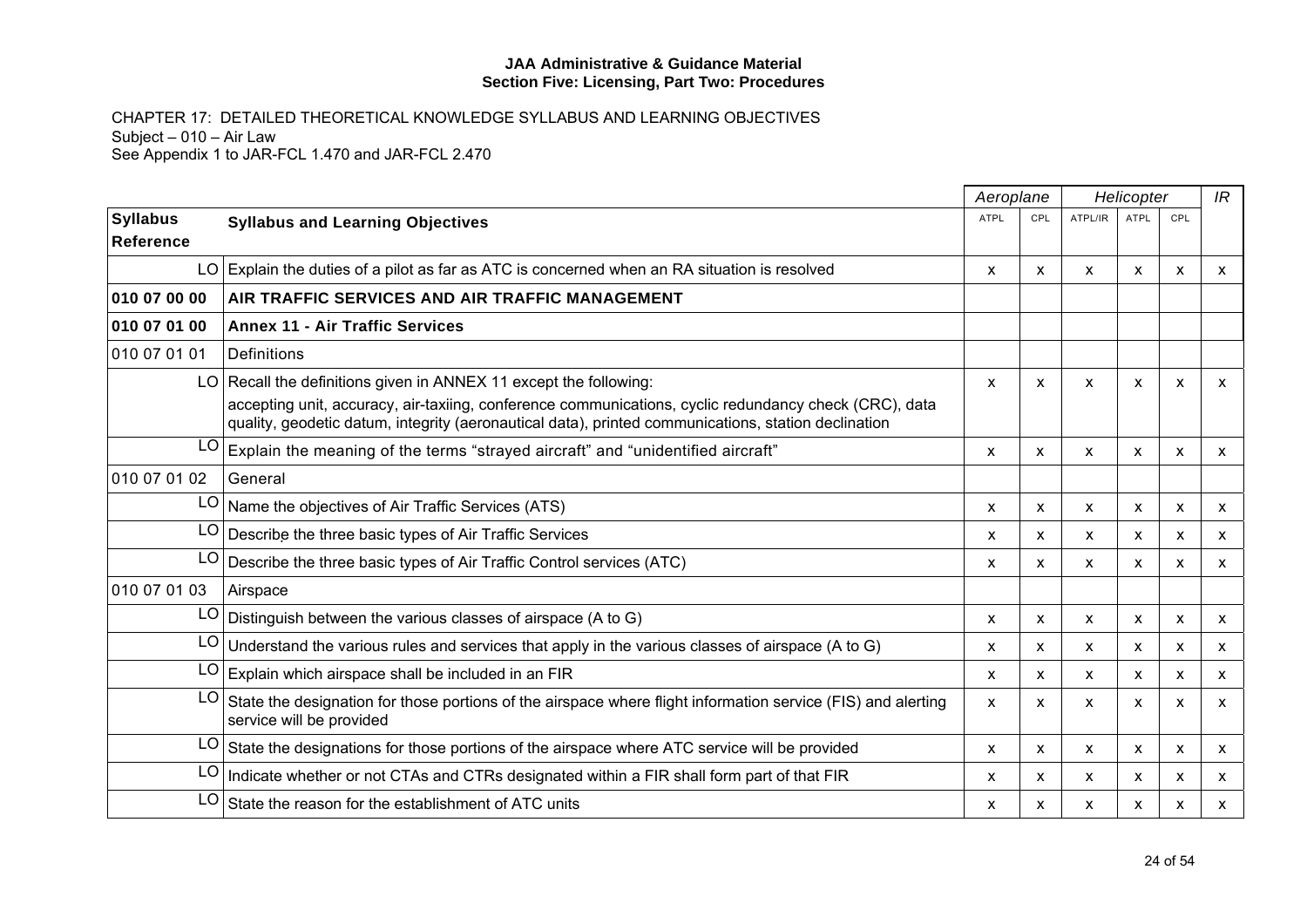**JAA Administrative & Guidance Material**
**Section Five: Licensing, Part Two: Procedures**

CHAPTER 17: DETAILED THEORETICAL KNOWLEDGE SYLLABUS AND LEARNING OBJECTIVES
Subject – 010 – Air Law
See Appendix 1 to JAR-FCL 1.470 and JAR-FCL 2.470

| | | *Aeroplane* | | *Helicopter* | | | *IR* |
|---|---|---|---|---|---|---|---|
| **Syllabus Reference** | **Syllabus and Learning Objectives** | ATPL | CPL | ATPL/IR | ATPL | CPL | |
| LO | Explain the duties of a pilot as far as ATC is concerned when an RA situation is resolved | x | x | x | x | x | x |
| **010 07 00 00** | **AIR TRAFFIC SERVICES AND AIR TRAFFIC MANAGEMENT** | | | | | | |
| **010 07 01 00** | **Annex 11 - Air Traffic Services** | | | | | | |
| 010 07 01 01 | Definitions | | | | | | |
| LO | Recall the definitions given in ANNEX 11 except the following:<br>accepting unit, accuracy, air-taxiing, conference communications, cyclic redundancy check (CRC), data quality, geodetic datum, integrity (aeronautical data), printed communications, station declination | x | x | x | x | x | x |
| LO | Explain the meaning of the terms “strayed aircraft” and “unidentified aircraft” | x | x | x | x | x | x |
| 010 07 01 02 | General | | | | | | |
| LO | Name the objectives of Air Traffic Services (ATS) | x | x | x | x | x | x |
| LO | Describe the three basic types of Air Traffic Services | x | x | x | x | x | x |
| LO | Describe the three basic types of Air Traffic Control services (ATC) | x | x | x | x | x | x |
| 010 07 01 03 | Airspace | | | | | | |
| LO | Distinguish between the various classes of airspace (A to G) | x | x | x | x | x | x |
| LO | Understand the various rules and services that apply in the various classes of airspace (A to G) | x | x | x | x | x | x |
| LO | Explain which airspace shall be included in an FIR | x | x | x | x | x | x |
| LO | State the designation for those portions of the airspace where flight information service (FIS) and alerting service will be provided | x | x | x | x | x | x |
| LO | State the designations for those portions of the airspace where ATC service will be provided | x | x | x | x | x | x |
| LO | Indicate whether or not CTAs and CTRs designated within a FIR shall form part of that FIR | x | x | x | x | x | x |
| LO | State the reason for the establishment of ATC units | x | x | x | x | x | x |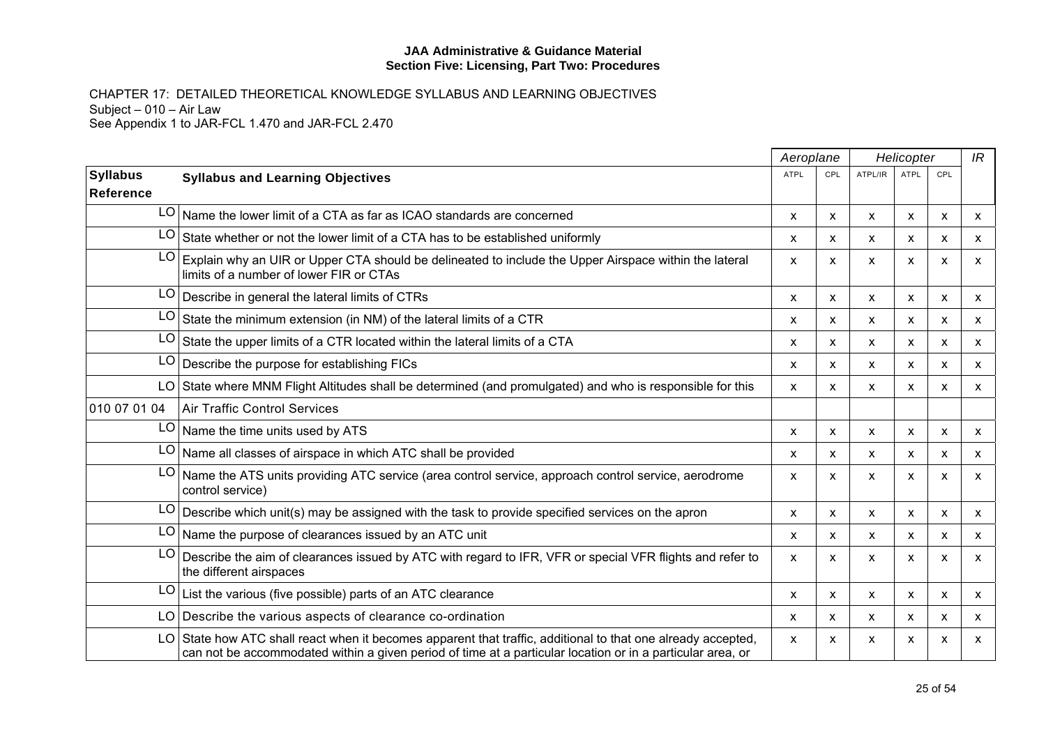CHAPTER 17: DETAILED THEORETICAL KNOWLEDGE SYLLABUS AND LEARNING OBJECTIVES
Subject – 010 – Air Law
See Appendix 1 to JAR-FCL 1.470 and JAR-FCL 2.470

| | | Aeroplane | | Helicopter | | | IR |
|---|---|---|---|---|---|---|---|
| **Syllabus Reference** | **Syllabus and Learning Objectives** | ATPL | CPL | ATPL/IR | ATPL | CPL | |
| LO | Name the lower limit of a CTA as far as ICAO standards are concerned | x | x | x | x | x | x |
| LO | State whether or not the lower limit of a CTA has to be established uniformly | x | x | x | x | x | x |
| LO | Explain why an UIR or Upper CTA should be delineated to include the Upper Airspace within the lateral limits of a number of lower FIR or CTAs | x | x | x | x | x | x |
| LO | Describe in general the lateral limits of CTRs | x | x | x | x | x | x |
| LO | State the minimum extension (in NM) of the lateral limits of a CTR | x | x | x | x | x | x |
| LO | State the upper limits of a CTR located within the lateral limits of a CTA | x | x | x | x | x | x |
| LO | Describe the purpose for establishing FICs | x | x | x | x | x | x |
| LO | State where MNM Flight Altitudes shall be determined (and promulgated) and who is responsible for this | x | x | x | x | x | x |
| 010 07 01 04 | Air Traffic Control Services | | | | | | |
| LO | Name the time units used by ATS | x | x | x | x | x | x |
| LO | Name all classes of airspace in which ATC shall be provided | x | x | x | x | x | x |
| LO | Name the ATS units providing ATC service (area control service, approach control service, aerodrome control service) | x | x | x | x | x | x |
| LO | Describe which unit(s) may be assigned with the task to provide specified services on the apron | x | x | x | x | x | x |
| LO | Name the purpose of clearances issued by an ATC unit | x | x | x | x | x | x |
| LO | Describe the aim of clearances issued by ATC with regard to IFR, VFR or special VFR flights and refer to the different airspaces | x | x | x | x | x | x |
| LO | List the various (five possible) parts of an ATC clearance | x | x | x | x | x | x |
| LO | Describe the various aspects of clearance co-ordination | x | x | x | x | x | x |
| LO | State how ATC shall react when it becomes apparent that traffic, additional to that one already accepted, can not be accommodated within a given period of time at a particular location or in a particular area, or | x | x | x | x | x | x |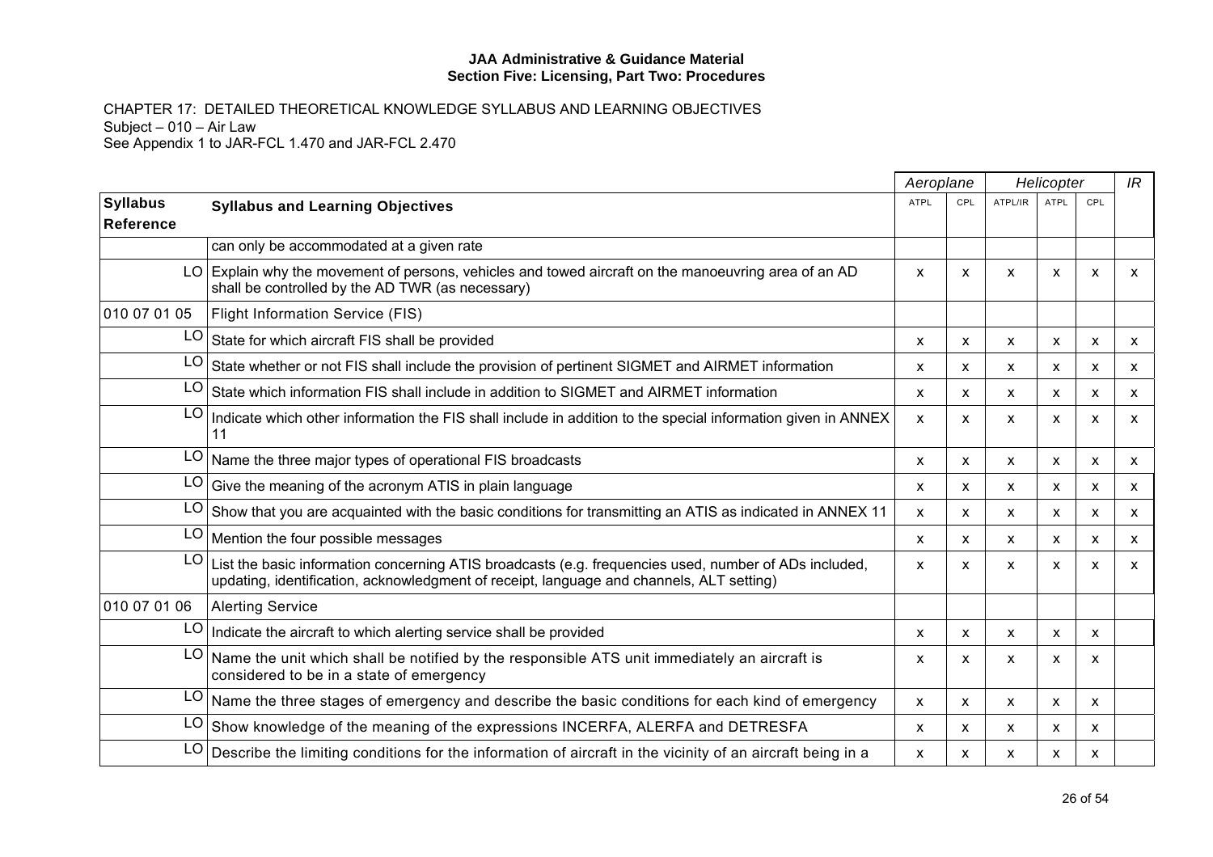CHAPTER 17: DETAILED THEORETICAL KNOWLEDGE SYLLABUS AND LEARNING OBJECTIVES
Subject – 010 – Air Law
See Appendix 1 to JAR-FCL 1.470 and JAR-FCL 2.470

| | | Aeroplane | | Helicopter | | | IR |
|---|---|---|---|---|---|---|---|
| **Syllabus Reference** | **Syllabus and Learning Objectives** | ATPL | CPL | ATPL/IR | ATPL | CPL | |
| | can only be accommodated at a given rate | | | | | | |
| LO | Explain why the movement of persons, vehicles and towed aircraft on the manoeuvring area of an AD shall be controlled by the AD TWR (as necessary) | x | x | x | x | x | x |
| 010 07 01 05 | Flight Information Service (FIS) | | | | | | |
| LO | State for which aircraft FIS shall be provided | x | x | x | x | x | x |
| LO | State whether or not FIS shall include the provision of pertinent SIGMET and AIRMET information | x | x | x | x | x | x |
| LO | State which information FIS shall include in addition to SIGMET and AIRMET information | x | x | x | x | x | x |
| LO | Indicate which other information the FIS shall include in addition to the special information given in ANNEX 11 | x | x | x | x | x | x |
| LO | Name the three major types of operational FIS broadcasts | x | x | x | x | x | x |
| LO | Give the meaning of the acronym ATIS in plain language | x | x | x | x | x | x |
| LO | Show that you are acquainted with the basic conditions for transmitting an ATIS as indicated in ANNEX 11 | x | x | x | x | x | x |
| LO | Mention the four possible messages | x | x | x | x | x | x |
| LO | List the basic information concerning ATIS broadcasts (e.g. frequencies used, number of ADs included, updating, identification, acknowledgment of receipt, language and channels, ALT setting) | x | x | x | x | x | x |
| 010 07 01 06 | Alerting Service | | | | | | |
| LO | Indicate the aircraft to which alerting service shall be provided | x | x | x | x | x | |
| LO | Name the unit which shall be notified by the responsible ATS unit immediately an aircraft is considered to be in a state of emergency | x | x | x | x | x | |
| LO | Name the three stages of emergency and describe the basic conditions for each kind of emergency | x | x | x | x | x | |
| LO | Show knowledge of the meaning of the expressions INCERFA, ALERFA and DETRESFA | x | x | x | x | x | |
| LO | Describe the limiting conditions for the information of aircraft in the vicinity of an aircraft being in a | x | x | x | x | x | |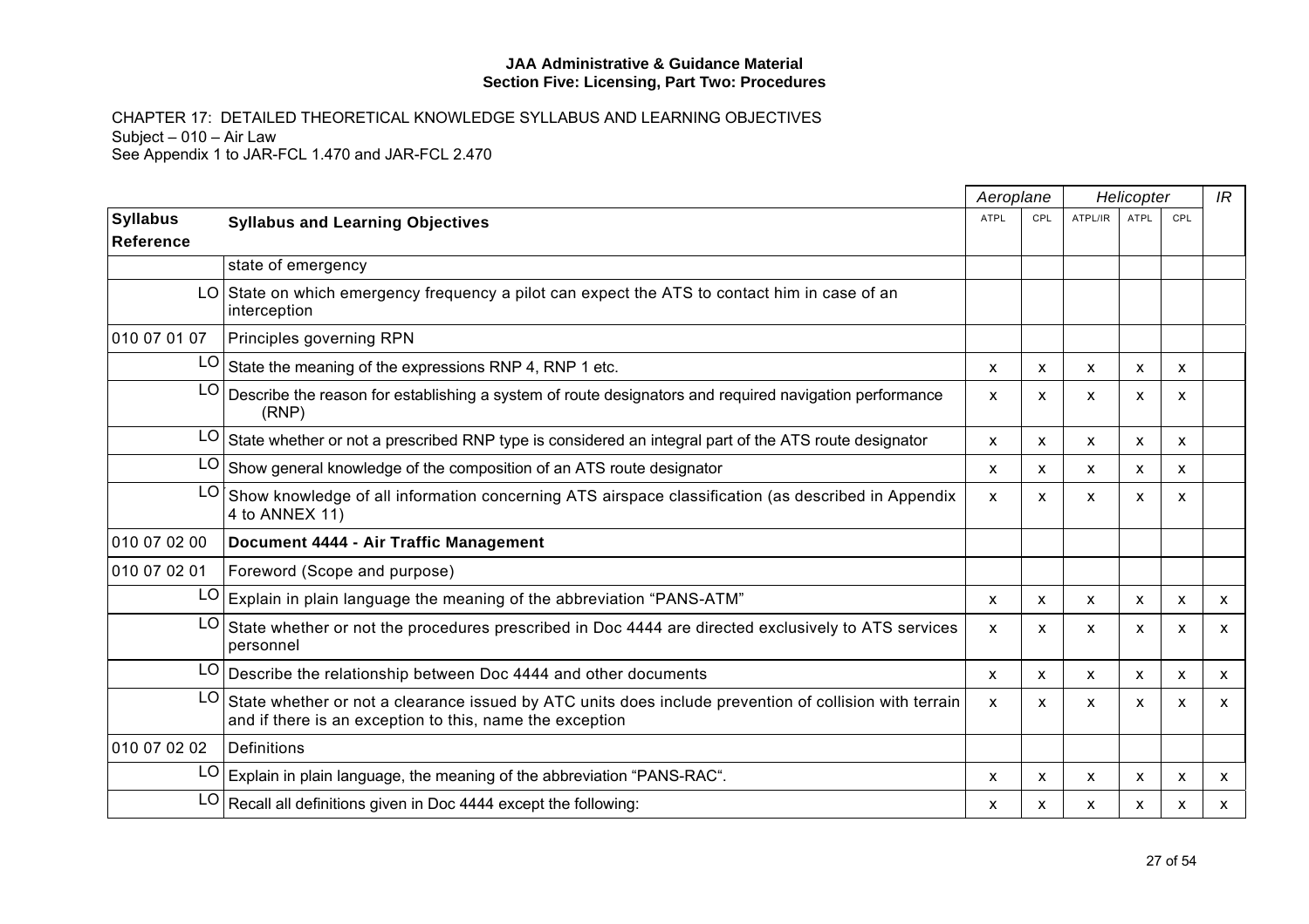**JAA Administrative & Guidance Material**
**Section Five: Licensing, Part Two: Procedures**

CHAPTER 17: DETAILED THEORETICAL KNOWLEDGE SYLLABUS AND LEARNING OBJECTIVES
Subject – 010 – Air Law
See Appendix 1 to JAR-FCL 1.470 and JAR-FCL 2.470

| | | *Aeroplane* | | *Helicopter* | | | *IR* |
|---|---|---|---|---|---|---|---|
| **Syllabus Reference** | **Syllabus and Learning Objectives** | ATPL | CPL | ATPL/IR | ATPL | CPL | |
| | state of emergency | | | | | | |
| LO | State on which emergency frequency a pilot can expect the ATS to contact him in case of an interception | | | | | | |
| 010 07 01 07 | Principles governing RPN | | | | | | |
| LO | State the meaning of the expressions RNP 4, RNP 1 etc. | x | x | x | x | x | |
| LO | Describe the reason for establishing a system of route designators and required navigation performance (RNP) | x | x | x | x | x | |
| LO | State whether or not a prescribed RNP type is considered an integral part of the ATS route designator | x | x | x | x | x | |
| LO | Show general knowledge of the composition of an ATS route designator | x | x | x | x | x | |
| LO | Show knowledge of all information concerning ATS airspace classification (as described in Appendix 4 to ANNEX 11) | x | x | x | x | x | |
| 010 07 02 00 | **Document 4444 - Air Traffic Management** | | | | | | |
| 010 07 02 01 | Foreword (Scope and purpose) | | | | | | |
| LO | Explain in plain language the meaning of the abbreviation "PANS-ATM" | x | x | x | x | x | x |
| LO | State whether or not the procedures prescribed in Doc 4444 are directed exclusively to ATS services personnel | x | x | x | x | x | x |
| LO | Describe the relationship between Doc 4444 and other documents | x | x | x | x | x | x |
| LO | State whether or not a clearance issued by ATC units does include prevention of collision with terrain and if there is an exception to this, name the exception | x | x | x | x | x | x |
| 010 07 02 02 | Definitions | | | | | | |
| LO | Explain in plain language, the meaning of the abbreviation "PANS-RAC". | x | x | x | x | x | x |
| LO | Recall all definitions given in Doc 4444 except the following: | x | x | x | x | x | x |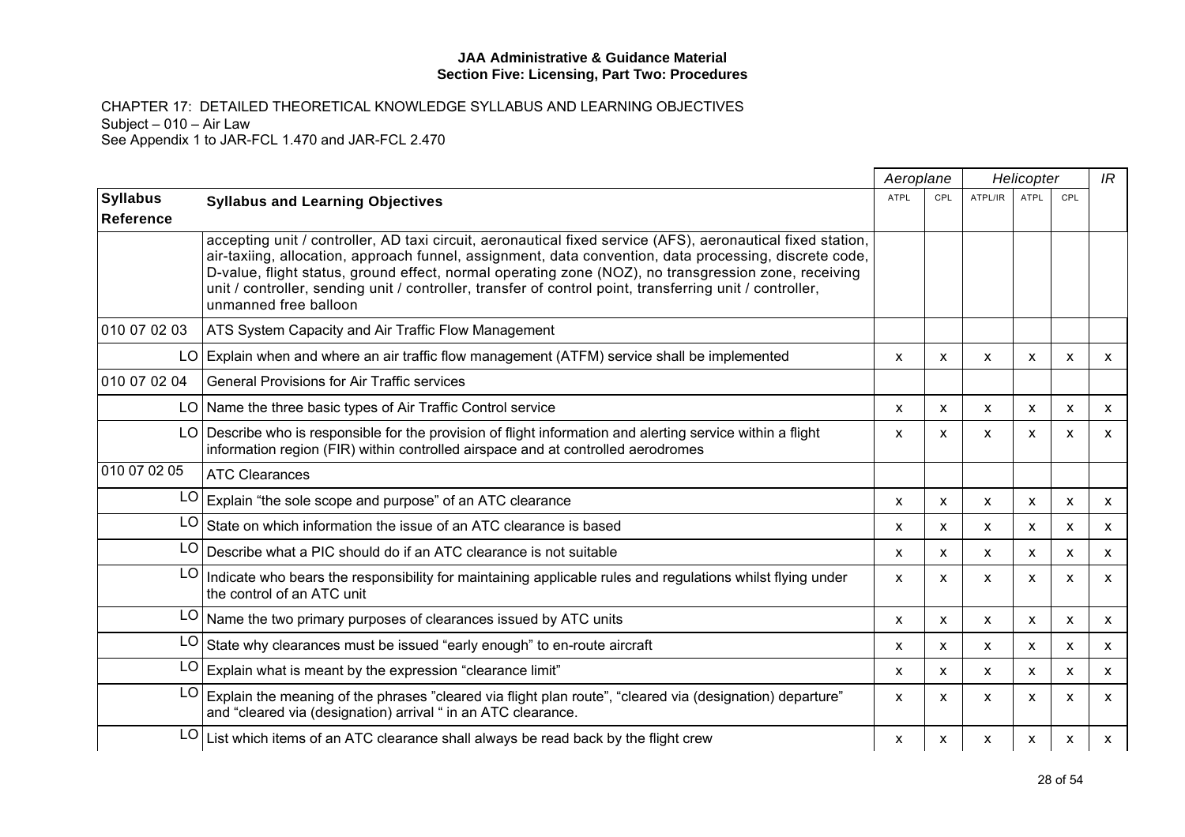**JAA Administrative & Guidance Material**
**Section Five: Licensing, Part Two: Procedures**

CHAPTER 17: DETAILED THEORETICAL KNOWLEDGE SYLLABUS AND LEARNING OBJECTIVES
Subject – 010 – Air Law
See Appendix 1 to JAR-FCL 1.470 and JAR-FCL 2.470

| | | *Aeroplane* | | *Helicopter* | | | *IR* |
|---|---|---|---|---|---|---|---|
| **Syllabus Reference** | **Syllabus and Learning Objectives** | ATPL | CPL | ATPL/IR | ATPL | CPL | |
| | accepting unit / controller, AD taxi circuit, aeronautical fixed service (AFS), aeronautical fixed station, air-taxiing, allocation, approach funnel, assignment, data convention, data processing, discrete code, D-value, flight status, ground effect, normal operating zone (NOZ), no transgression zone, receiving unit / controller, sending unit / controller, transfer of control point, transferring unit / controller, unmanned free balloon | | | | | | |
| 010 07 02 03 | ATS System Capacity and Air Traffic Flow Management | | | | | | |
| LO | Explain when and where an air traffic flow management (ATFM) service shall be implemented | x | x | x | x | x | x |
| 010 07 02 04 | General Provisions for Air Traffic services | | | | | | |
| LO | Name the three basic types of Air Traffic Control service | x | x | x | x | x | x |
| LO | Describe who is responsible for the provision of flight information and alerting service within a flight information region (FIR) within controlled airspace and at controlled aerodromes | x | x | x | x | x | x |
| 010 07 02 05 | ATC Clearances | | | | | | |
| LO | Explain “the sole scope and purpose” of an ATC clearance | x | x | x | x | x | x |
| LO | State on which information the issue of an ATC clearance is based | x | x | x | x | x | x |
| LO | Describe what a PIC should do if an ATC clearance is not suitable | x | x | x | x | x | x |
| LO | Indicate who bears the responsibility for maintaining applicable rules and regulations whilst flying under the control of an ATC unit | x | x | x | x | x | x |
| LO | Name the two primary purposes of clearances issued by ATC units | x | x | x | x | x | x |
| LO | State why clearances must be issued “early enough” to en-route aircraft | x | x | x | x | x | x |
| LO | Explain what is meant by the expression “clearance limit” | x | x | x | x | x | x |
| LO | Explain the meaning of the phrases ”cleared via flight plan route”, “cleared via (designation) departure” and “cleared via (designation) arrival “ in an ATC clearance. | x | x | x | x | x | x |
| LO | List which items of an ATC clearance shall always be read back by the flight crew | x | x | x | x | x | x |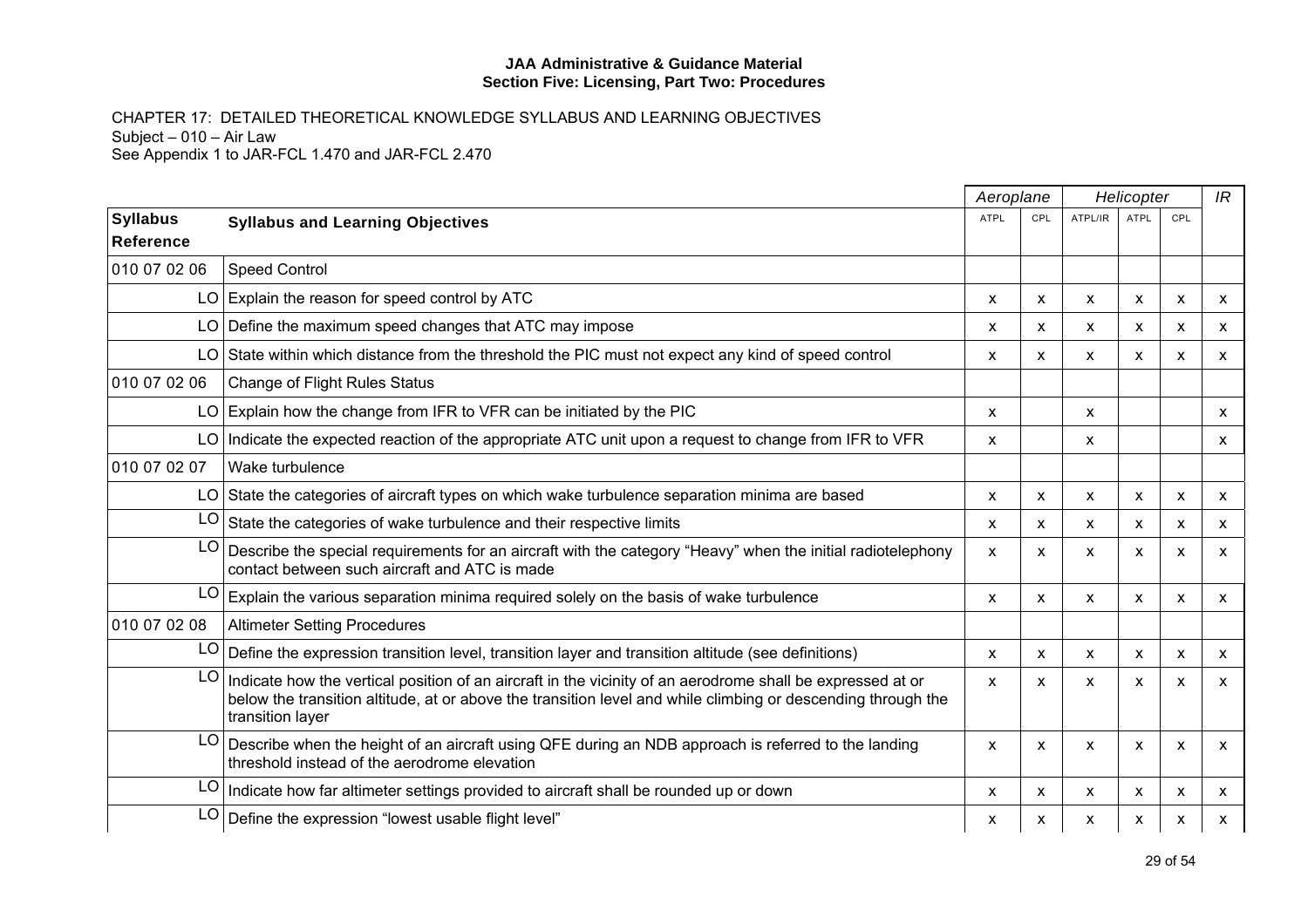CHAPTER 17: DETAILED THEORETICAL KNOWLEDGE SYLLABUS AND LEARNING OBJECTIVES
Subject – 010 – Air Law
See Appendix 1 to JAR-FCL 1.470 and JAR-FCL 2.470

| | | Aeroplane | | Helicopter | | | IR |
|---|---|---|---|---|---|---|---|
| **Syllabus Reference** | **Syllabus and Learning Objectives** | ATPL | CPL | ATPL/IR | ATPL | CPL | |
| 010 07 02 06 | Speed Control | | | | | | |
| LO | Explain the reason for speed control by ATC | x | x | x | x | x | x |
| LO | Define the maximum speed changes that ATC may impose | x | x | x | x | x | x |
| LO | State within which distance from the threshold the PIC must not expect any kind of speed control | x | x | x | x | x | x |
| 010 07 02 06 | Change of Flight Rules Status | | | | | | |
| LO | Explain how the change from IFR to VFR can be initiated by the PIC | x | | x | | | x |
| LO | Indicate the expected reaction of the appropriate ATC unit upon a request to change from IFR to VFR | x | | x | | | x |
| 010 07 02 07 | Wake turbulence | | | | | | |
| LO | State the categories of aircraft types on which wake turbulence separation minima are based | x | x | x | x | x | x |
| LO | State the categories of wake turbulence and their respective limits | x | x | x | x | x | x |
| LO | Describe the special requirements for an aircraft with the category “Heavy” when the initial radiotelephony contact between such aircraft and ATC is made | x | x | x | x | x | x |
| LO | Explain the various separation minima required solely on the basis of wake turbulence | x | x | x | x | x | x |
| 010 07 02 08 | Altimeter Setting Procedures | | | | | | |
| LO | Define the expression transition level, transition layer and transition altitude (see definitions) | x | x | x | x | x | x |
| LO | Indicate how the vertical position of an aircraft in the vicinity of an aerodrome shall be expressed at or below the transition altitude, at or above the transition level and while climbing or descending through the transition layer | x | x | x | x | x | x |
| LO | Describe when the height of an aircraft using QFE during an NDB approach is referred to the landing threshold instead of the aerodrome elevation | x | x | x | x | x | x |
| LO | Indicate how far altimeter settings provided to aircraft shall be rounded up or down | x | x | x | x | x | x |
| LO | Define the expression “lowest usable flight level” | x | x | x | x | x | x |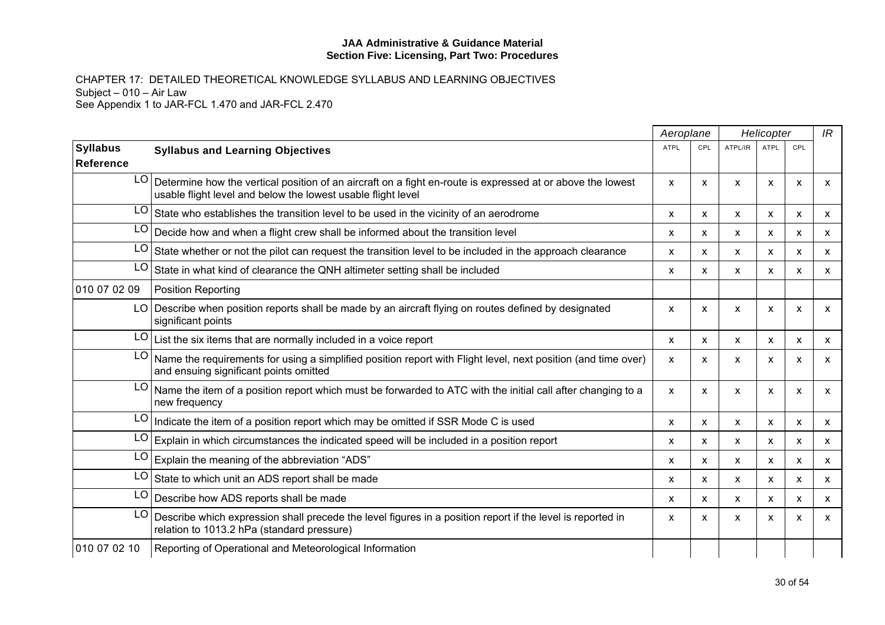**JAA Administrative & Guidance Material**
**Section Five: Licensing, Part Two: Procedures**

CHAPTER 17: DETAILED THEORETICAL KNOWLEDGE SYLLABUS AND LEARNING OBJECTIVES
Subject – 010 – Air Law
See Appendix 1 to JAR-FCL 1.470 and JAR-FCL 2.470

| | | *Aeroplane* | | *Helicopter* | | | *IR* |
|---|---|---|---|---|---|---|---|
| **Syllabus Reference** | **Syllabus and Learning Objectives** | ATPL | CPL | ATPL/IR | ATPL | CPL | |
| LO | Determine how the vertical position of an aircraft on a fight en-route is expressed at or above the lowest usable flight level and below the lowest usable flight level | x | x | x | x | x | x |
| LO | State who establishes the transition level to be used in the vicinity of an aerodrome | x | x | x | x | x | x |
| LO | Decide how and when a flight crew shall be informed about the transition level | x | x | x | x | x | x |
| LO | State whether or not the pilot can request the transition level to be included in the approach clearance | x | x | x | x | x | x |
| LO | State in what kind of clearance the QNH altimeter setting shall be included | x | x | x | x | x | x |
| 010 07 02 09 | Position Reporting | | | | | | |
| LO | Describe when position reports shall be made by an aircraft flying on routes defined by designated significant points | x | x | x | x | x | x |
| LO | List the six items that are normally included in a voice report | x | x | x | x | x | x |
| LO | Name the requirements for using a simplified position report with Flight level, next position (and time over) and ensuing significant points omitted | x | x | x | x | x | x |
| LO | Name the item of a position report which must be forwarded to ATC with the initial call after changing to a new frequency | x | x | x | x | x | x |
| LO | Indicate the item of a position report which may be omitted if SSR Mode C is used | x | x | x | x | x | x |
| LO | Explain in which circumstances the indicated speed will be included in a position report | x | x | x | x | x | x |
| LO | Explain the meaning of the abbreviation "ADS" | x | x | x | x | x | x |
| LO | State to which unit an ADS report shall be made | x | x | x | x | x | x |
| LO | Describe how ADS reports shall be made | x | x | x | x | x | x |
| LO | Describe which expression shall precede the level figures in a position report if the level is reported in relation to 1013.2 hPa (standard pressure) | x | x | x | x | x | x |
| 010 07 02 10 | Reporting of Operational and Meteorological Information | | | | | | |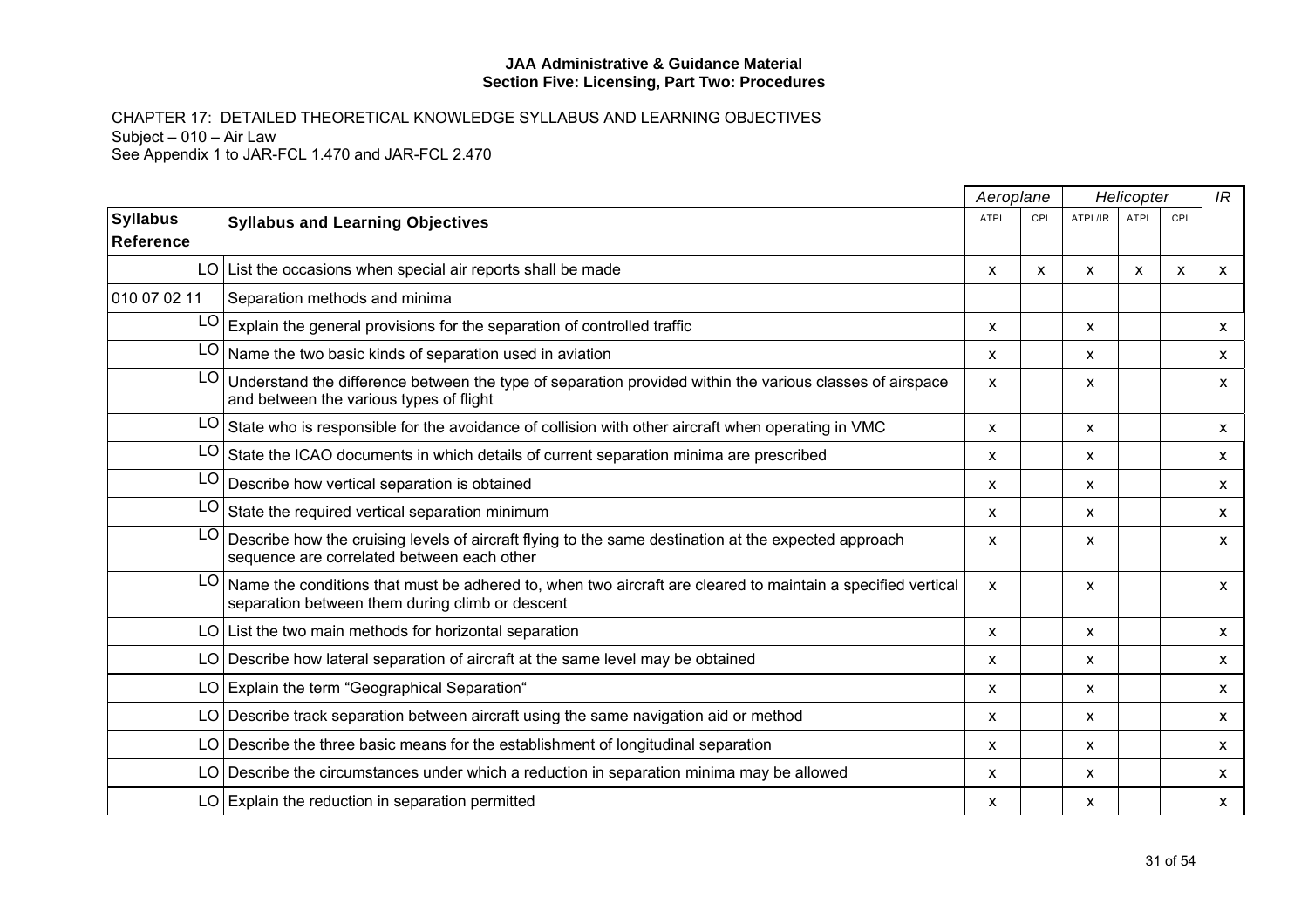CHAPTER 17: DETAILED THEORETICAL KNOWLEDGE SYLLABUS AND LEARNING OBJECTIVES

Subject – 010 – Air Law

See Appendix 1 to JAR-FCL 1.470 and JAR-FCL 2.470

| | | Aeroplane | | Helicopter | | | IR |
|---|---|---|---|---|---|---|---|
| **Syllabus Reference** | **Syllabus and Learning Objectives** | ATPL | CPL | ATPL/IR | ATPL | CPL | |
| LO | List the occasions when special air reports shall be made | x | x | x | x | x | x |
| 010 07 02 11 | Separation methods and minima | | | | | | |
| LO | Explain the general provisions for the separation of controlled traffic | x | | x | | | x |
| LO | Name the two basic kinds of separation used in aviation | x | | x | | | x |
| LO | Understand the difference between the type of separation provided within the various classes of airspace and between the various types of flight | x | | x | | | x |
| LO | State who is responsible for the avoidance of collision with other aircraft when operating in VMC | x | | x | | | x |
| LO | State the ICAO documents in which details of current separation minima are prescribed | x | | x | | | x |
| LO | Describe how vertical separation is obtained | x | | x | | | x |
| LO | State the required vertical separation minimum | x | | x | | | x |
| LO | Describe how the cruising levels of aircraft flying to the same destination at the expected approach sequence are correlated between each other | x | | x | | | x |
| LO | Name the conditions that must be adhered to, when two aircraft are cleared to maintain a specified vertical separation between them during climb or descent | x | | x | | | x |
| LO | List the two main methods for horizontal separation | x | | x | | | x |
| LO | Describe how lateral separation of aircraft at the same level may be obtained | x | | x | | | x |
| LO | Explain the term "Geographical Separation" | x | | x | | | x |
| LO | Describe track separation between aircraft using the same navigation aid or method | x | | x | | | x |
| LO | Describe the three basic means for the establishment of longitudinal separation | x | | x | | | x |
| LO | Describe the circumstances under which a reduction in separation minima may be allowed | x | | x | | | x |
| LO | Explain the reduction in separation permitted | x | | x | | | x |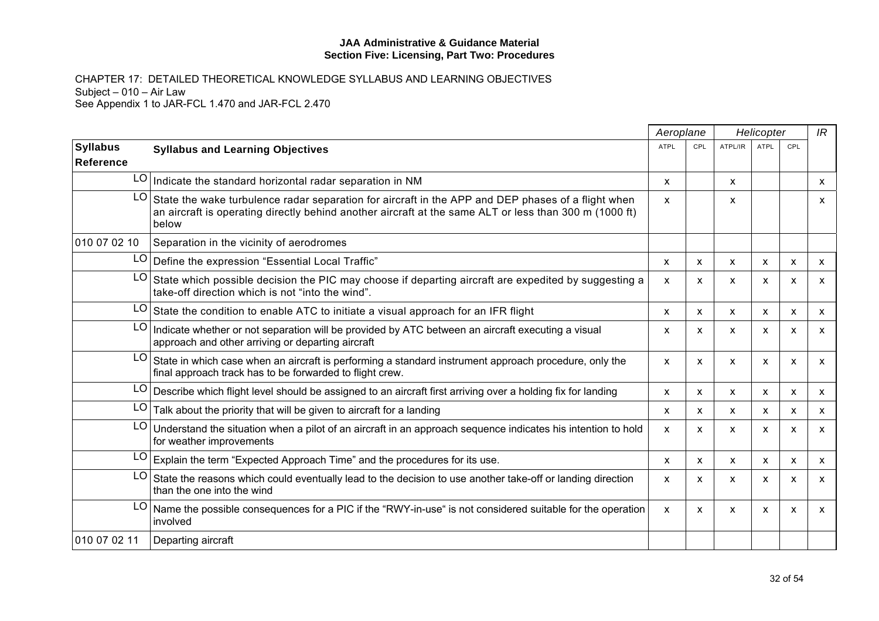**JAA Administrative & Guidance Material**
**Section Five: Licensing, Part Two: Procedures**

CHAPTER 17: DETAILED THEORETICAL KNOWLEDGE SYLLABUS AND LEARNING OBJECTIVES
Subject – 010 – Air Law
See Appendix 1 to JAR-FCL 1.470 and JAR-FCL 2.470

| | | *Aeroplane* | | *Helicopter* | | | *IR* |
|---|---|---|---|---|---|---|---|
| **Syllabus Reference** | **Syllabus and Learning Objectives** | ATPL | CPL | ATPL/IR | ATPL | CPL | |
| LO | Indicate the standard horizontal radar separation in NM | x | | x | | | x |
| LO | State the wake turbulence radar separation for aircraft in the APP and DEP phases of a flight when an aircraft is operating directly behind another aircraft at the same ALT or less than 300 m (1000 ft) below | x | | x | | | x |
| 010 07 02 10 | Separation in the vicinity of aerodromes | | | | | | |
| LO | Define the expression "Essential Local Traffic" | x | x | x | x | x | x |
| LO | State which possible decision the PIC may choose if departing aircraft are expedited by suggesting a take-off direction which is not "into the wind". | x | x | x | x | x | x |
| LO | State the condition to enable ATC to initiate a visual approach for an IFR flight | x | x | x | x | x | x |
| LO | Indicate whether or not separation will be provided by ATC between an aircraft executing a visual approach and other arriving or departing aircraft | x | x | x | x | x | x |
| LO | State in which case when an aircraft is performing a standard instrument approach procedure, only the final approach track has to be forwarded to flight crew. | x | x | x | x | x | x |
| LO | Describe which flight level should be assigned to an aircraft first arriving over a holding fix for landing | x | x | x | x | x | x |
| LO | Talk about the priority that will be given to aircraft for a landing | x | x | x | x | x | x |
| LO | Understand the situation when a pilot of an aircraft in an approach sequence indicates his intention to hold for weather improvements | x | x | x | x | x | x |
| LO | Explain the term "Expected Approach Time" and the procedures for its use. | x | x | x | x | x | x |
| LO | State the reasons which could eventually lead to the decision to use another take-off or landing direction than the one into the wind | x | x | x | x | x | x |
| LO | Name the possible consequences for a PIC if the "RWY-in-use" is not considered suitable for the operation involved | x | x | x | x | x | x |
| 010 07 02 11 | Departing aircraft | | | | | | |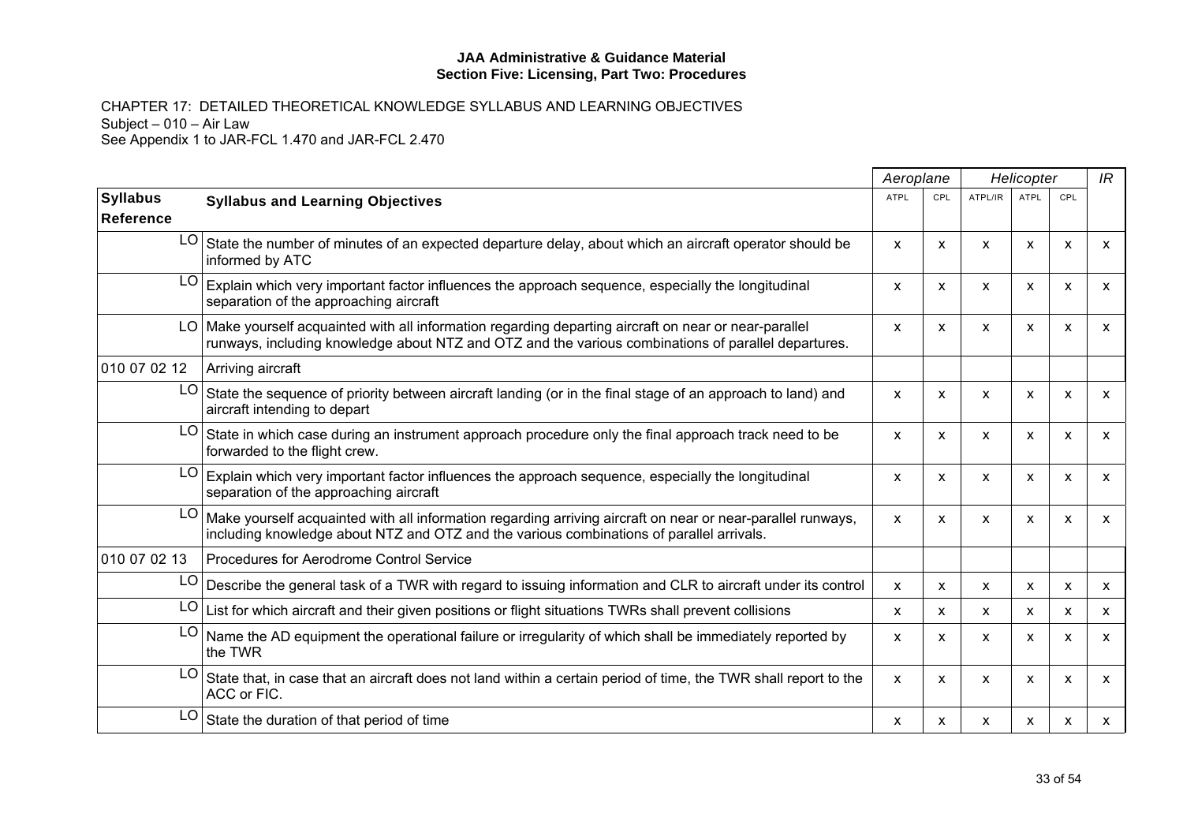**JAA Administrative & Guidance Material**
**Section Five: Licensing, Part Two: Procedures**

CHAPTER 17: DETAILED THEORETICAL KNOWLEDGE SYLLABUS AND LEARNING OBJECTIVES
Subject – 010 – Air Law
See Appendix 1 to JAR-FCL 1.470 and JAR-FCL 2.470

| | | *Aeroplane* | | *Helicopter* | | | *IR* |
|---|---|---|---|---|---|---|---|
| **Syllabus Reference** | **Syllabus and Learning Objectives** | ATPL | CPL | ATPL/IR | ATPL | CPL | |
| LO | State the number of minutes of an expected departure delay, about which an aircraft operator should be informed by ATC | x | x | x | x | x | x |
| LO | Explain which very important factor influences the approach sequence, especially the longitudinal separation of the approaching aircraft | x | x | x | x | x | x |
| LO | Make yourself acquainted with all information regarding departing aircraft on near or near-parallel runways, including knowledge about NTZ and OTZ and the various combinations of parallel departures. | x | x | x | x | x | x |
| 010 07 02 12 | Arriving aircraft | | | | | | |
| LO | State the sequence of priority between aircraft landing (or in the final stage of an approach to land) and aircraft intending to depart | x | x | x | x | x | x |
| LO | State in which case during an instrument approach procedure only the final approach track need to be forwarded to the flight crew. | x | x | x | x | x | x |
| LO | Explain which very important factor influences the approach sequence, especially the longitudinal separation of the approaching aircraft | x | x | x | x | x | x |
| LO | Make yourself acquainted with all information regarding arriving aircraft on near or near-parallel runways, including knowledge about NTZ and OTZ and the various combinations of parallel arrivals. | x | x | x | x | x | x |
| 010 07 02 13 | Procedures for Aerodrome Control Service | | | | | | |
| LO | Describe the general task of a TWR with regard to issuing information and CLR to aircraft under its control | x | x | x | x | x | x |
| LO | List for which aircraft and their given positions or flight situations TWRs shall prevent collisions | x | x | x | x | x | x |
| LO | Name the AD equipment the operational failure or irregularity of which shall be immediately reported by the TWR | x | x | x | x | x | x |
| LO | State that, in case that an aircraft does not land within a certain period of time, the TWR shall report to the ACC or FIC. | x | x | x | x | x | x |
| LO | State the duration of that period of time | x | x | x | x | x | x |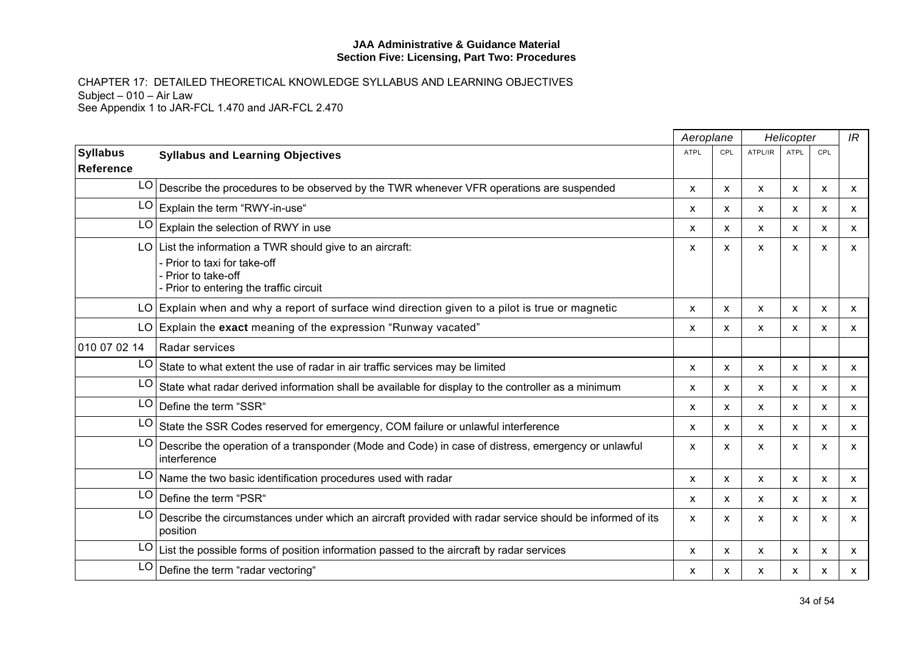CHAPTER 17: DETAILED THEORETICAL KNOWLEDGE SYLLABUS AND LEARNING OBJECTIVES

Subject – 010 – Air Law

See Appendix 1 to JAR-FCL 1.470 and JAR-FCL 2.470

| | | *Aeroplane* | | *Helicopter* | | | *IR* |
|---|---|---|---|---|---|---|---|
| **Syllabus Reference** | **Syllabus and Learning Objectives** | ATPL | CPL | ATPL/IR | ATPL | CPL | |
| LO | Describe the procedures to be observed by the TWR whenever VFR operations are suspended | x | x | x | x | x | x |
| LO | Explain the term “RWY-in-use“ | x | x | x | x | x | x |
| LO | Explain the selection of RWY in use | x | x | x | x | x | x |
| LO | List the information a TWR should give to an aircraft:<br>- Prior to taxi for take-off<br>- Prior to take-off<br>- Prior to entering the traffic circuit | x | x | x | x | x | x |
| LO | Explain when and why a report of surface wind direction given to a pilot is true or magnetic | x | x | x | x | x | x |
| LO | Explain the **exact** meaning of the expression “Runway vacated” | x | x | x | x | x | x |
| 010 07 02 14 | Radar services | | | | | | |
| LO | State to what extent the use of radar in air traffic services may be limited | x | x | x | x | x | x |
| LO | State what radar derived information shall be available for display to the controller as a minimum | x | x | x | x | x | x |
| LO | Define the term “SSR“ | x | x | x | x | x | x |
| LO | State the SSR Codes reserved for emergency, COM failure or unlawful interference | x | x | x | x | x | x |
| LO | Describe the operation of a transponder (Mode and Code) in case of distress, emergency or unlawful interference | x | x | x | x | x | x |
| LO | Name the two basic identification procedures used with radar | x | x | x | x | x | x |
| LO | Define the term “PSR“ | x | x | x | x | x | x |
| LO | Describe the circumstances under which an aircraft provided with radar service should be informed of its position | x | x | x | x | x | x |
| LO | List the possible forms of position information passed to the aircraft by radar services | x | x | x | x | x | x |
| LO | Define the term “radar vectoring“ | x | x | x | x | x | x |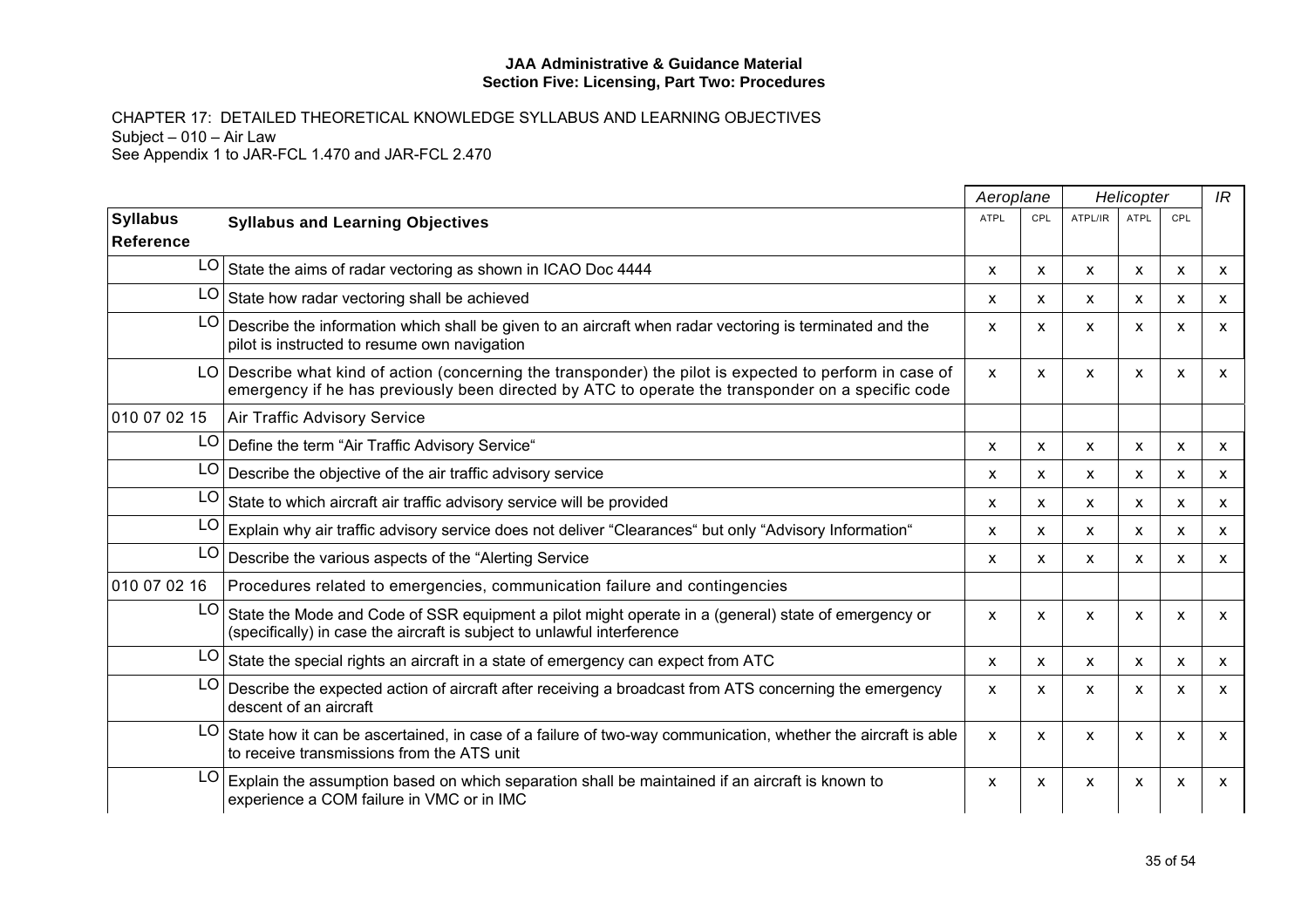**JAA Administrative & Guidance Material**
**Section Five: Licensing, Part Two: Procedures**

CHAPTER 17: DETAILED THEORETICAL KNOWLEDGE SYLLABUS AND LEARNING OBJECTIVES
Subject – 010 – Air Law
See Appendix 1 to JAR-FCL 1.470 and JAR-FCL 2.470

| | | *Aeroplane* | | *Helicopter* | | | *IR* |
|---|---|---|---|---|---|---|---|
| **Syllabus Reference** | **Syllabus and Learning Objectives** | ATPL | CPL | ATPL/IR | ATPL | CPL | |
| LO | State the aims of radar vectoring as shown in ICAO Doc 4444 | x | x | x | x | x | x |
| LO | State how radar vectoring shall be achieved | x | x | x | x | x | x |
| LO | Describe the information which shall be given to an aircraft when radar vectoring is terminated and the pilot is instructed to resume own navigation | x | x | x | x | x | x |
| LO | Describe what kind of action (concerning the transponder) the pilot is expected to perform in case of emergency if he has previously been directed by ATC to operate the transponder on a specific code | x | x | x | x | x | x |
| 010 07 02 15 | Air Traffic Advisory Service | | | | | | |
| LO | Define the term "Air Traffic Advisory Service" | x | x | x | x | x | x |
| LO | Describe the objective of the air traffic advisory service | x | x | x | x | x | x |
| LO | State to which aircraft air traffic advisory service will be provided | x | x | x | x | x | x |
| LO | Explain why air traffic advisory service does not deliver "Clearances" but only "Advisory Information" | x | x | x | x | x | x |
| LO | Describe the various aspects of the "Alerting Service | x | x | x | x | x | x |
| 010 07 02 16 | Procedures related to emergencies, communication failure and contingencies | | | | | | |
| LO | State the Mode and Code of SSR equipment a pilot might operate in a (general) state of emergency or (specifically) in case the aircraft is subject to unlawful interference | x | x | x | x | x | x |
| LO | State the special rights an aircraft in a state of emergency can expect from ATC | x | x | x | x | x | x |
| LO | Describe the expected action of aircraft after receiving a broadcast from ATS concerning the emergency descent of an aircraft | x | x | x | x | x | x |
| LO | State how it can be ascertained, in case of a failure of two-way communication, whether the aircraft is able to receive transmissions from the ATS unit | x | x | x | x | x | x |
| LO | Explain the assumption based on which separation shall be maintained if an aircraft is known to experience a COM failure in VMC or in IMC | x | x | x | x | x | x |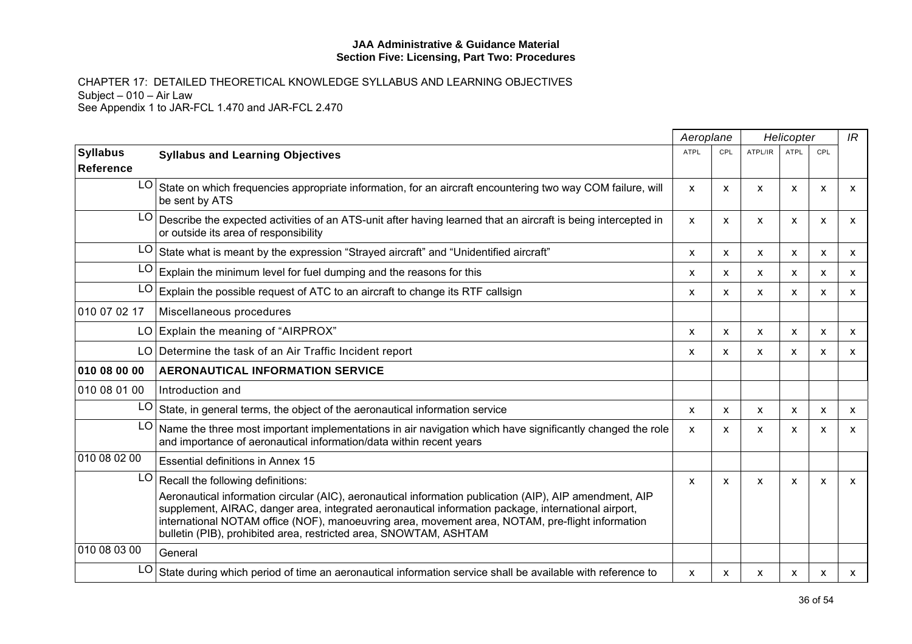**JAA Administrative & Guidance Material**
**Section Five: Licensing, Part Two: Procedures**

CHAPTER 17: DETAILED THEORETICAL KNOWLEDGE SYLLABUS AND LEARNING OBJECTIVES
Subject – 010 – Air Law
See Appendix 1 to JAR-FCL 1.470 and JAR-FCL 2.470

| | | *Aeroplane* | | *Helicopter* | | | *IR* |
|---|---|---|---|---|---|---|---|
| **Syllabus Reference** | **Syllabus and Learning Objectives** | ATPL | CPL | ATPL/IR | ATPL | CPL | |
| LO | State on which frequencies appropriate information, for an aircraft encountering two way COM failure, will be sent by ATS | x | x | x | x | x | x |
| LO | Describe the expected activities of an ATS-unit after having learned that an aircraft is being intercepted in or outside its area of responsibility | x | x | x | x | x | x |
| LO | State what is meant by the expression “Strayed aircraft” and “Unidentified aircraft” | x | x | x | x | x | x |
| LO | Explain the minimum level for fuel dumping and the reasons for this | x | x | x | x | x | x |
| LO | Explain the possible request of ATC to an aircraft to change its RTF callsign | x | x | x | x | x | x |
| 010 07 02 17 | Miscellaneous procedures | | | | | | |
| LO | Explain the meaning of “AIRPROX” | x | x | x | x | x | x |
| LO | Determine the task of an Air Traffic Incident report | x | x | x | x | x | x |
| **010 08 00 00** | **AERONAUTICAL INFORMATION SERVICE** | | | | | | |
| 010 08 01 00 | Introduction and | | | | | | |
| LO | State, in general terms, the object of the aeronautical information service | x | x | x | x | x | x |
| LO | Name the three most important implementations in air navigation which have significantly changed the role and importance of aeronautical information/data within recent years | x | x | x | x | x | x |
| 010 08 02 00 | Essential definitions in Annex 15 | | | | | | |
| LO | Recall the following definitions:<br>Aeronautical information circular (AIC), aeronautical information publication (AIP), AIP amendment, AIP supplement, AIRAC, danger area, integrated aeronautical information package, international airport, international NOTAM office (NOF), manoeuvring area, movement area, NOTAM, pre-flight information bulletin (PIB), prohibited area, restricted area, SNOWTAM, ASHTAM | x | x | x | x | x | x |
| 010 08 03 00 | General | | | | | | |
| LO | State during which period of time an aeronautical information service shall be available with reference to | x | x | x | x | x | x |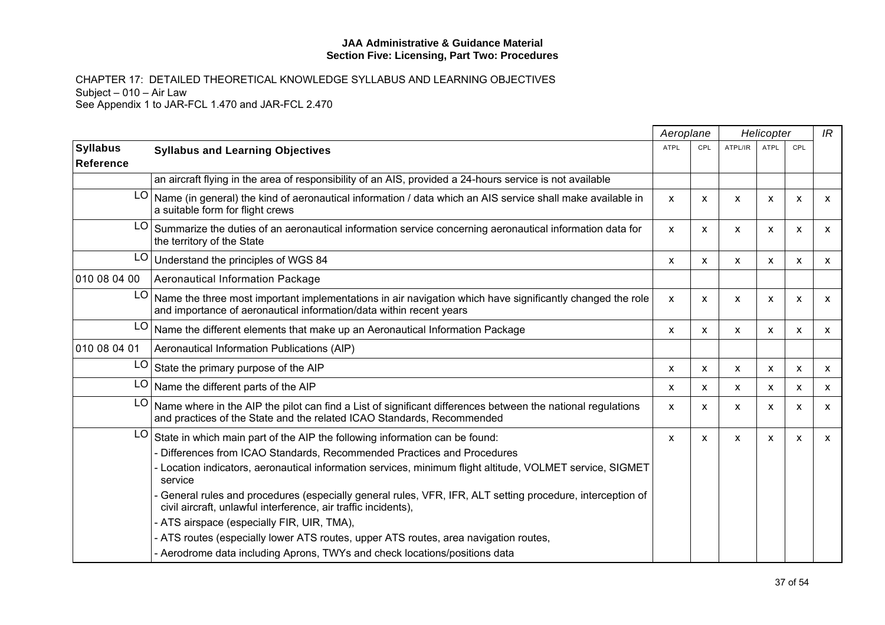**JAA Administrative & Guidance Material**
**Section Five: Licensing, Part Two: Procedures**

CHAPTER 17: DETAILED THEORETICAL KNOWLEDGE SYLLABUS AND LEARNING OBJECTIVES
Subject – 010 – Air Law
See Appendix 1 to JAR-FCL 1.470 and JAR-FCL 2.470

| | | *Aeroplane* | | *Helicopter* | | | *IR* |
|---|---|---|---|---|---|---|---|
| **Syllabus Reference** | **Syllabus and Learning Objectives** | ATPL | CPL | ATPL/IR | ATPL | CPL | |
| | an aircraft flying in the area of responsibility of an AIS, provided a 24-hours service is not available | | | | | | |
| LO | Name (in general) the kind of aeronautical information / data which an AIS service shall make available in a suitable form for flight crews | x | x | x | x | x | x |
| LO | Summarize the duties of an aeronautical information service concerning aeronautical information data for the territory of the State | x | x | x | x | x | x |
| LO | Understand the principles of WGS 84 | x | x | x | x | x | x |
| 010 08 04 00 | Aeronautical Information Package | | | | | | |
| LO | Name the three most important implementations in air navigation which have significantly changed the role and importance of aeronautical information/data within recent years | x | x | x | x | x | x |
| LO | Name the different elements that make up an Aeronautical Information Package | x | x | x | x | x | x |
| 010 08 04 01 | Aeronautical Information Publications (AIP) | | | | | | |
| LO | State the primary purpose of the AIP | x | x | x | x | x | x |
| LO | Name the different parts of the AIP | x | x | x | x | x | x |
| LO | Name where in the AIP the pilot can find a List of significant differences between the national regulations and practices of the State and the related ICAO Standards, Recommended | x | x | x | x | x | x |
| LO | State in which main part of the AIP the following information can be found:<br>- Differences from ICAO Standards, Recommended Practices and Procedures<br>- Location indicators, aeronautical information services, minimum flight altitude, VOLMET service, SIGMET service<br>- General rules and procedures (especially general rules, VFR, IFR, ALT setting procedure, interception of civil aircraft, unlawful interference, air traffic incidents),<br>- ATS airspace (especially FIR, UIR, TMA),<br>- ATS routes (especially lower ATS routes, upper ATS routes, area navigation routes,<br>- Aerodrome data including Aprons, TWYs and check locations/positions data | x | x | x | x | x | x |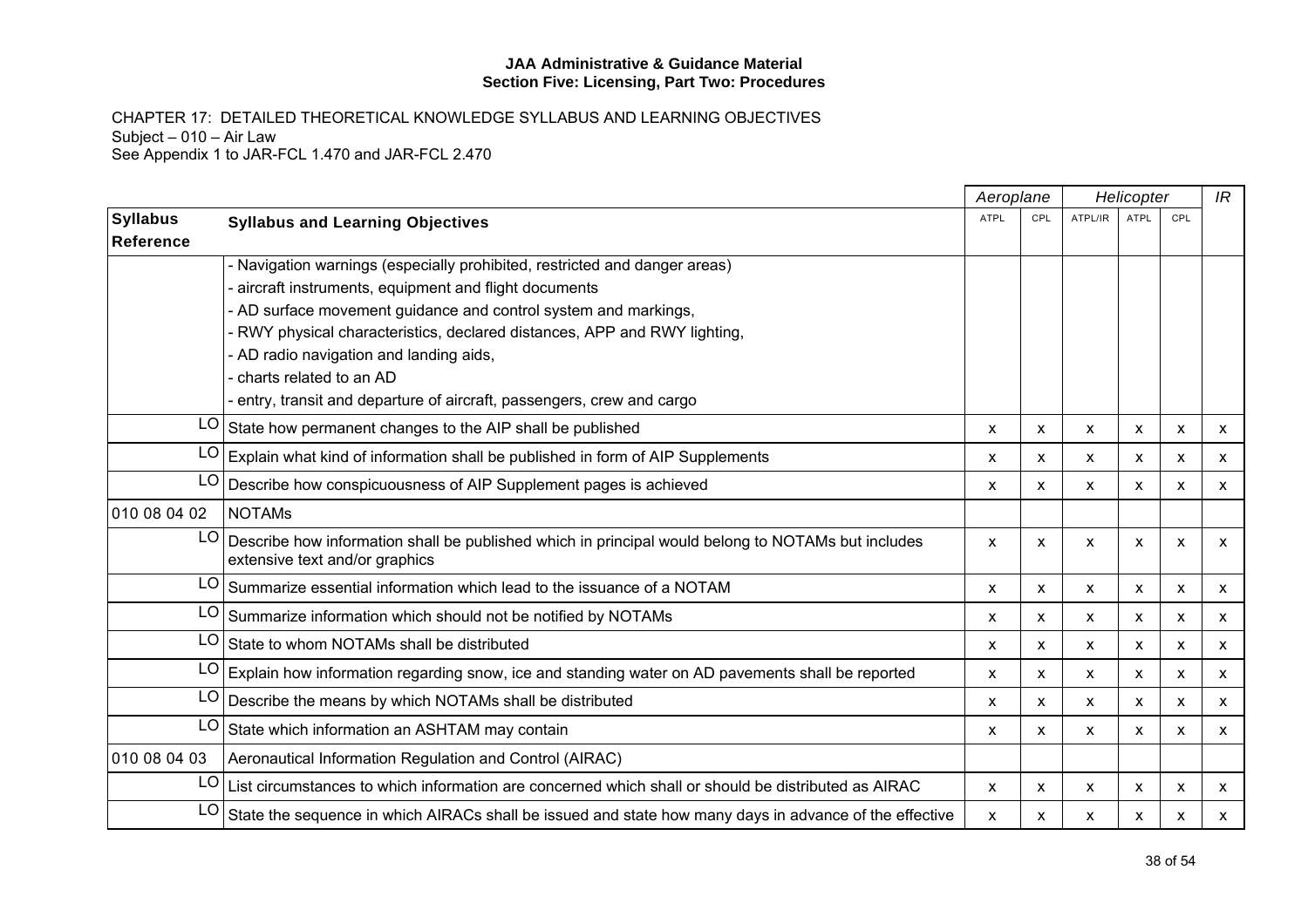CHAPTER 17: DETAILED THEORETICAL KNOWLEDGE SYLLABUS AND LEARNING OBJECTIVES
Subject – 010 – Air Law
See Appendix 1 to JAR-FCL 1.470 and JAR-FCL 2.470

| | | *Aeroplane* | | *Helicopter* | | | *IR* |
|---|---|---|---|---|---|---|---|
| **Syllabus Reference** | **Syllabus and Learning Objectives** | ATPL | CPL | ATPL/IR | ATPL | CPL | |
| | - Navigation warnings (especially prohibited, restricted and danger areas)<br>- aircraft instruments, equipment and flight documents<br>- AD surface movement guidance and control system and markings,<br>- RWY physical characteristics, declared distances, APP and RWY lighting,<br>- AD radio navigation and landing aids,<br>- charts related to an AD<br>- entry, transit and departure of aircraft, passengers, crew and cargo | | | | | | |
| LO | State how permanent changes to the AIP shall be published | x | x | x | x | x | x |
| LO | Explain what kind of information shall be published in form of AIP Supplements | x | x | x | x | x | x |
| LO | Describe how conspicuousness of AIP Supplement pages is achieved | x | x | x | x | x | x |
| 010 08 04 02 | NOTAMs | | | | | | |
| LO | Describe how information shall be published which in principal would belong to NOTAMs but includes extensive text and/or graphics | x | x | x | x | x | x |
| LO | Summarize essential information which lead to the issuance of a NOTAM | x | x | x | x | x | x |
| LO | Summarize information which should not be notified by NOTAMs | x | x | x | x | x | x |
| LO | State to whom NOTAMs shall be distributed | x | x | x | x | x | x |
| LO | Explain how information regarding snow, ice and standing water on AD pavements shall be reported | x | x | x | x | x | x |
| LO | Describe the means by which NOTAMs shall be distributed | x | x | x | x | x | x |
| LO | State which information an ASHTAM may contain | x | x | x | x | x | x |
| 010 08 04 03 | Aeronautical Information Regulation and Control (AIRAC) | | | | | | |
| LO | List circumstances to which information are concerned which shall or should be distributed as AIRAC | x | x | x | x | x | x |
| LO | State the sequence in which AIRACs shall be issued and state how many days in advance of the effective | x | x | x | x | x | x |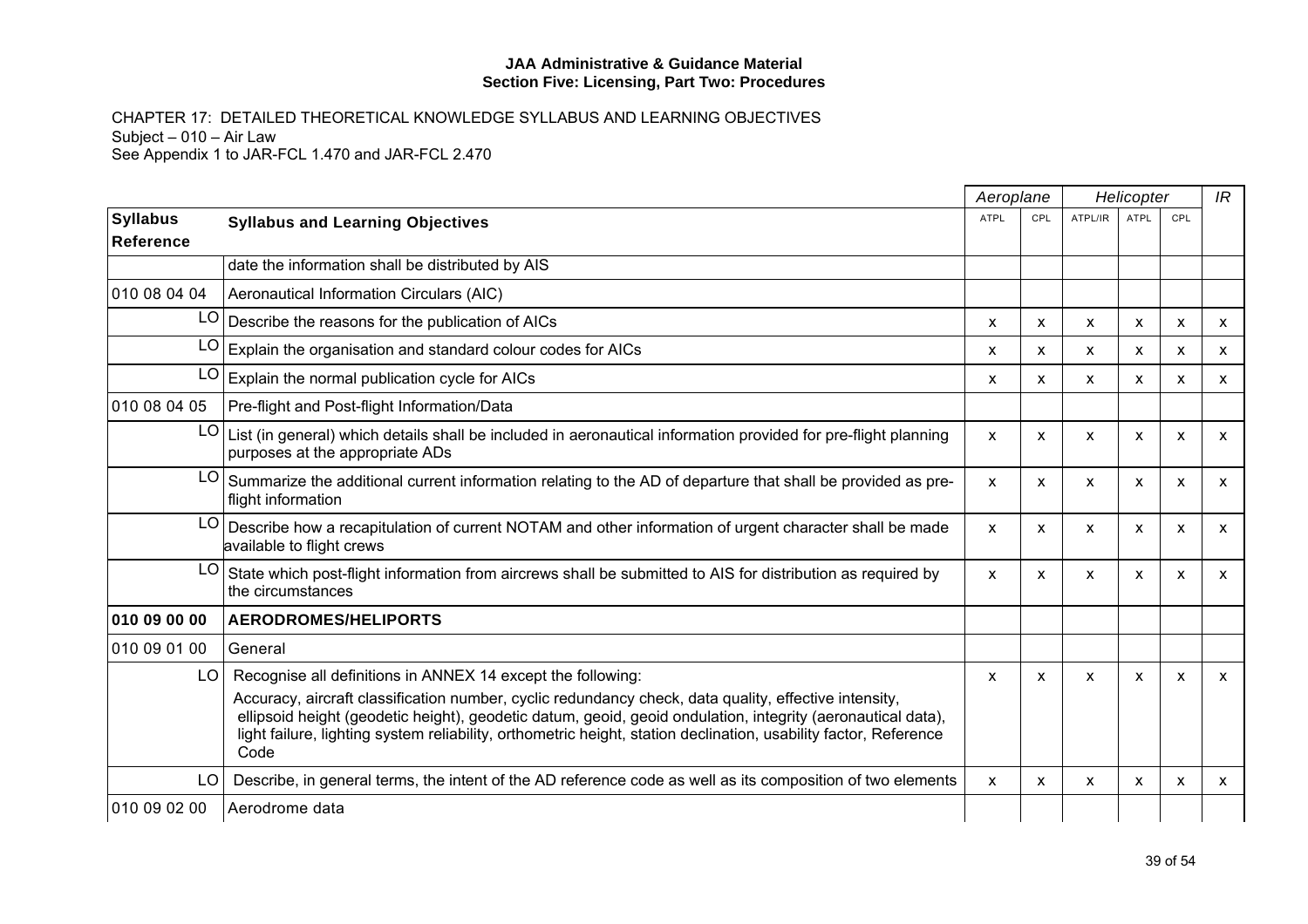**JAA Administrative & Guidance Material**
**Section Five: Licensing, Part Two: Procedures**

CHAPTER 17: DETAILED THEORETICAL KNOWLEDGE SYLLABUS AND LEARNING OBJECTIVES
Subject – 010 – Air Law
See Appendix 1 to JAR-FCL 1.470 and JAR-FCL 2.470

| | | Aeroplane | | Helicopter | | | IR |
|---|---|---|---|---|---|---|---|
| **Syllabus Reference** | **Syllabus and Learning Objectives** | ATPL | CPL | ATPL/IR | ATPL | CPL | |
| | date the information shall be distributed by AIS | | | | | | |
| 010 08 04 04 | Aeronautical Information Circulars (AIC) | | | | | | |
| LO | Describe the reasons for the publication of AICs | x | x | x | x | x | x |
| LO | Explain the organisation and standard colour codes for AICs | x | x | x | x | x | x |
| LO | Explain the normal publication cycle for AICs | x | x | x | x | x | x |
| 010 08 04 05 | Pre-flight and Post-flight Information/Data | | | | | | |
| LO | List (in general) which details shall be included in aeronautical information provided for pre-flight planning purposes at the appropriate ADs | x | x | x | x | x | x |
| LO | Summarize the additional current information relating to the AD of departure that shall be provided as pre-flight information | x | x | x | x | x | x |
| LO | Describe how a recapitulation of current NOTAM and other information of urgent character shall be made available to flight crews | x | x | x | x | x | x |
| LO | State which post-flight information from aircrews shall be submitted to AIS for distribution as required by the circumstances | x | x | x | x | x | x |
| **010 09 00 00** | **AERODROMES/HELIPORTS** | | | | | | |
| 010 09 01 00 | General | | | | | | |
| LO | Recognise all definitions in ANNEX 14 except the following: Accuracy, aircraft classification number, cyclic redundancy check, data quality, effective intensity, ellipsoid height (geodetic height), geodetic datum, geoid, geoid ondulation, integrity (aeronautical data), light failure, lighting system reliability, orthometric height, station declination, usability factor, Reference Code | x | x | x | x | x | x |
| LO | Describe, in general terms, the intent of the AD reference code as well as its composition of two elements | x | x | x | x | x | x |
| 010 09 02 00 | Aerodrome data | | | | | | |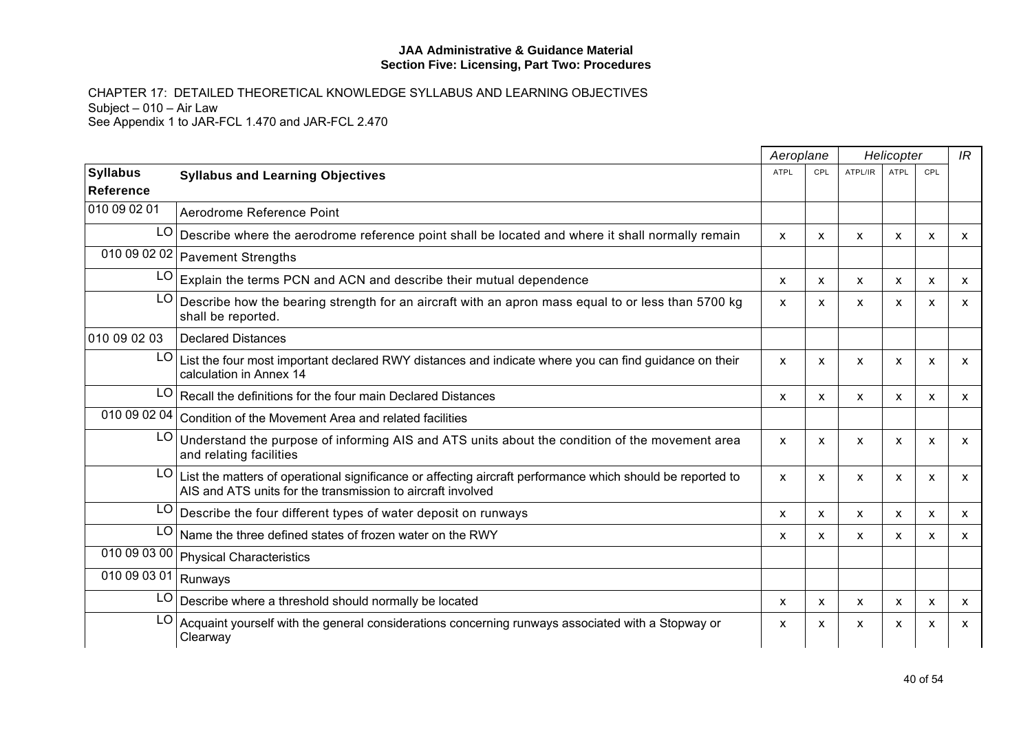**JAA Administrative & Guidance Material**
**Section Five: Licensing, Part Two: Procedures**

CHAPTER 17: DETAILED THEORETICAL KNOWLEDGE SYLLABUS AND LEARNING OBJECTIVES
Subject – 010 – Air Law
See Appendix 1 to JAR-FCL 1.470 and JAR-FCL 2.470

| | | *Aeroplane* | | *Helicopter* | | | *IR* |
|---|---|---|---|---|---|---|---|
| **Syllabus Reference** | **Syllabus and Learning Objectives** | ATPL | CPL | ATPL/IR | ATPL | CPL | |
| 010 09 02 01 | Aerodrome Reference Point | | | | | | |
| LO | Describe where the aerodrome reference point shall be located and where it shall normally remain | x | x | x | x | x | x |
| 010 09 02 02 | Pavement Strengths | | | | | | |
| LO | Explain the terms PCN and ACN and describe their mutual dependence | x | x | x | x | x | x |
| LO | Describe how the bearing strength for an aircraft with an apron mass equal to or less than 5700 kg shall be reported. | x | x | x | x | x | x |
| 010 09 02 03 | Declared Distances | | | | | | |
| LO | List the four most important declared RWY distances and indicate where you can find guidance on their calculation in Annex 14 | x | x | x | x | x | x |
| LO | Recall the definitions for the four main Declared Distances | x | x | x | x | x | x |
| 010 09 02 04 | Condition of the Movement Area and related facilities | | | | | | |
| LO | Understand the purpose of informing AIS and ATS units about the condition of the movement area and relating facilities | x | x | x | x | x | x |
| LO | List the matters of operational significance or affecting aircraft performance which should be reported to AIS and ATS units for the transmission to aircraft involved | x | x | x | x | x | x |
| LO | Describe the four different types of water deposit on runways | x | x | x | x | x | x |
| LO | Name the three defined states of frozen water on the RWY | x | x | x | x | x | x |
| 010 09 03 00 | Physical Characteristics | | | | | | |
| 010 09 03 01 | Runways | | | | | | |
| LO | Describe where a threshold should normally be located | x | x | x | x | x | x |
| LO | Acquaint yourself with the general considerations concerning runways associated with a Stopway or Clearway | x | x | x | x | x | x |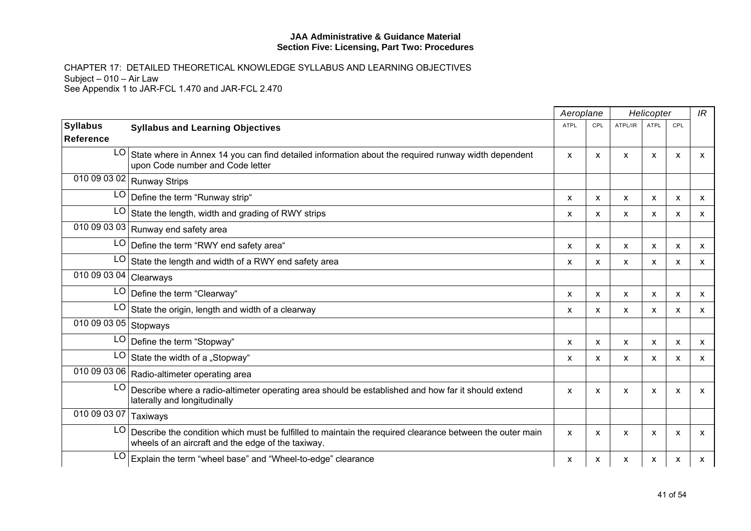**JAA Administrative & Guidance Material**
**Section Five: Licensing, Part Two: Procedures**

CHAPTER 17: DETAILED THEORETICAL KNOWLEDGE SYLLABUS AND LEARNING OBJECTIVES
Subject – 010 – Air Law
See Appendix 1 to JAR-FCL 1.470 and JAR-FCL 2.470

| | | *Aeroplane* | | *Helicopter* | | | *IR* |
|---|---|---|---|---|---|---|---|
| **Syllabus Reference** | **Syllabus and Learning Objectives** | ATPL | CPL | ATPL/IR | ATPL | CPL | |
| LO | State where in Annex 14 you can find detailed information about the required runway width dependent upon Code number and Code letter | x | x | x | x | x | x |
| 010 09 03 02 | Runway Strips | | | | | | |
| LO | Define the term "Runway strip" | x | x | x | x | x | x |
| LO | State the length, width and grading of RWY strips | x | x | x | x | x | x |
| 010 09 03 03 | Runway end safety area | | | | | | |
| LO | Define the term "RWY end safety area" | x | x | x | x | x | x |
| LO | State the length and width of a RWY end safety area | x | x | x | x | x | x |
| 010 09 03 04 | Clearways | | | | | | |
| LO | Define the term "Clearway" | x | x | x | x | x | x |
| LO | State the origin, length and width of a clearway | x | x | x | x | x | x |
| 010 09 03 05 | Stopways | | | | | | |
| LO | Define the term "Stopway" | x | x | x | x | x | x |
| LO | State the width of a „Stopway" | x | x | x | x | x | x |
| 010 09 03 06 | Radio-altimeter operating area | | | | | | |
| LO | Describe where a radio-altimeter operating area should be established and how far it should extend laterally and longitudinally | x | x | x | x | x | x |
| 010 09 03 07 | Taxiways | | | | | | |
| LO | Describe the condition which must be fulfilled to maintain the required clearance between the outer main wheels of an aircraft and the edge of the taxiway. | x | x | x | x | x | x |
| LO | Explain the term "wheel base" and "Wheel-to-edge" clearance | x | x | x | x | x | x |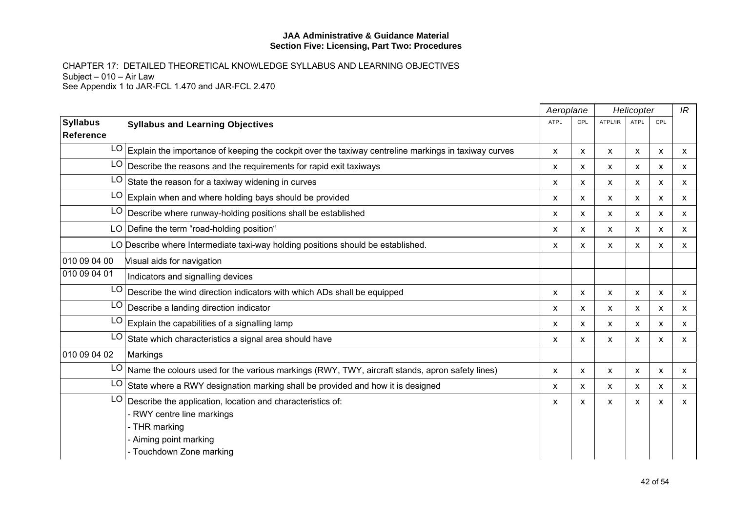## CHAPTER 17: DETAILED THEORETICAL KNOWLEDGE SYLLABUS AND LEARNING OBJECTIVES

Subject – 010 – Air Law

See Appendix 1 to JAR-FCL 1.470 and JAR-FCL 2.470

| | | *Aeroplane* | | *Helicopter* | | | *IR* |
|---|---|---|---|---|---|---|---|
| **Syllabus Reference** | **Syllabus and Learning Objectives** | ATPL | CPL | ATPL/IR | ATPL | CPL | |
| LO | Explain the importance of keeping the cockpit over the taxiway centreline markings in taxiway curves | x | x | x | x | x | x |
| LO | Describe the reasons and the requirements for rapid exit taxiways | x | x | x | x | x | x |
| LO | State the reason for a taxiway widening in curves | x | x | x | x | x | x |
| LO | Explain when and where holding bays should be provided | x | x | x | x | x | x |
| LO | Describe where runway-holding positions shall be established | x | x | x | x | x | x |
| LO | Define the term “road-holding position“ | x | x | x | x | x | x |
| LO | Describe where Intermediate taxi-way holding positions should be established. | x | x | x | x | x | x |
| 010 09 04 00 | Visual aids for navigation | | | | | | |
| 010 09 04 01 | Indicators and signalling devices | | | | | | |
| LO | Describe the wind direction indicators with which ADs shall be equipped | x | x | x | x | x | x |
| LO | Describe a landing direction indicator | x | x | x | x | x | x |
| LO | Explain the capabilities of a signalling lamp | x | x | x | x | x | x |
| LO | State which characteristics a signal area should have | x | x | x | x | x | x |
| 010 09 04 02 | Markings | | | | | | |
| LO | Name the colours used for the various markings (RWY, TWY, aircraft stands, apron safety lines) | x | x | x | x | x | x |
| LO | State where a RWY designation marking shall be provided and how it is designed | x | x | x | x | x | x |
| LO | Describe the application, location and characteristics of:<br>- RWY centre line markings<br>- THR marking<br>- Aiming point marking<br>- Touchdown Zone marking | x | x | x | x | x | x |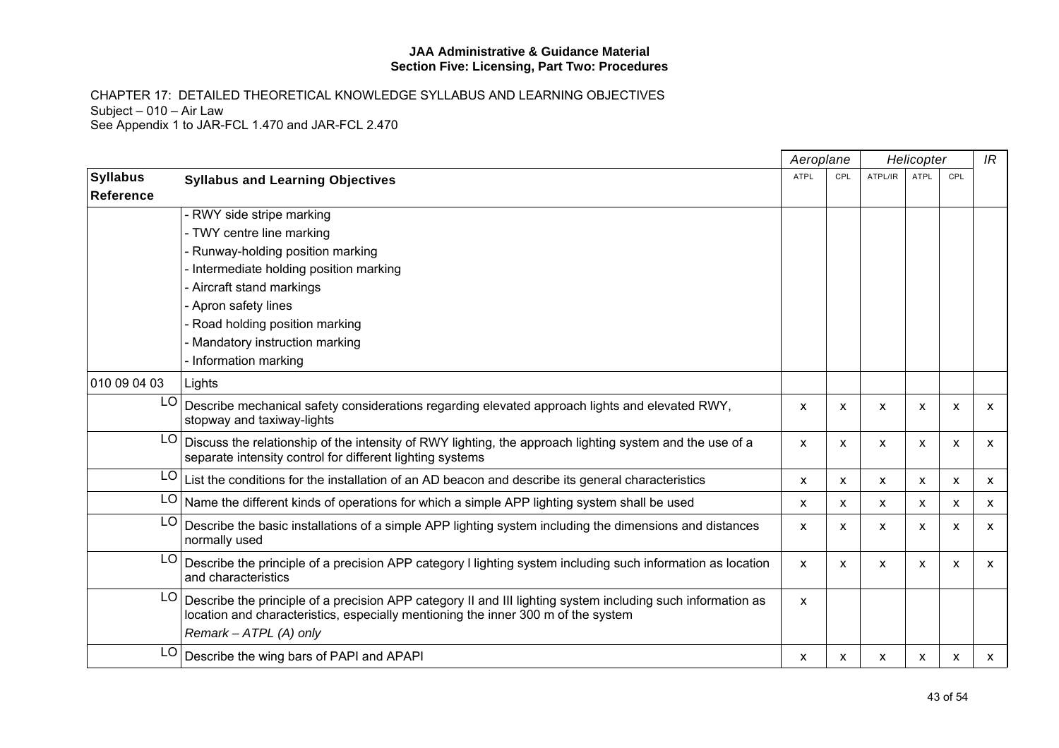**JAA Administrative & Guidance Material**
**Section Five: Licensing, Part Two: Procedures**

CHAPTER 17: DETAILED THEORETICAL KNOWLEDGE SYLLABUS AND LEARNING OBJECTIVES
Subject – 010 – Air Law
See Appendix 1 to JAR-FCL 1.470 and JAR-FCL 2.470

| | | *Aeroplane* | | *Helicopter* | | | *IR* |
|---|---|---|---|---|---|---|---|
| **Syllabus Reference** | **Syllabus and Learning Objectives** | ATPL | CPL | ATPL/IR | ATPL | CPL | |
| | - RWY side stripe marking<br>- TWY centre line marking<br>- Runway-holding position marking<br>- Intermediate holding position marking<br>- Aircraft stand markings<br>- Apron safety lines<br>- Road holding position marking<br>- Mandatory instruction marking<br>- Information marking | | | | | | |
| 010 09 04 03 | Lights | | | | | | |
| LO | Describe mechanical safety considerations regarding elevated approach lights and elevated RWY, stopway and taxiway-lights | x | x | x | x | x | x |
| LO | Discuss the relationship of the intensity of RWY lighting, the approach lighting system and the use of a separate intensity control for different lighting systems | x | x | x | x | x | x |
| LO | List the conditions for the installation of an AD beacon and describe its general characteristics | x | x | x | x | x | x |
| LO | Name the different kinds of operations for which a simple APP lighting system shall be used | x | x | x | x | x | x |
| LO | Describe the basic installations of a simple APP lighting system including the dimensions and distances normally used | x | x | x | x | x | x |
| LO | Describe the principle of a precision APP category I lighting system including such information as location and characteristics | x | x | x | x | x | x |
| LO | Describe the principle of a precision APP category II and III lighting system including such information as location and characteristics, especially mentioning the inner 300 m of the system<br>*Remark – ATPL (A) only* | x | | | | | |
| LO | Describe the wing bars of PAPI and APAPI | x | x | x | x | x | x |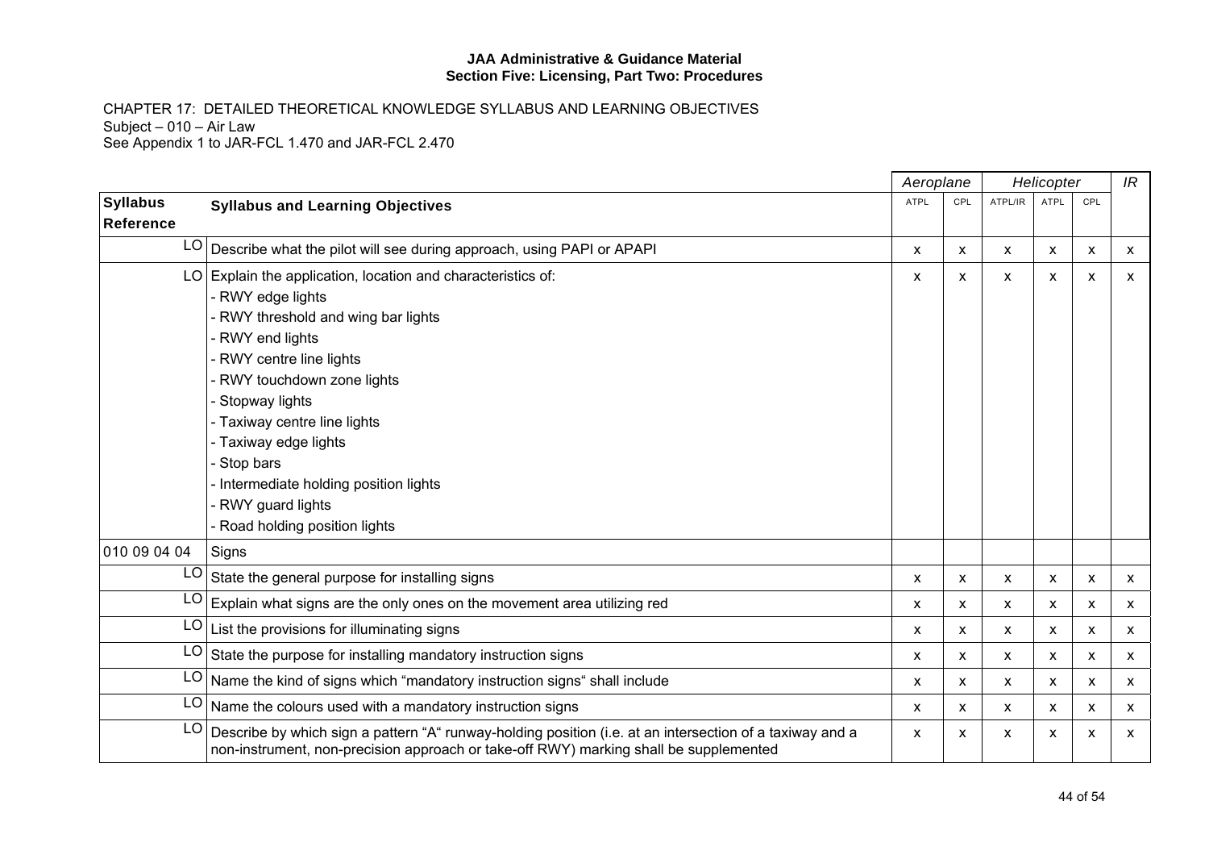**JAA Administrative & Guidance Material**
**Section Five: Licensing, Part Two: Procedures**

CHAPTER 17: DETAILED THEORETICAL KNOWLEDGE SYLLABUS AND LEARNING OBJECTIVES
Subject – 010 – Air Law
See Appendix 1 to JAR-FCL 1.470 and JAR-FCL 2.470

| | | *Aeroplane* | | *Helicopter* | | | *IR* |
|---|---|---|---|---|---|---|---|
| **Syllabus Reference** | **Syllabus and Learning Objectives** | ATPL | CPL | ATPL/IR | ATPL | CPL | |
| LO | Describe what the pilot will see during approach, using PAPI or APAPI | x | x | x | x | x | x |
| LO | Explain the application, location and characteristics of:<br>- RWY edge lights<br>- RWY threshold and wing bar lights<br>- RWY end lights<br>- RWY centre line lights<br>- RWY touchdown zone lights<br>- Stopway lights<br>- Taxiway centre line lights<br>- Taxiway edge lights<br>- Stop bars<br>- Intermediate holding position lights<br>- RWY guard lights<br>- Road holding position lights | x | x | x | x | x | x |
| 010 09 04 04 | Signs | | | | | | |
| LO | State the general purpose for installing signs | x | x | x | x | x | x |
| LO | Explain what signs are the only ones on the movement area utilizing red | x | x | x | x | x | x |
| LO | List the provisions for illuminating signs | x | x | x | x | x | x |
| LO | State the purpose for installing mandatory instruction signs | x | x | x | x | x | x |
| LO | Name the kind of signs which "mandatory instruction signs" shall include | x | x | x | x | x | x |
| LO | Name the colours used with a mandatory instruction signs | x | x | x | x | x | x |
| LO | Describe by which sign a pattern "A" runway-holding position (i.e. at an intersection of a taxiway and a non-instrument, non-precision approach or take-off RWY) marking shall be supplemented | x | x | x | x | x | x |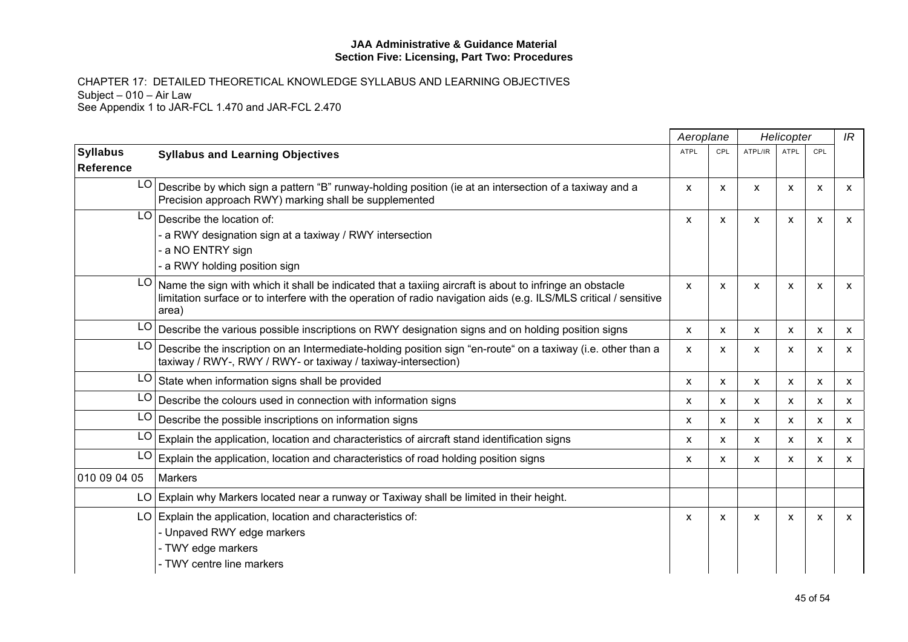CHAPTER 17: DETAILED THEORETICAL KNOWLEDGE SYLLABUS AND LEARNING OBJECTIVES
Subject – 010 – Air Law
See Appendix 1 to JAR-FCL 1.470 and JAR-FCL 2.470

| | | Aeroplane | | Helicopter | | | IR |
|---|---|---|---|---|---|---|---|
| **Syllabus Reference** | **Syllabus and Learning Objectives** | ATPL | CPL | ATPL/IR | ATPL | CPL | |
| LO | Describe by which sign a pattern "B" runway-holding position (ie at an intersection of a taxiway and a Precision approach RWY) marking shall be supplemented | x | x | x | x | x | x |
| LO | Describe the location of:<br>- a RWY designation sign at a taxiway / RWY intersection<br>- a NO ENTRY sign<br>- a RWY holding position sign | x | x | x | x | x | x |
| LO | Name the sign with which it shall be indicated that a taxiing aircraft is about to infringe an obstacle limitation surface or to interfere with the operation of radio navigation aids (e.g. ILS/MLS critical / sensitive area) | x | x | x | x | x | x |
| LO | Describe the various possible inscriptions on RWY designation signs and on holding position signs | x | x | x | x | x | x |
| LO | Describe the inscription on an Intermediate-holding position sign "en-route" on a taxiway (i.e. other than a taxiway / RWY-, RWY / RWY- or taxiway / taxiway-intersection) | x | x | x | x | x | x |
| LO | State when information signs shall be provided | x | x | x | x | x | x |
| LO | Describe the colours used in connection with information signs | x | x | x | x | x | x |
| LO | Describe the possible inscriptions on information signs | x | x | x | x | x | x |
| LO | Explain the application, location and characteristics of aircraft stand identification signs | x | x | x | x | x | x |
| LO | Explain the application, location and characteristics of road holding position signs | x | x | x | x | x | x |
| 010 09 04 05 | Markers | | | | | | |
| LO | Explain why Markers located near a runway or Taxiway shall be limited in their height. | | | | | | |
| LO | Explain the application, location and characteristics of:<br>- Unpaved RWY edge markers<br>- TWY edge markers<br>- TWY centre line markers | x | x | x | x | x | x |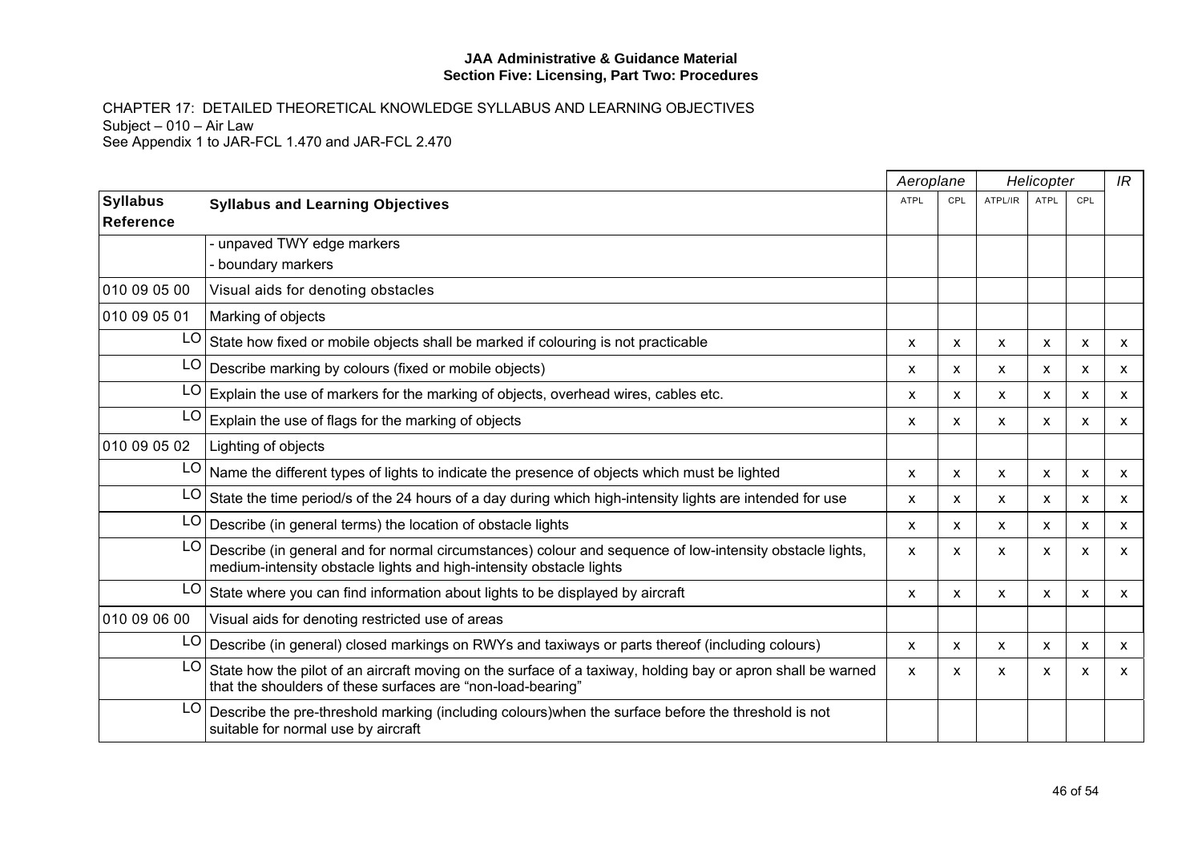**JAA Administrative & Guidance Material**
**Section Five: Licensing, Part Two: Procedures**

CHAPTER 17: DETAILED THEORETICAL KNOWLEDGE SYLLABUS AND LEARNING OBJECTIVES
Subject – 010 – Air Law
See Appendix 1 to JAR-FCL 1.470 and JAR-FCL 2.470

| | | *Aeroplane* | | *Helicopter* | | | *IR* |
|---|---|---|---|---|---|---|---|
| **Syllabus Reference** | **Syllabus and Learning Objectives** | ATPL | CPL | ATPL/IR | ATPL | CPL | |
| | - unpaved TWY edge markers<br>- boundary markers | | | | | | |
| 010 09 05 00 | Visual aids for denoting obstacles | | | | | | |
| 010 09 05 01 | Marking of objects | | | | | | |
| LO | State how fixed or mobile objects shall be marked if colouring is not practicable | x | x | x | x | x | x |
| LO | Describe marking by colours (fixed or mobile objects) | x | x | x | x | x | x |
| LO | Explain the use of markers for the marking of objects, overhead wires, cables etc. | x | x | x | x | x | x |
| LO | Explain the use of flags for the marking of objects | x | x | x | x | x | x |
| 010 09 05 02 | Lighting of objects | | | | | | |
| LO | Name the different types of lights to indicate the presence of objects which must be lighted | x | x | x | x | x | x |
| LO | State the time period/s of the 24 hours of a day during which high-intensity lights are intended for use | x | x | x | x | x | x |
| LO | Describe (in general terms) the location of obstacle lights | x | x | x | x | x | x |
| LO | Describe (in general and for normal circumstances) colour and sequence of low-intensity obstacle lights, medium-intensity obstacle lights and high-intensity obstacle lights | x | x | x | x | x | x |
| LO | State where you can find information about lights to be displayed by aircraft | x | x | x | x | x | x |
| 010 09 06 00 | Visual aids for denoting restricted use of areas | | | | | | |
| LO | Describe (in general) closed markings on RWYs and taxiways or parts thereof (including colours) | x | x | x | x | x | x |
| LO | State how the pilot of an aircraft moving on the surface of a taxiway, holding bay or apron shall be warned that the shoulders of these surfaces are "non-load-bearing" | x | x | x | x | x | x |
| LO | Describe the pre-threshold marking (including colours)when the surface before the threshold is not suitable for normal use by aircraft | | | | | | |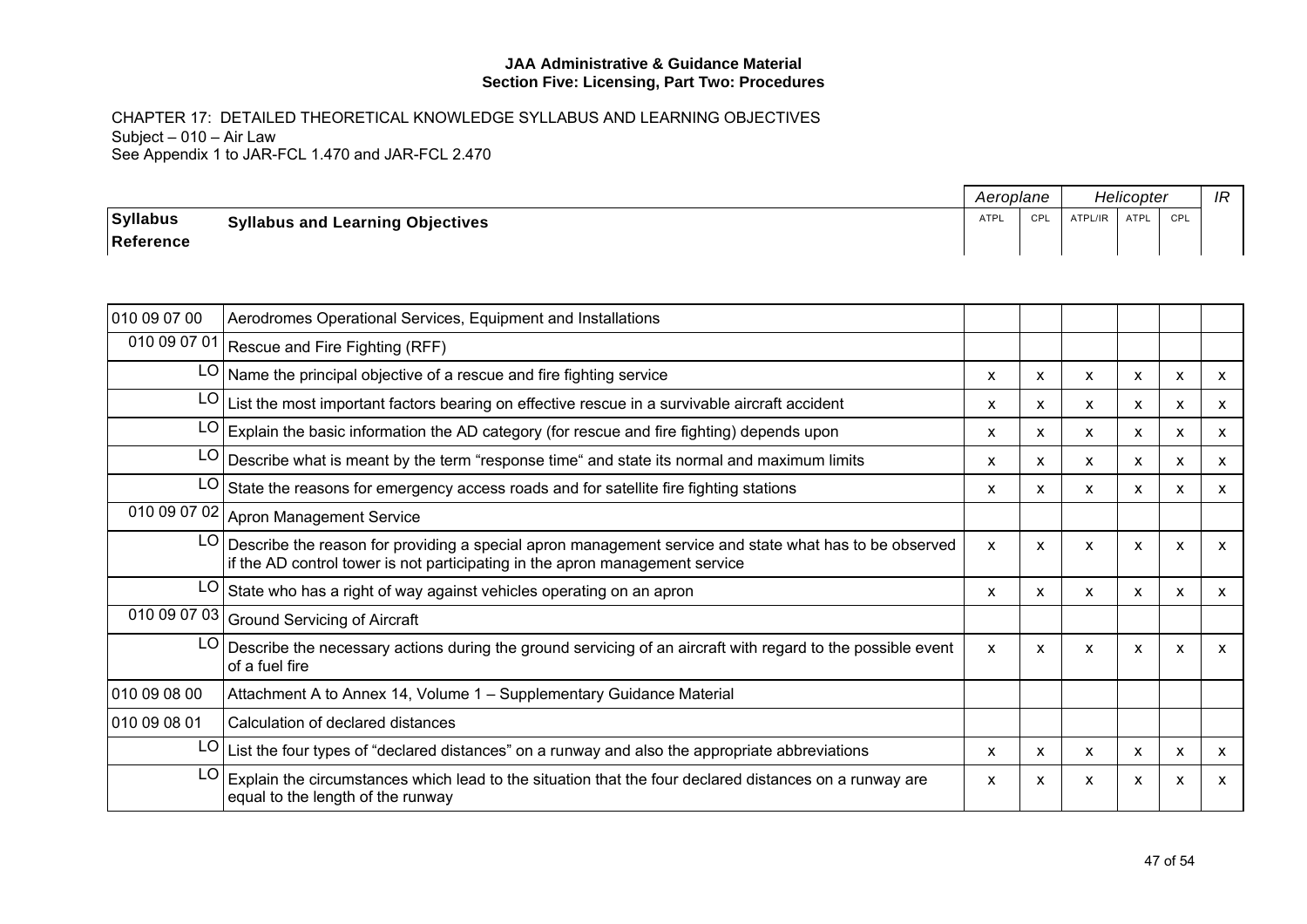CHAPTER 17: DETAILED THEORETICAL KNOWLEDGE SYLLABUS AND LEARNING OBJECTIVES
Subject – 010 – Air Law
See Appendix 1 to JAR-FCL 1.470 and JAR-FCL 2.470

| Syllabus Reference | Syllabus and Learning Objectives | Aeroplane | | Helicopter | | | IR |
|---|---|---|---|---|---|---|---|
| | | ATPL | CPL | ATPL/IR | ATPL | CPL | |
| 010 09 07 00 | Aerodromes Operational Services, Equipment and Installations | | | | | | |
| 010 09 07 01 | Rescue and Fire Fighting (RFF) | | | | | | |
| LO | Name the principal objective of a rescue and fire fighting service | x | x | x | x | x | x |
| LO | List the most important factors bearing on effective rescue in a survivable aircraft accident | x | x | x | x | x | x |
| LO | Explain the basic information the AD category (for rescue and fire fighting) depends upon | x | x | x | x | x | x |
| LO | Describe what is meant by the term "response time" and state its normal and maximum limits | x | x | x | x | x | x |
| LO | State the reasons for emergency access roads and for satellite fire fighting stations | x | x | x | x | x | x |
| 010 09 07 02 | Apron Management Service | | | | | | |
| LO | Describe the reason for providing a special apron management service and state what has to be observed if the AD control tower is not participating in the apron management service | x | x | x | x | x | x |
| LO | State who has a right of way against vehicles operating on an apron | x | x | x | x | x | x |
| 010 09 07 03 | Ground Servicing of Aircraft | | | | | | |
| LO | Describe the necessary actions during the ground servicing of an aircraft with regard to the possible event of a fuel fire | x | x | x | x | x | x |
| 010 09 08 00 | Attachment A to Annex 14, Volume 1 – Supplementary Guidance Material | | | | | | |
| 010 09 08 01 | Calculation of declared distances | | | | | | |
| LO | List the four types of "declared distances" on a runway and also the appropriate abbreviations | x | x | x | x | x | x |
| LO | Explain the circumstances which lead to the situation that the four declared distances on a runway are equal to the length of the runway | x | x | x | x | x | x |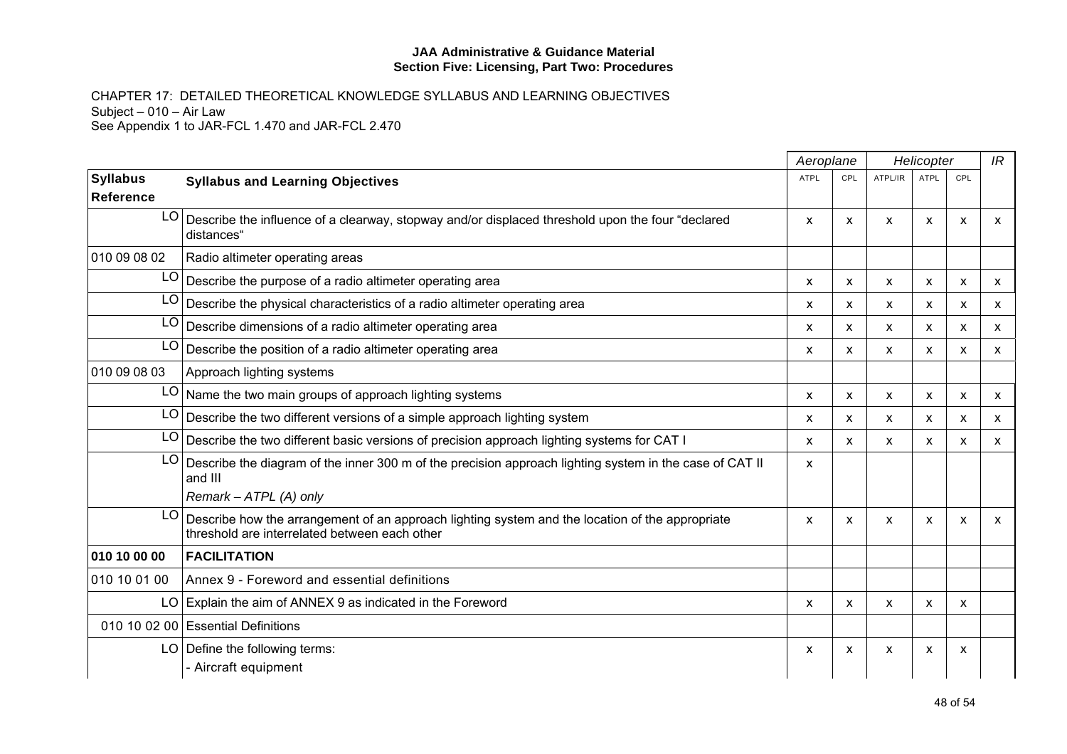**JAA Administrative & Guidance Material**
**Section Five: Licensing, Part Two: Procedures**

CHAPTER 17: DETAILED THEORETICAL KNOWLEDGE SYLLABUS AND LEARNING OBJECTIVES
Subject – 010 – Air Law
See Appendix 1 to JAR-FCL 1.470 and JAR-FCL 2.470

| | | *Aeroplane* | | *Helicopter* | | | *IR* |
|---|---|---|---|---|---|---|---|
| **Syllabus Reference** | **Syllabus and Learning Objectives** | ATPL | CPL | ATPL/IR | ATPL | CPL | |
| LO | Describe the influence of a clearway, stopway and/or displaced threshold upon the four "declared distances" | x | x | x | x | x | x |
| 010 09 08 02 | Radio altimeter operating areas | | | | | | |
| LO | Describe the purpose of a radio altimeter operating area | x | x | x | x | x | x |
| LO | Describe the physical characteristics of a radio altimeter operating area | x | x | x | x | x | x |
| LO | Describe dimensions of a radio altimeter operating area | x | x | x | x | x | x |
| LO | Describe the position of a radio altimeter operating area | x | x | x | x | x | x |
| 010 09 08 03 | Approach lighting systems | | | | | | |
| LO | Name the two main groups of approach lighting systems | x | x | x | x | x | x |
| LO | Describe the two different versions of a simple approach lighting system | x | x | x | x | x | x |
| LO | Describe the two different basic versions of precision approach lighting systems for CAT I | x | x | x | x | x | x |
| LO | Describe the diagram of the inner 300 m of the precision approach lighting system in the case of CAT II and III<br>*Remark – ATPL (A) only* | x | | | | | |
| LO | Describe how the arrangement of an approach lighting system and the location of the appropriate threshold are interrelated between each other | x | x | x | x | x | x |
| **010 10 00 00** | **FACILITATION** | | | | | | |
| 010 10 01 00 | Annex 9 - Foreword and essential definitions | | | | | | |
| LO | Explain the aim of ANNEX 9 as indicated in the Foreword | x | x | x | x | x | |
| 010 10 02 00 | Essential Definitions | | | | | | |
| LO | Define the following terms:<br>- Aircraft equipment | x | x | x | x | x | |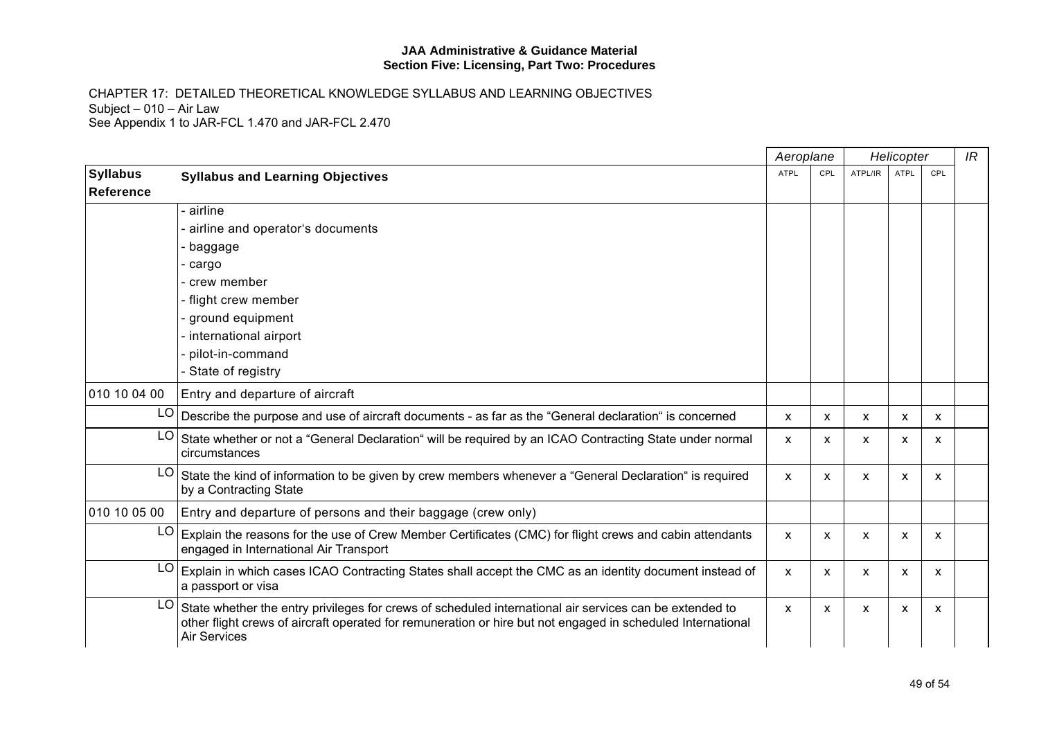**JAA Administrative & Guidance Material**
**Section Five: Licensing, Part Two: Procedures**

CHAPTER 17: DETAILED THEORETICAL KNOWLEDGE SYLLABUS AND LEARNING OBJECTIVES
Subject – 010 – Air Law
See Appendix 1 to JAR-FCL 1.470 and JAR-FCL 2.470

| | | *Aeroplane* | | *Helicopter* | | | *IR* |
|---|---|---|---|---|---|---|---|
| **Syllabus Reference** | **Syllabus and Learning Objectives** | ATPL | CPL | ATPL/IR | ATPL | CPL | |
| | - airline<br>- airline and operator's documents<br>- baggage<br>- cargo<br>- crew member<br>- flight crew member<br>- ground equipment<br>- international airport<br>- pilot-in-command<br>- State of registry | | | | | | |
| 010 10 04 00 | Entry and departure of aircraft | | | | | | |
| LO | Describe the purpose and use of aircraft documents - as far as the "General declaration" is concerned | x | x | x | x | x | |
| LO | State whether or not a "General Declaration" will be required by an ICAO Contracting State under normal circumstances | x | x | x | x | x | |
| LO | State the kind of information to be given by crew members whenever a "General Declaration" is required by a Contracting State | x | x | x | x | x | |
| 010 10 05 00 | Entry and departure of persons and their baggage (crew only) | | | | | | |
| LO | Explain the reasons for the use of Crew Member Certificates (CMC) for flight crews and cabin attendants engaged in International Air Transport | x | x | x | x | x | |
| LO | Explain in which cases ICAO Contracting States shall accept the CMC as an identity document instead of a passport or visa | x | x | x | x | x | |
| LO | State whether the entry privileges for crews of scheduled international air services can be extended to other flight crews of aircraft operated for remuneration or hire but not engaged in scheduled International Air Services | x | x | x | x | x | |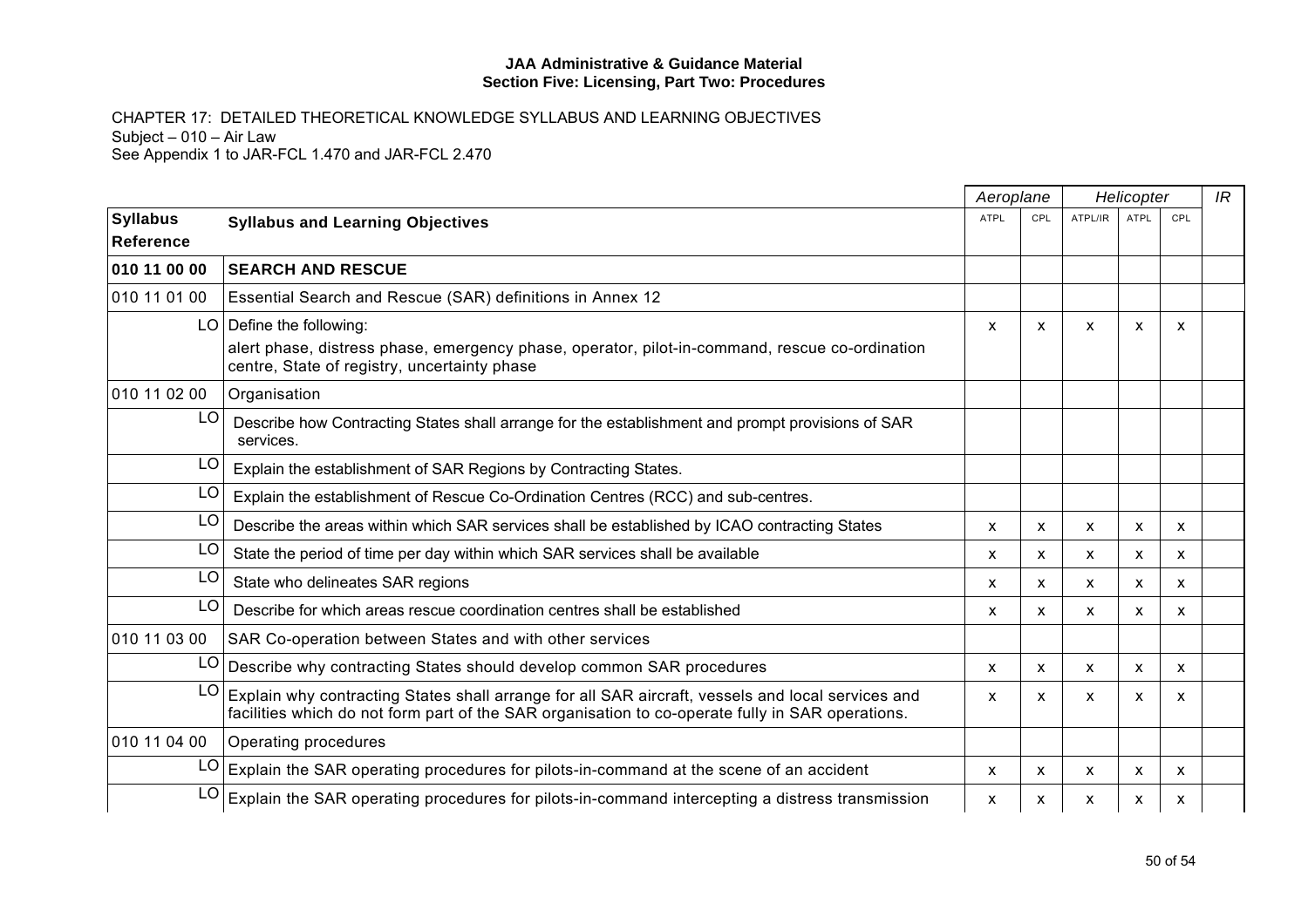**JAA Administrative & Guidance Material**
**Section Five: Licensing, Part Two: Procedures**

CHAPTER 17: DETAILED THEORETICAL KNOWLEDGE SYLLABUS AND LEARNING OBJECTIVES
Subject – 010 – Air Law
See Appendix 1 to JAR-FCL 1.470 and JAR-FCL 2.470

| | | *Aeroplane* | | *Helicopter* | | | *IR* |
|---|---|---|---|---|---|---|---|
| **Syllabus Reference** | **Syllabus and Learning Objectives** | ATPL | CPL | ATPL/IR | ATPL | CPL | |
| **010 11 00 00** | **SEARCH AND RESCUE** | | | | | | |
| 010 11 01 00 | Essential Search and Rescue (SAR) definitions in Annex 12 | | | | | | |
| LO | Define the following:<br>alert phase, distress phase, emergency phase, operator, pilot-in-command, rescue co-ordination centre, State of registry, uncertainty phase | x | x | x | x | x | |
| 010 11 02 00 | Organisation | | | | | | |
| LO | Describe how Contracting States shall arrange for the establishment and prompt provisions of SAR services. | | | | | | |
| LO | Explain the establishment of SAR Regions by Contracting States. | | | | | | |
| LO | Explain the establishment of Rescue Co-Ordination Centres (RCC) and sub-centres. | | | | | | |
| LO | Describe the areas within which SAR services shall be established by ICAO contracting States | x | x | x | x | x | |
| LO | State the period of time per day within which SAR services shall be available | x | x | x | x | x | |
| LO | State who delineates SAR regions | x | x | x | x | x | |
| LO | Describe for which areas rescue coordination centres shall be established | x | x | x | x | x | |
| 010 11 03 00 | SAR Co-operation between States and with other services | | | | | | |
| LO | Describe why contracting States should develop common SAR procedures | x | x | x | x | x | |
| LO | Explain why contracting States shall arrange for all SAR aircraft, vessels and local services and facilities which do not form part of the SAR organisation to co-operate fully in SAR operations. | x | x | x | x | x | |
| 010 11 04 00 | Operating procedures | | | | | | |
| LO | Explain the SAR operating procedures for pilots-in-command at the scene of an accident | x | x | x | x | x | |
| LO | Explain the SAR operating procedures for pilots-in-command intercepting a distress transmission | x | x | x | x | x | |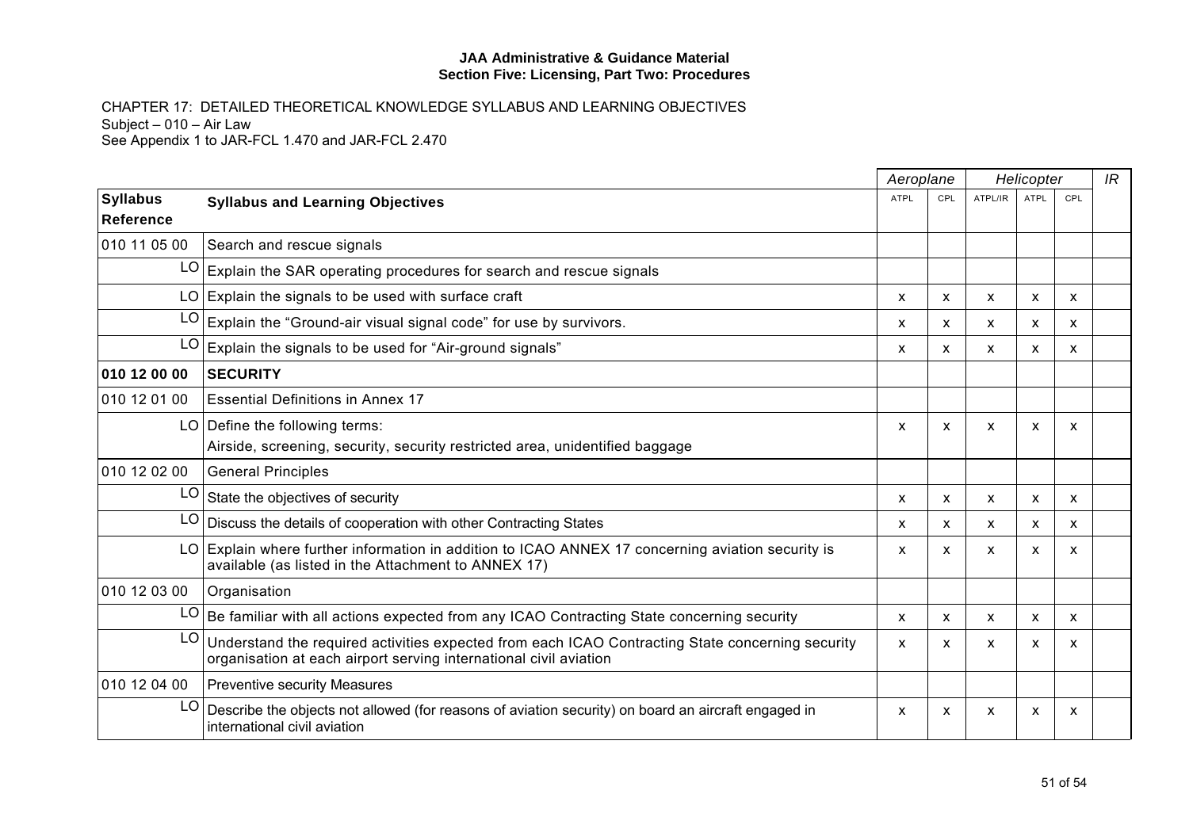**JAA Administrative & Guidance Material**
**Section Five: Licensing, Part Two: Procedures**

CHAPTER 17: DETAILED THEORETICAL KNOWLEDGE SYLLABUS AND LEARNING OBJECTIVES
Subject – 010 – Air Law
See Appendix 1 to JAR-FCL 1.470 and JAR-FCL 2.470

| | | *Aeroplane* | | *Helicopter* | | | *IR* |
|---|---|---|---|---|---|---|---|
| **Syllabus Reference** | **Syllabus and Learning Objectives** | ATPL | CPL | ATPL/IR | ATPL | CPL | |
| 010 11 05 00 | Search and rescue signals | | | | | | |
| LO | Explain the SAR operating procedures for search and rescue signals | | | | | | |
| LO | Explain the signals to be used with surface craft | x | x | x | x | x | |
| LO | Explain the “Ground-air visual signal code” for use by survivors. | x | x | x | x | x | |
| LO | Explain the signals to be used for “Air-ground signals” | x | x | x | x | x | |
| **010 12 00 00** | **SECURITY** | | | | | | |
| 010 12 01 00 | Essential Definitions in Annex 17 | | | | | | |
| LO | Define the following terms:<br>Airside, screening, security, security restricted area, unidentified baggage | x | x | x | x | x | |
| 010 12 02 00 | General Principles | | | | | | |
| LO | State the objectives of security | x | x | x | x | x | |
| LO | Discuss the details of cooperation with other Contracting States | x | x | x | x | x | |
| LO | Explain where further information in addition to ICAO ANNEX 17 concerning aviation security is available (as listed in the Attachment to ANNEX 17) | x | x | x | x | x | |
| 010 12 03 00 | Organisation | | | | | | |
| LO | Be familiar with all actions expected from any ICAO Contracting State concerning security | x | x | x | x | x | |
| LO | Understand the required activities expected from each ICAO Contracting State concerning security organisation at each airport serving international civil aviation | x | x | x | x | x | |
| 010 12 04 00 | Preventive security Measures | | | | | | |
| LO | Describe the objects not allowed (for reasons of aviation security) on board an aircraft engaged in international civil aviation | x | x | x | x | x | |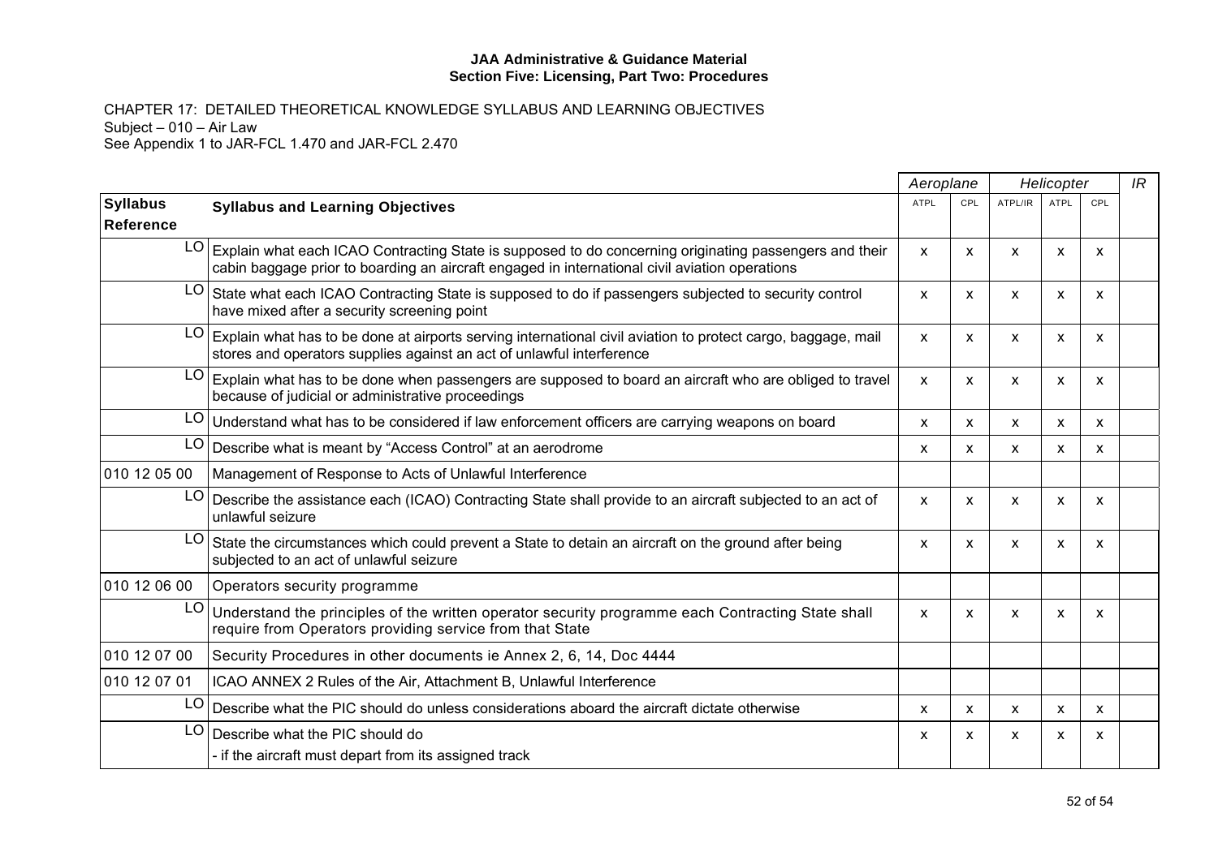**JAA Administrative & Guidance Material**
**Section Five: Licensing, Part Two: Procedures**

CHAPTER 17: DETAILED THEORETICAL KNOWLEDGE SYLLABUS AND LEARNING OBJECTIVES
Subject – 010 – Air Law
See Appendix 1 to JAR-FCL 1.470 and JAR-FCL 2.470

| | | *Aeroplane* | | *Helicopter* | | | *IR* |
|---|---|---|---|---|---|---|---|
| **Syllabus Reference** | **Syllabus and Learning Objectives** | ATPL | CPL | ATPL/IR | ATPL | CPL | |
| LO | Explain what each ICAO Contracting State is supposed to do concerning originating passengers and their cabin baggage prior to boarding an aircraft engaged in international civil aviation operations | x | x | x | x | x | |
| LO | State what each ICAO Contracting State is supposed to do if passengers subjected to security control have mixed after a security screening point | x | x | x | x | x | |
| LO | Explain what has to be done at airports serving international civil aviation to protect cargo, baggage, mail stores and operators supplies against an act of unlawful interference | x | x | x | x | x | |
| LO | Explain what has to be done when passengers are supposed to board an aircraft who are obliged to travel because of judicial or administrative proceedings | x | x | x | x | x | |
| LO | Understand what has to be considered if law enforcement officers are carrying weapons on board | x | x | x | x | x | |
| LO | Describe what is meant by "Access Control" at an aerodrome | x | x | x | x | x | |
| 010 12 05 00 | Management of Response to Acts of Unlawful Interference | | | | | | |
| LO | Describe the assistance each (ICAO) Contracting State shall provide to an aircraft subjected to an act of unlawful seizure | x | x | x | x | x | |
| LO | State the circumstances which could prevent a State to detain an aircraft on the ground after being subjected to an act of unlawful seizure | x | x | x | x | x | |
| 010 12 06 00 | Operators security programme | | | | | | |
| LO | Understand the principles of the written operator security programme each Contracting State shall require from Operators providing service from that State | x | x | x | x | x | |
| 010 12 07 00 | Security Procedures in other documents ie Annex 2, 6, 14, Doc 4444 | | | | | | |
| 010 12 07 01 | ICAO ANNEX 2 Rules of the Air, Attachment B, Unlawful Interference | | | | | | |
| LO | Describe what the PIC should do unless considerations aboard the aircraft dictate otherwise | x | x | x | x | x | |
| LO | Describe what the PIC should do<br>- if the aircraft must depart from its assigned track | x | x | x | x | x | |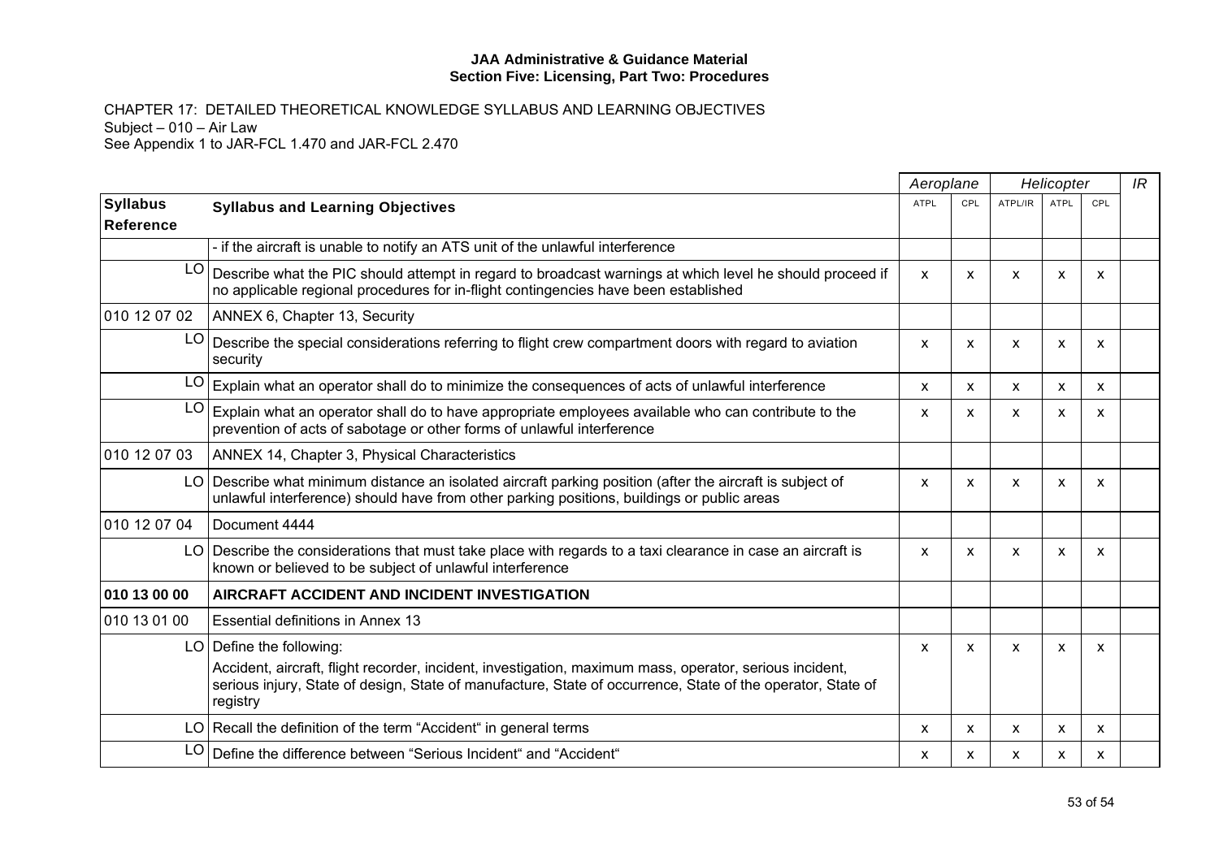CHAPTER 17: DETAILED THEORETICAL KNOWLEDGE SYLLABUS AND LEARNING OBJECTIVES
Subject – 010 – Air Law
See Appendix 1 to JAR-FCL 1.470 and JAR-FCL 2.470

| | | *Aeroplane* | | *Helicopter* | | | *IR* |
|---|---|---|---|---|---|---|---|
| **Syllabus Reference** | **Syllabus and Learning Objectives** | ATPL | CPL | ATPL/IR | ATPL | CPL | |
| | - if the aircraft is unable to notify an ATS unit of the unlawful interference | | | | | | |
| LO | Describe what the PIC should attempt in regard to broadcast warnings at which level he should proceed if no applicable regional procedures for in-flight contingencies have been established | x | x | x | x | x | |
| 010 12 07 02 | ANNEX 6, Chapter 13, Security | | | | | | |
| LO | Describe the special considerations referring to flight crew compartment doors with regard to aviation security | x | x | x | x | x | |
| LO | Explain what an operator shall do to minimize the consequences of acts of unlawful interference | x | x | x | x | x | |
| LO | Explain what an operator shall do to have appropriate employees available who can contribute to the prevention of acts of sabotage or other forms of unlawful interference | x | x | x | x | x | |
| 010 12 07 03 | ANNEX 14, Chapter 3, Physical Characteristics | | | | | | |
| LO | Describe what minimum distance an isolated aircraft parking position (after the aircraft is subject of unlawful interference) should have from other parking positions, buildings or public areas | x | x | x | x | x | |
| 010 12 07 04 | Document 4444 | | | | | | |
| LO | Describe the considerations that must take place with regards to a taxi clearance in case an aircraft is known or believed to be subject of unlawful interference | x | x | x | x | x | |
| **010 13 00 00** | **AIRCRAFT ACCIDENT AND INCIDENT INVESTIGATION** | | | | | | |
| 010 13 01 00 | Essential definitions in Annex 13 | | | | | | |
| LO | Define the following:<br>Accident, aircraft, flight recorder, incident, investigation, maximum mass, operator, serious incident, serious injury, State of design, State of manufacture, State of occurrence, State of the operator, State of registry | x | x | x | x | x | |
| LO | Recall the definition of the term "Accident" in general terms | x | x | x | x | x | |
| LO | Define the difference between "Serious Incident" and "Accident" | x | x | x | x | x | |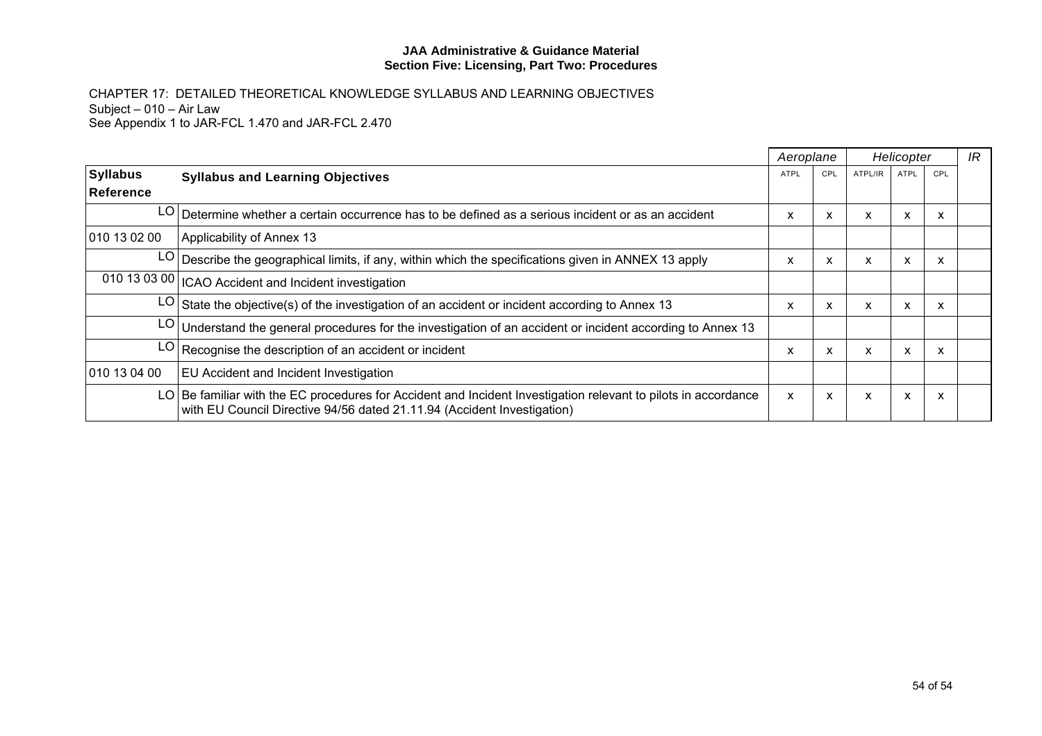CHAPTER 17: DETAILED THEORETICAL KNOWLEDGE SYLLABUS AND LEARNING OBJECTIVES

Subject – 010 – Air Law

See Appendix 1 to JAR-FCL 1.470 and JAR-FCL 2.470

| | | Aeroplane | | Helicopter | | | IR |
|---|---|---|---|---|---|---|---|
| **Syllabus Reference** | **Syllabus and Learning Objectives** | ATPL | CPL | ATPL/IR | ATPL | CPL | |
| LO | Determine whether a certain occurrence has to be defined as a serious incident or as an accident | x | x | x | x | x | |
| 010 13 02 00 | Applicability of Annex 13 | | | | | | |
| LO | Describe the geographical limits, if any, within which the specifications given in ANNEX 13 apply | x | x | x | x | x | |
| 010 13 03 00 | ICAO Accident and Incident investigation | | | | | | |
| LO | State the objective(s) of the investigation of an accident or incident according to Annex 13 | x | x | x | x | x | |
| LO | Understand the general procedures for the investigation of an accident or incident according to Annex 13 | | | | | | |
| LO | Recognise the description of an accident or incident | x | x | x | x | x | |
| 010 13 04 00 | EU Accident and Incident Investigation | | | | | | |
| LO | Be familiar with the EC procedures for Accident and Incident Investigation relevant to pilots in accordance with EU Council Directive 94/56 dated 21.11.94 (Accident Investigation) | x | x | x | x | x | |